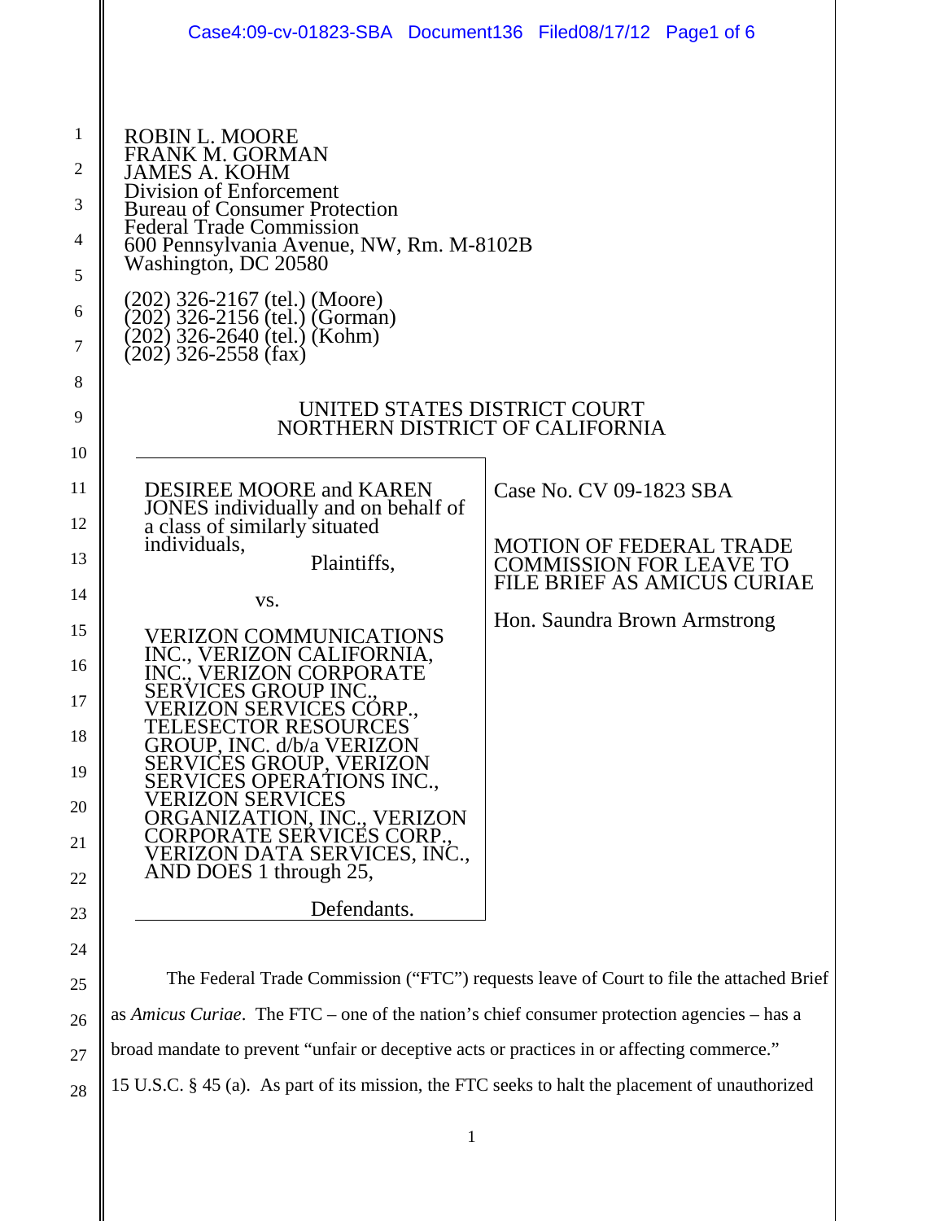ROBIN L. MOORE
FRANK M. GORMAN
JAMES A. KOHM
Division of Enforcement
Bureau of Consumer Protection
Federal Trade Commission
600 Pennsylvania Avenue, NW, Rm. M-8102B
Washington, DC 20580

(202) 326-2167 (tel.) (Moore)
(202) 326-2156 (tel.) (Gorman)
(202) 326-2640 (tel.) (Kohm)
(202) 326-2558 (fax)

UNITED STATES DISTRICT COURT
NORTHERN DISTRICT OF CALIFORNIA

| | |
|---|---|
| DESIREE MOORE and KAREN JONES individually and on behalf of a class of similarly situated individuals,<br>Plaintiffs,<br><br>vs.<br><br>VERIZON COMMUNICATIONS INC., VERIZON CALIFORNIA, INC., VERIZON CORPORATE SERVICES GROUP INC., VERIZON SERVICES CORP., TELESECTOR RESOURCES GROUP, INC. d/b/a VERIZON SERVICES GROUP, VERIZON SERVICES OPERATIONS INC., VERIZON SERVICES ORGANIZATION, INC., VERIZON CORPORATE SERVICES CORP., VERIZON DATA SERVICES, INC., AND DOES 1 through 25,<br><br>Defendants. | Case No. CV 09-1823 SBA<br><br>MOTION OF FEDERAL TRADE COMMISSION FOR LEAVE TO FILE BRIEF AS AMICUS CURIAE<br><br>Hon. Saundra Brown Armstrong |

The Federal Trade Commission ("FTC") requests leave of Court to file the attached Brief as *Amicus Curiae*. The FTC – one of the nation's chief consumer protection agencies – has a broad mandate to prevent "unfair or deceptive acts or practices in or affecting commerce." 15 U.S.C. § 45 (a). As part of its mission, the FTC seeks to halt the placement of unauthorized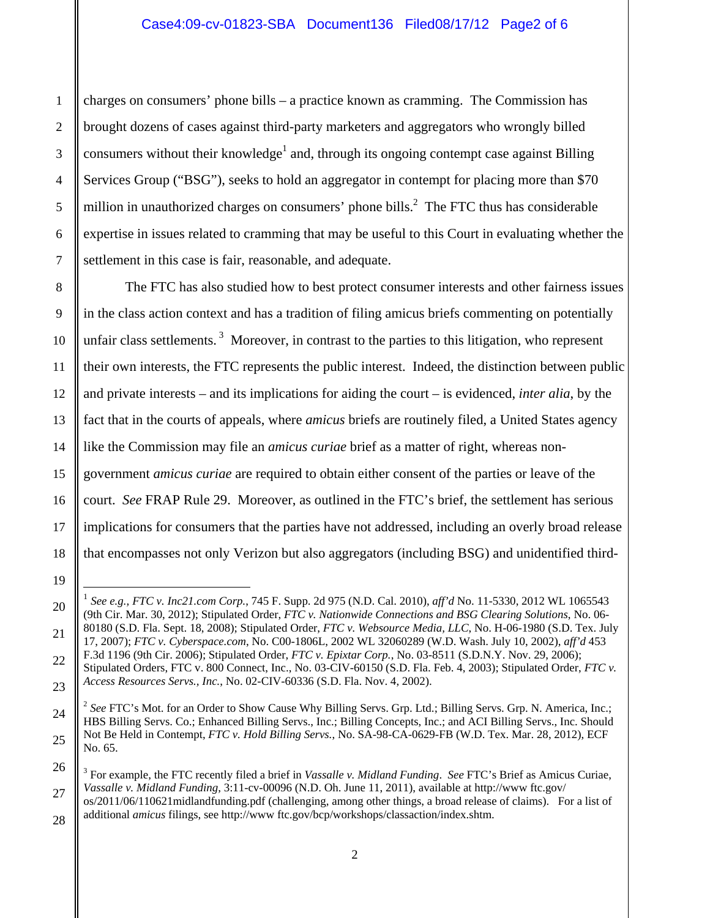charges on consumers' phone bills – a practice known as cramming. The Commission has brought dozens of cases against third-party marketers and aggregators who wrongly billed consumers without their knowledge[1] and, through its ongoing contempt case against Billing Services Group ("BSG"), seeks to hold an aggregator in contempt for placing more than $70 million in unauthorized charges on consumers' phone bills.[2] The FTC thus has considerable expertise in issues related to cramming that may be useful to this Court in evaluating whether the settlement in this case is fair, reasonable, and adequate.

The FTC has also studied how to best protect consumer interests and other fairness issues in the class action context and has a tradition of filing amicus briefs commenting on potentially unfair class settlements.[3] Moreover, in contrast to the parties to this litigation, who represent their own interests, the FTC represents the public interest. Indeed, the distinction between public and private interests – and its implications for aiding the court – is evidenced, *inter alia*, by the fact that in the courts of appeals, where *amicus* briefs are routinely filed, a United States agency like the Commission may file an *amicus curiae* brief as a matter of right, whereas non-government *amicus curiae* are required to obtain either consent of the parties or leave of the court. *See* FRAP Rule 29. Moreover, as outlined in the FTC's brief, the settlement has serious implications for consumers that the parties have not addressed, including an overly broad release that encompasses not only Verizon but also aggregators (including BSG) and unidentified third-

---

[1] *See e.g., FTC v. Inc21.com Corp.*, 745 F. Supp. 2d 975 (N.D. Cal. 2010), *aff'd* No. 11-5330, 2012 WL 1065543 (9th Cir. Mar. 30, 2012); Stipulated Order, *FTC v. Nationwide Connections and BSG Clearing Solutions*, No. 06-80180 (S.D. Fla. Sept. 18, 2008); Stipulated Order, *FTC v. Websource Media, LLC*, No. H-06-1980 (S.D. Tex. July 17, 2007); *FTC v. Cyberspace.com*, No. C00-1806L, 2002 WL 32060289 (W.D. Wash. July 10, 2002), *aff'd* 453 F.3d 1196 (9th Cir. 2006); Stipulated Order, *FTC v. Epixtar Corp.*, No. 03-8511 (S.D.N.Y. Nov. 29, 2006); Stipulated Orders, FTC v. 800 Connect, Inc., No. 03-CIV-60150 (S.D. Fla. Feb. 4, 2003); Stipulated Order, *FTC v. Access Resources Servs., Inc.*, No. 02-CIV-60336 (S.D. Fla. Nov. 4, 2002).

[2] *See* FTC's Mot. for an Order to Show Cause Why Billing Servs. Grp. Ltd.; Billing Servs. Grp. N. America, Inc.; HBS Billing Servs. Co.; Enhanced Billing Servs., Inc.; Billing Concepts, Inc.; and ACI Billing Servs., Inc. Should Not Be Held in Contempt, *FTC v. Hold Billing Servs.*, No. SA-98-CA-0629-FB (W.D. Tex. Mar. 28, 2012), ECF No. 65.

[3] For example, the FTC recently filed a brief in *Vassalle v. Midland Funding*. *See* FTC's Brief as Amicus Curiae, *Vassalle v. Midland Funding*, 3:11-cv-00096 (N.D. Oh. June 11, 2011), available at http://www ftc.gov/os/2011/06/110621midlandfunding.pdf (challenging, among other things, a broad release of claims). For a list of additional *amicus* filings, see http://www ftc.gov/bcp/workshops/classaction/index.shtm.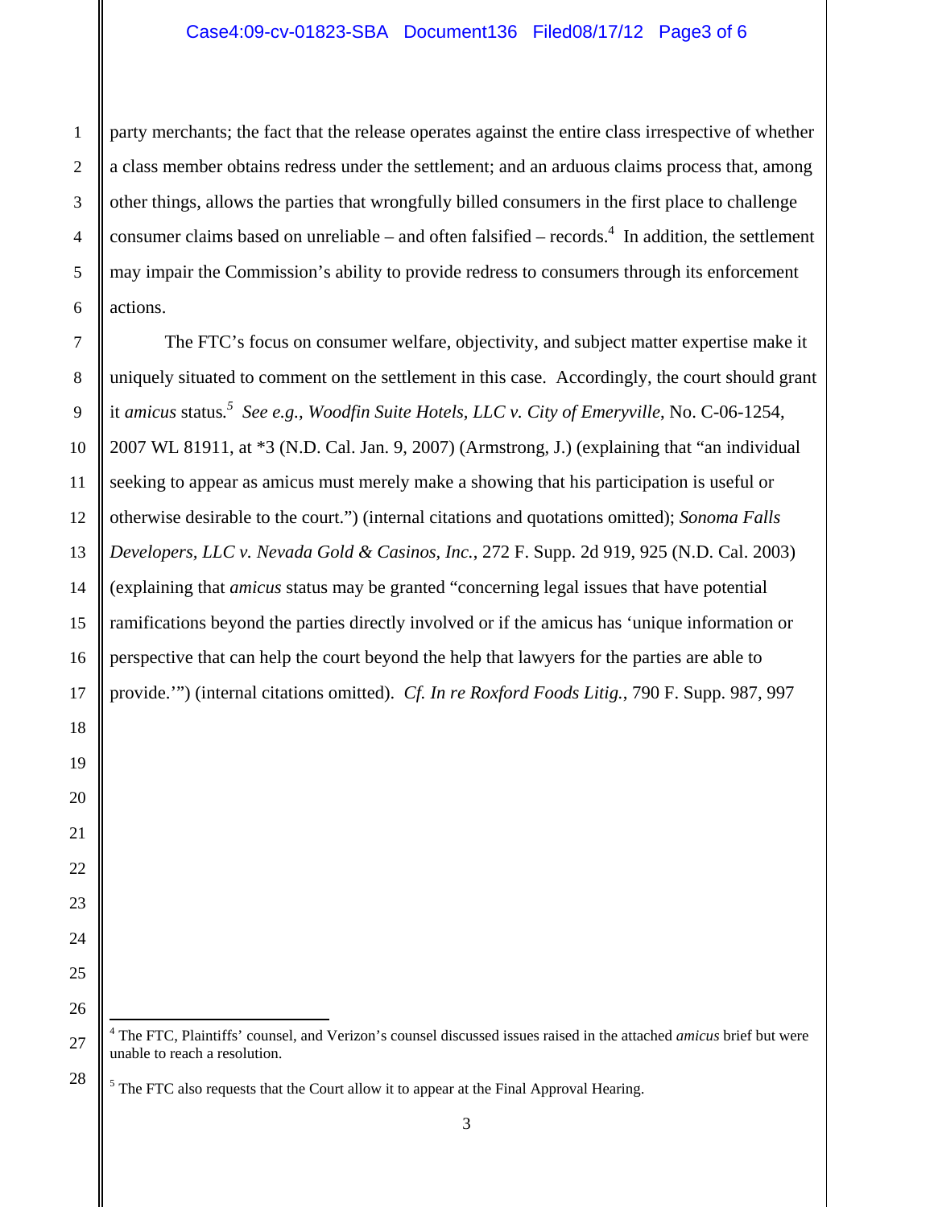party merchants; the fact that the release operates against the entire class irrespective of whether a class member obtains redress under the settlement; and an arduous claims process that, among other things, allows the parties that wrongfully billed consumers in the first place to challenge consumer claims based on unreliable – and often falsified – records.[4] In addition, the settlement may impair the Commission's ability to provide redress to consumers through its enforcement actions.

The FTC's focus on consumer welfare, objectivity, and subject matter expertise make it uniquely situated to comment on the settlement in this case. Accordingly, the court should grant it *amicus* status.[5] *See e.g.*, *Woodfin Suite Hotels, LLC v. City of Emeryville*, No. C-06-1254, 2007 WL 81911, at *3 (N.D. Cal. Jan. 9, 2007) (Armstrong, J.) (explaining that "an individual seeking to appear as amicus must merely make a showing that his participation is useful or otherwise desirable to the court.") (internal citations and quotations omitted); *Sonoma Falls Developers, LLC v. Nevada Gold & Casinos, Inc.*, 272 F. Supp. 2d 919, 925 (N.D. Cal. 2003) (explaining that *amicus* status may be granted "concerning legal issues that have potential ramifications beyond the parties directly involved or if the amicus has 'unique information or perspective that can help the court beyond the help that lawyers for the parties are able to provide.'") (internal citations omitted). *Cf. In re Roxford Foods Litig.*, 790 F. Supp. 987, 997

---

[4] The FTC, Plaintiffs' counsel, and Verizon's counsel discussed issues raised in the attached *amicus* brief but were unable to reach a resolution.

[5] The FTC also requests that the Court allow it to appear at the Final Approval Hearing.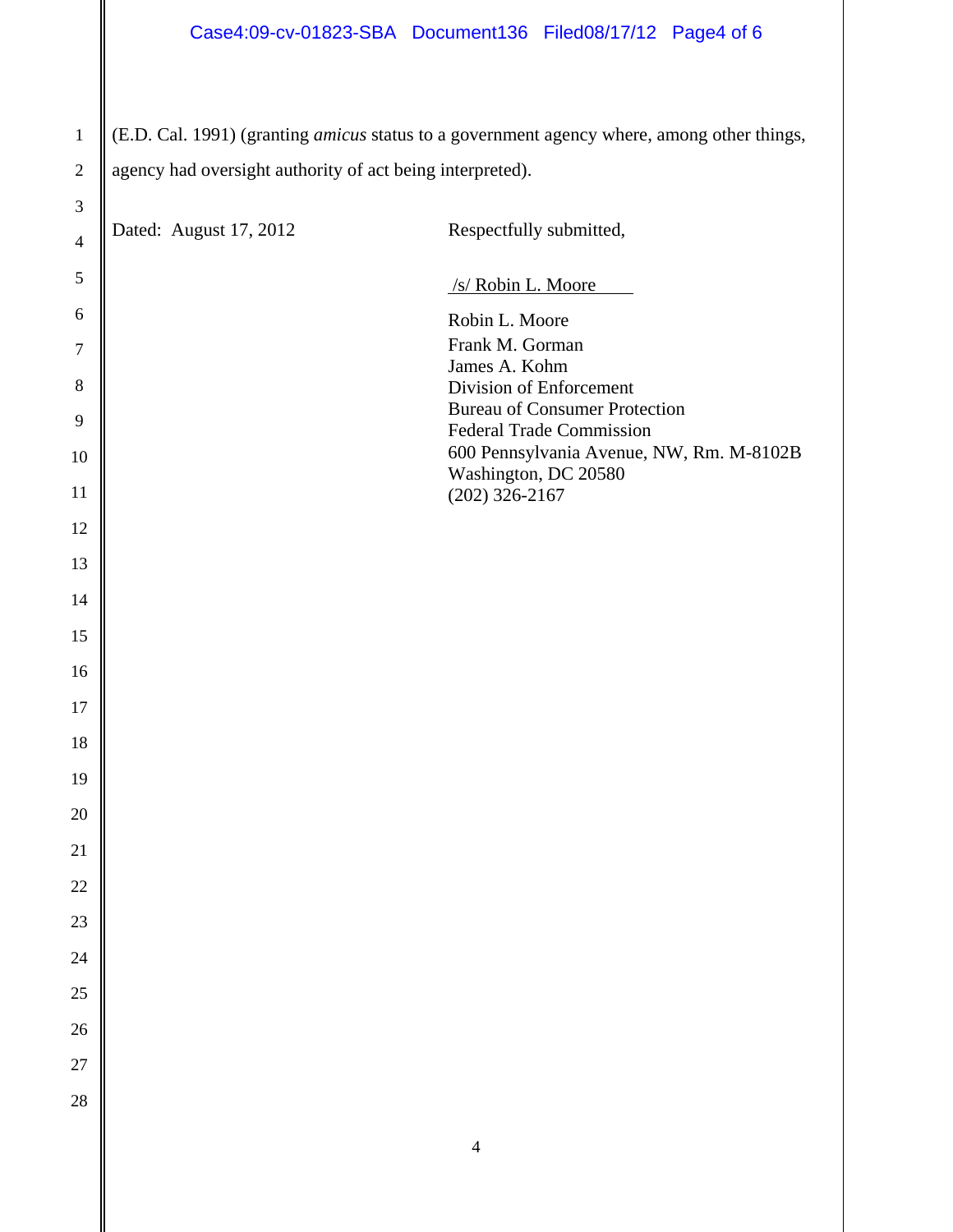(E.D. Cal. 1991) (granting *amicus* status to a government agency where, among other things, agency had oversight authority of act being interpreted).

Dated: August 17, 2012

Respectfully submitted,

/s/ Robin L. Moore

Robin L. Moore
Frank M. Gorman
James A. Kohm
Division of Enforcement
Bureau of Consumer Protection
Federal Trade Commission
600 Pennsylvania Avenue, NW, Rm. M-8102B
Washington, DC 20580
(202) 326-2167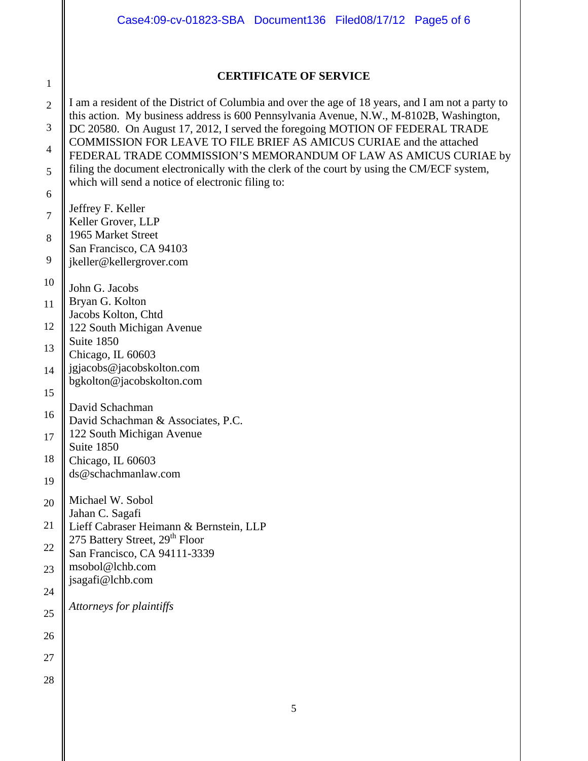## CERTIFICATE OF SERVICE

I am a resident of the District of Columbia and over the age of 18 years, and I am not a party to this action. My business address is 600 Pennsylvania Avenue, N.W., M-8102B, Washington, DC 20580. On August 17, 2012, I served the foregoing MOTION OF FEDERAL TRADE COMMISSION FOR LEAVE TO FILE BRIEF AS AMICUS CURIAE and the attached FEDERAL TRADE COMMISSION'S MEMORANDUM OF LAW AS AMICUS CURIAE by filing the document electronically with the clerk of the court by using the CM/ECF system, which will send a notice of electronic filing to:

Jeffrey F. Keller
Keller Grover, LLP
1965 Market Street
San Francisco, CA 94103
jkeller@kellergrover.com

John G. Jacobs
Bryan G. Kolton
Jacobs Kolton, Chtd
122 South Michigan Avenue
Suite 1850
Chicago, IL 60603
jgjacobs@jacobskolton.com
bgkolton@jacobskolton.com

David Schachman
David Schachman & Associates, P.C.
122 South Michigan Avenue
Suite 1850
Chicago, IL 60603
ds@schachmanlaw.com

Michael W. Sobol
Jahan C. Sagafi
Lieff Cabraser Heimann & Bernstein, LLP
275 Battery Street, 29th Floor
San Francisco, CA 94111-3339
msobol@lchb.com
jsagafi@lchb.com

*Attorneys for plaintiffs*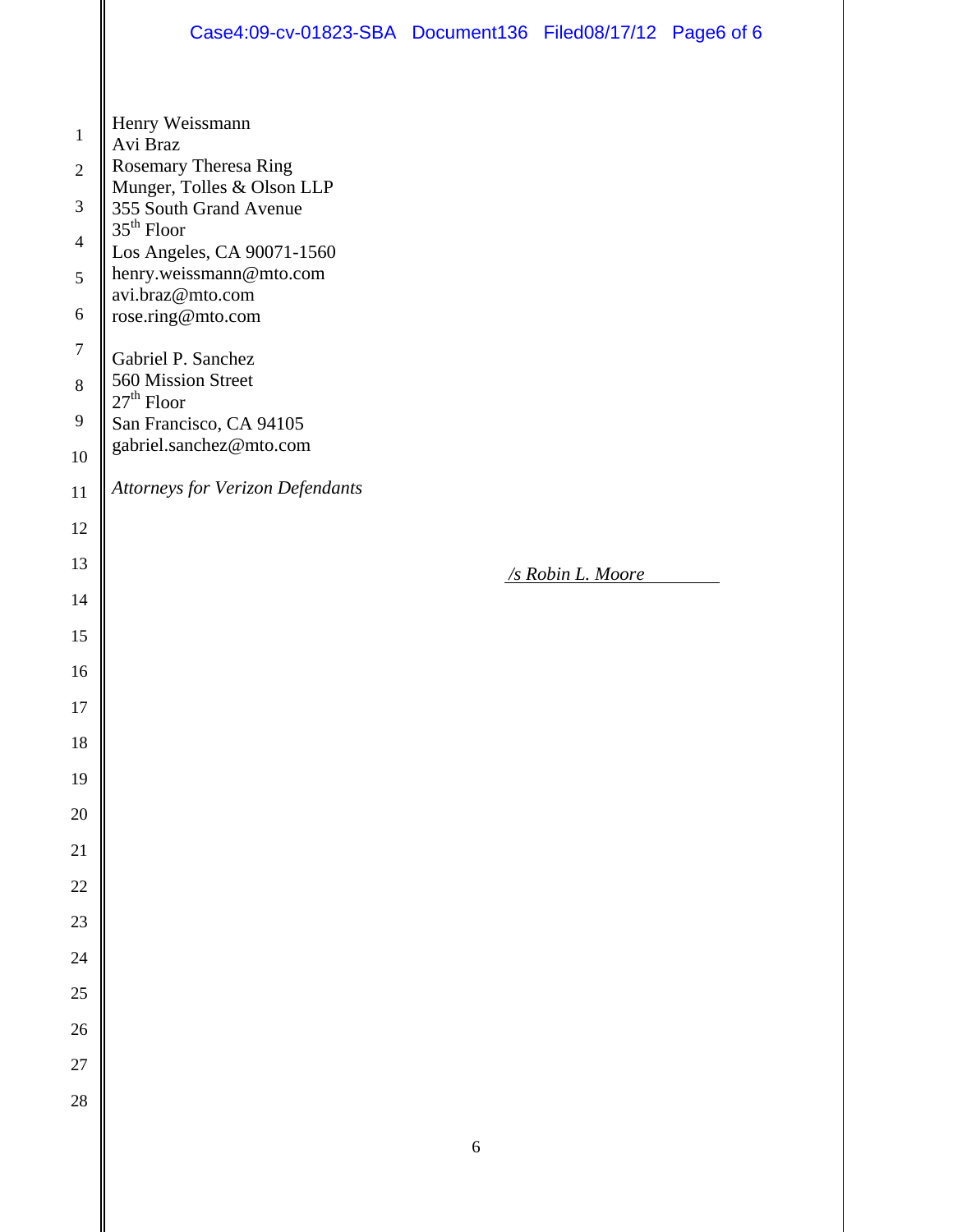Henry Weissmann
Avi Braz
Rosemary Theresa Ring
Munger, Tolles & Olson LLP
355 South Grand Avenue
35th Floor
Los Angeles, CA 90071-1560
henry.weissmann@mto.com
avi.braz@mto.com
rose.ring@mto.com

Gabriel P. Sanchez
560 Mission Street
27th Floor
San Francisco, CA 94105
gabriel.sanchez@mto.com

*Attorneys for Verizon Defendants*

*/s Robin L. Moore*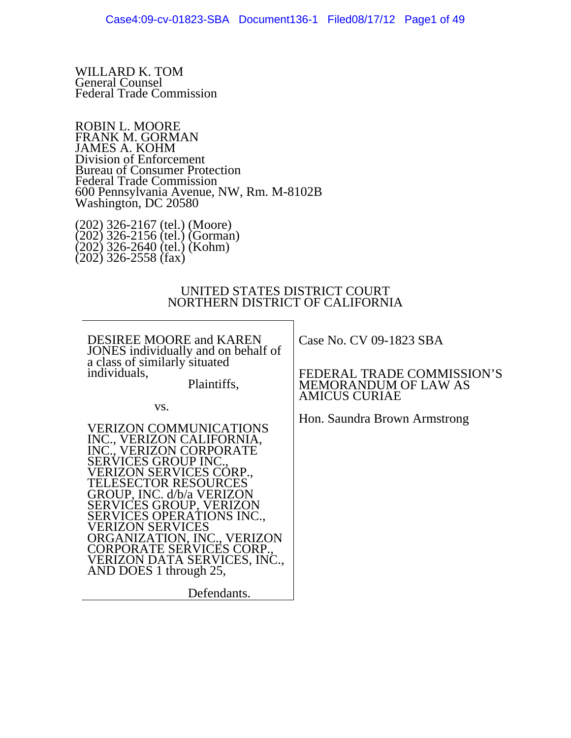WILLARD K. TOM
General Counsel
Federal Trade Commission

ROBIN L. MOORE
FRANK M. GORMAN
JAMES A. KOHM
Division of Enforcement
Bureau of Consumer Protection
Federal Trade Commission
600 Pennsylvania Avenue, NW, Rm. M-8102B
Washington, DC 20580

(202) 326-2167 (tel.) (Moore)
(202) 326-2156 (tel.) (Gorman)
(202) 326-2640 (tel.) (Kohm)
(202) 326-2558 (fax)

UNITED STATES DISTRICT COURT
NORTHERN DISTRICT OF CALIFORNIA

| | |
|---|---|
| DESIREE MOORE and KAREN JONES individually and on behalf of a class of similarly situated individuals,<br><br>Plaintiffs,<br><br>vs.<br><br>VERIZON COMMUNICATIONS INC., VERIZON CALIFORNIA, INC., VERIZON CORPORATE SERVICES GROUP INC., VERIZON SERVICES CORP., TELESECTOR RESOURCES GROUP, INC. d/b/a VERIZON SERVICES GROUP, VERIZON SERVICES OPERATIONS INC., VERIZON SERVICES ORGANIZATION, INC., VERIZON CORPORATE SERVICES CORP., VERIZON DATA SERVICES, INC., AND DOES 1 through 25,<br><br>Defendants. | Case No. CV 09-1823 SBA<br><br>FEDERAL TRADE COMMISSION'S MEMORANDUM OF LAW AS AMICUS CURIAE<br><br>Hon. Saundra Brown Armstrong |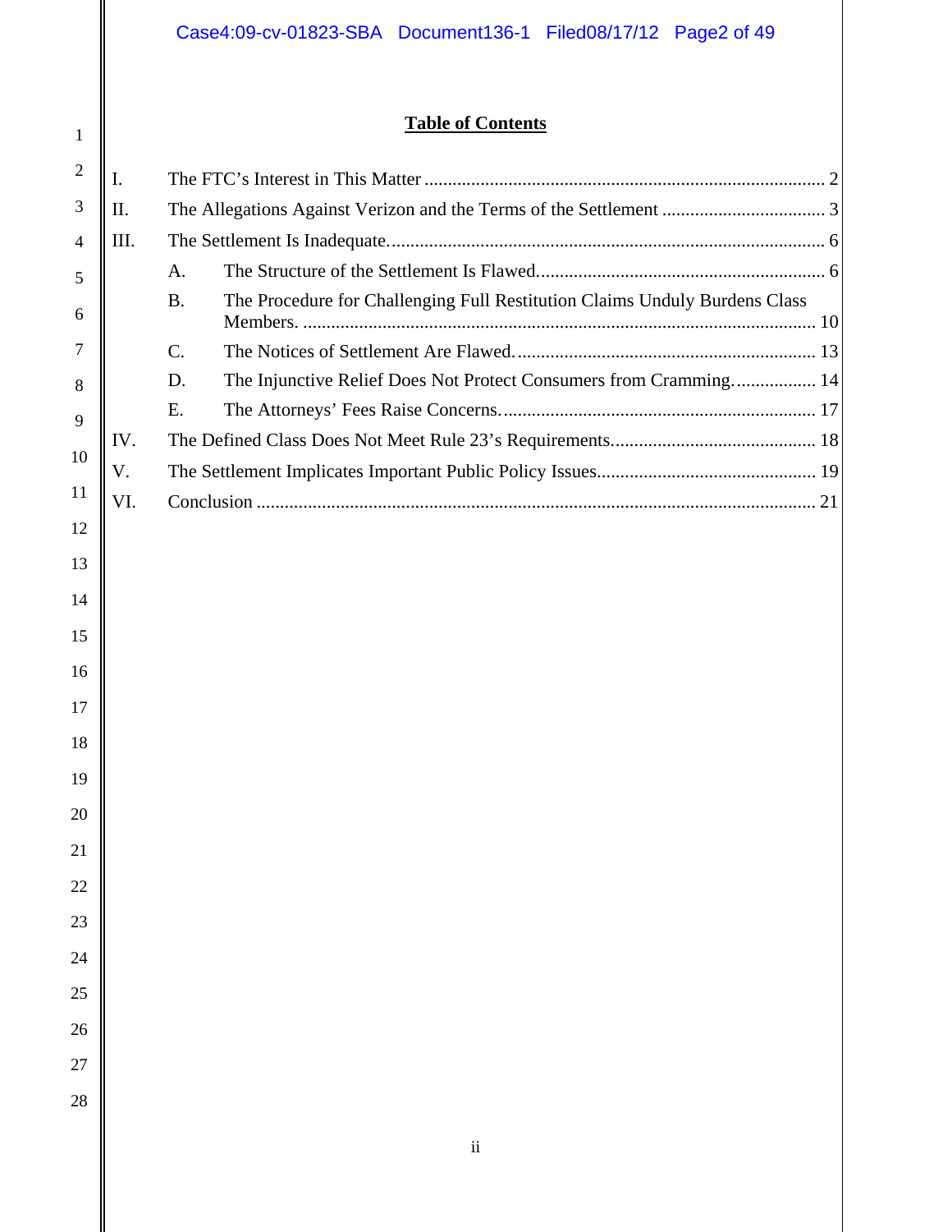# Table of Contents

I. The FTC's Interest in This Matter ..... 2

II. The Allegations Against Verizon and the Terms of the Settlement ..... 3

III. The Settlement Is Inadequate ..... 6

- A. The Structure of the Settlement Is Flawed ..... 6
- B. The Procedure for Challenging Full Restitution Claims Unduly Burdens Class Members ..... 10
- C. The Notices of Settlement Are Flawed ..... 13
- D. The Injunctive Relief Does Not Protect Consumers from Cramming ..... 14
- E. The Attorneys' Fees Raise Concerns ..... 17

IV. The Defined Class Does Not Meet Rule 23's Requirements ..... 18

V. The Settlement Implicates Important Public Policy Issues ..... 19

VI. Conclusion ..... 21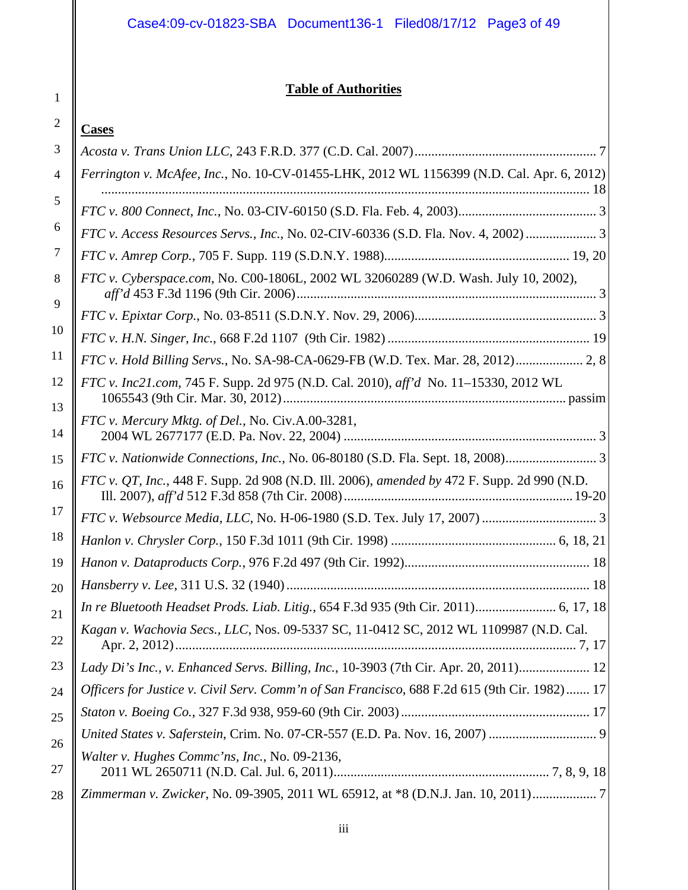# **Table of Authorities**

## **Cases**

*Acosta v. Trans Union LLC*, 243 F.R.D. 377 (C.D. Cal. 2007)...................................................... 7

*Ferrington v. McAfee, Inc.*, No. 10-CV-01455-LHK, 2012 WL 1156399 (N.D. Cal. Apr. 6, 2012) ............................................................................................................................................... 18

*FTC v. 800 Connect, Inc.*, No. 03-CIV-60150 (S.D. Fla. Feb. 4, 2003)......................................... 3

*FTC v. Access Resources Servs., Inc.*, No. 02-CIV-60336 (S.D. Fla. Nov. 4, 2002) ..................... 3

*FTC v. Amrep Corp.*, 705 F. Supp. 119 (S.D.N.Y. 1988)...................................................... 19, 20

*FTC v. Cyberspace.com*, No. C00-1806L, 2002 WL 32060289 (W.D. Wash. July 10, 2002), *aff'd* 453 F.3d 1196 (9th Cir. 2006)......................................................................................... 3

*FTC v. Epixtar Corp.*, No. 03-8511 (S.D.N.Y. Nov. 29, 2006)...................................................... 3

*FTC v. H.N. Singer, Inc.*, 668 F.2d 1107 (9th Cir. 1982) ............................................................ 19

*FTC v. Hold Billing Servs.*, No. SA-98-CA-0629-FB (W.D. Tex. Mar. 28, 2012).................... 2, 8

*FTC v. Inc21.com*, 745 F. Supp. 2d 975 (N.D. Cal. 2010), *aff'd* No. 11–15330, 2012 WL 1065543 (9th Cir. Mar. 30, 2012)................................................................................... passim

*FTC v. Mercury Mktg. of Del.*, No. Civ.A.00-3281, 2004 WL 2677177 (E.D. Pa. Nov. 22, 2004) ........................................................................... 3

*FTC v. Nationwide Connections, Inc.*, No. 06-80180 (S.D. Fla. Sept. 18, 2008)........................... 3

*FTC v. QT, Inc.*, 448 F. Supp. 2d 908 (N.D. Ill. 2006), *amended by* 472 F. Supp. 2d 990 (N.D. Ill. 2007), *aff'd* 512 F.3d 858 (7th Cir. 2008)................................................................... 19-20

*FTC v. Websource Media, LLC*, No. H-06-1980 (S.D. Tex. July 17, 2007) .................................. 3

*Hanlon v. Chrysler Corp.*, 150 F.3d 1011 (9th Cir. 1998) ................................................ 6, 18, 21

*Hanon v. Dataproducts Corp.*, 976 F.2d 497 (9th Cir. 1992)....................................................... 18

*Hansberry v. Lee*, 311 U.S. 32 (1940) ......................................................................................... 18

*In re Bluetooth Headset Prods. Liab. Litig.*, 654 F.3d 935 (9th Cir. 2011)........................ 6, 17, 18

*Kagan v. Wachovia Secs., LLC*, Nos. 09-5337 SC, 11-0412 SC, 2012 WL 1109987 (N.D. Cal. Apr. 2, 2012)....................................................................................................................... 7, 17

*Lady Di's Inc., v. Enhanced Servs. Billing, Inc.*, 10-3903 (7th Cir. Apr. 20, 2011)..................... 12

*Officers for Justice v. Civil Serv. Comm'n of San Francisco*, 688 F.2d 615 (9th Cir. 1982)....... 17

*Staton v. Boeing Co.*, 327 F.3d 938, 959-60 (9th Cir. 2003) ........................................................ 17

*United States v. Saferstein*, Crim. No. 07-CR-557 (E.D. Pa. Nov. 16, 2007) ................................ 9

*Walter v. Hughes Commc'ns, Inc.*, No. 09-2136, 2011 WL 2650711 (N.D. Cal. Jul. 6, 2011)................................................................ 7, 8, 9, 18

*Zimmerman v. Zwicker*, No. 09-3905, 2011 WL 65912, at *8 (D.N.J. Jan. 10, 2011)................... 7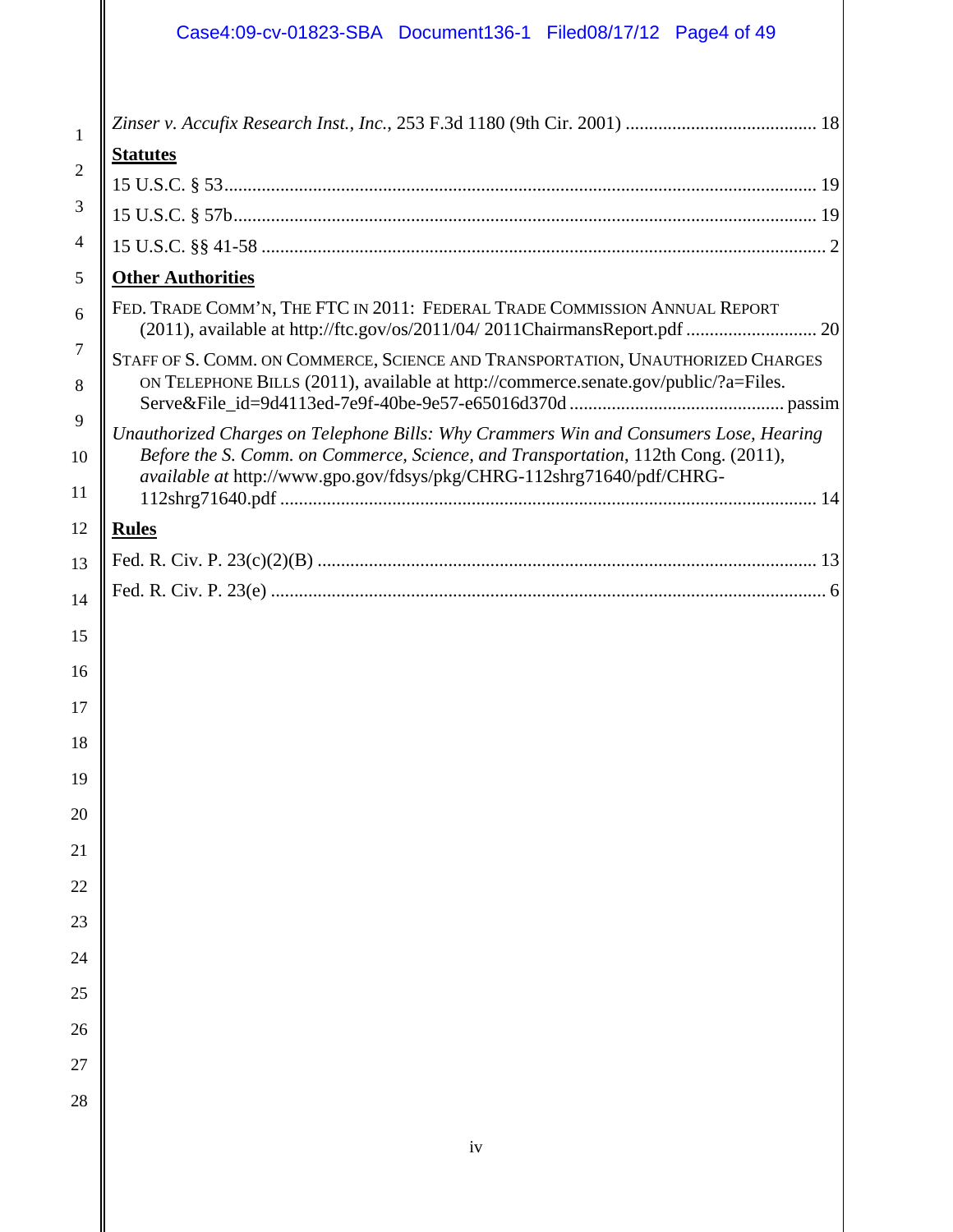*Zinser v. Accufix Research Inst., Inc.*, 253 F.3d 1180 (9th Cir. 2001) ........................................ 18

**Statutes**

15 U.S.C. § 53............................................................................................................................ 19

15 U.S.C. § 57b.......................................................................................................................... 19

15 U.S.C. §§ 41-58 ....................................................................................................................... 2

**Other Authorities**

FED. TRADE COMM'N, THE FTC IN 2011: FEDERAL TRADE COMMISSION ANNUAL REPORT (2011), available at http://ftc.gov/os/2011/04/ 2011ChairmansReport.pdf ........................... 20

STAFF OF S. COMM. ON COMMERCE, SCIENCE AND TRANSPORTATION, UNAUTHORIZED CHARGES ON TELEPHONE BILLS (2011), available at http://commerce.senate.gov/public/?a=Files. Serve&File_id=9d4113ed-7e9f-40be-9e57-e65016d370d ............................................. passim

*Unauthorized Charges on Telephone Bills: Why Crammers Win and Consumers Lose, Hearing Before the S. Comm. on Commerce, Science, and Transportation*, 112th Cong. (2011), *available at* http://www.gpo.gov/fdsys/pkg/CHRG-112shrg71640/pdf/CHRG-112shrg71640.pdf .................................................................................................................. 14

**Rules**

Fed. R. Civ. P. 23(c)(2)(B) ......................................................................................................... 13

Fed. R. Civ. P. 23(e) ...................................................................................................................... 6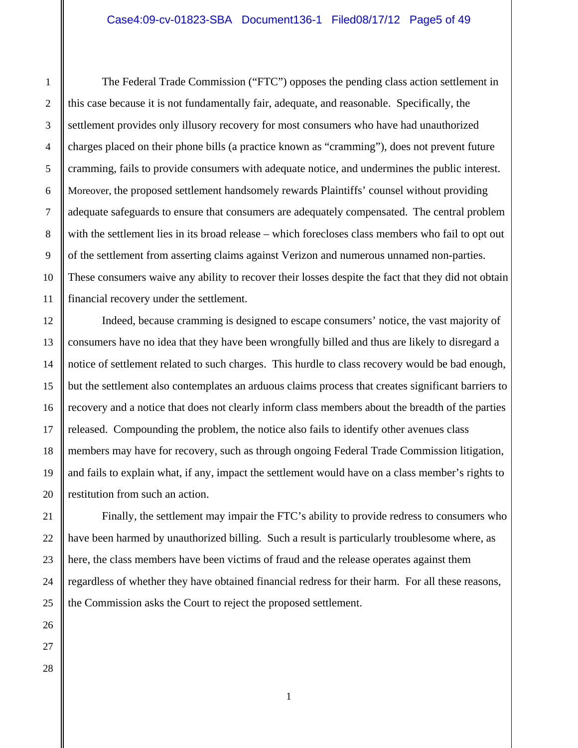The Federal Trade Commission ("FTC") opposes the pending class action settlement in this case because it is not fundamentally fair, adequate, and reasonable. Specifically, the settlement provides only illusory recovery for most consumers who have had unauthorized charges placed on their phone bills (a practice known as "cramming"), does not prevent future cramming, fails to provide consumers with adequate notice, and undermines the public interest. Moreover, the proposed settlement handsomely rewards Plaintiffs' counsel without providing adequate safeguards to ensure that consumers are adequately compensated. The central problem with the settlement lies in its broad release – which forecloses class members who fail to opt out of the settlement from asserting claims against Verizon and numerous unnamed non-parties. These consumers waive any ability to recover their losses despite the fact that they did not obtain financial recovery under the settlement.

Indeed, because cramming is designed to escape consumers' notice, the vast majority of consumers have no idea that they have been wrongfully billed and thus are likely to disregard a notice of settlement related to such charges. This hurdle to class recovery would be bad enough, but the settlement also contemplates an arduous claims process that creates significant barriers to recovery and a notice that does not clearly inform class members about the breadth of the parties released. Compounding the problem, the notice also fails to identify other avenues class members may have for recovery, such as through ongoing Federal Trade Commission litigation, and fails to explain what, if any, impact the settlement would have on a class member's rights to restitution from such an action.

Finally, the settlement may impair the FTC's ability to provide redress to consumers who have been harmed by unauthorized billing. Such a result is particularly troublesome where, as here, the class members have been victims of fraud and the release operates against them regardless of whether they have obtained financial redress for their harm. For all these reasons, the Commission asks the Court to reject the proposed settlement.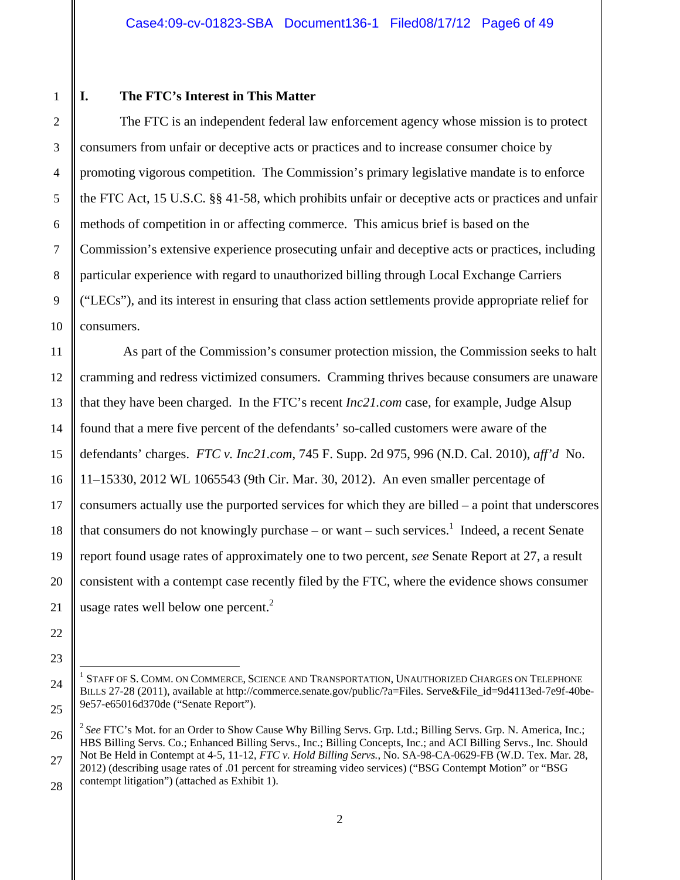## I. The FTC's Interest in This Matter

The FTC is an independent federal law enforcement agency whose mission is to protect consumers from unfair or deceptive acts or practices and to increase consumer choice by promoting vigorous competition. The Commission's primary legislative mandate is to enforce the FTC Act, 15 U.S.C. §§ 41-58, which prohibits unfair or deceptive acts or practices and unfair methods of competition in or affecting commerce. This amicus brief is based on the Commission's extensive experience prosecuting unfair and deceptive acts or practices, including particular experience with regard to unauthorized billing through Local Exchange Carriers ("LECs"), and its interest in ensuring that class action settlements provide appropriate relief for consumers.

As part of the Commission's consumer protection mission, the Commission seeks to halt cramming and redress victimized consumers. Cramming thrives because consumers are unaware that they have been charged. In the FTC's recent *Inc21.com* case, for example, Judge Alsup found that a mere five percent of the defendants' so-called customers were aware of the defendants' charges. *FTC v. Inc21.com*, 745 F. Supp. 2d 975, 996 (N.D. Cal. 2010), *aff'd* No. 11–15330, 2012 WL 1065543 (9th Cir. Mar. 30, 2012). An even smaller percentage of consumers actually use the purported services for which they are billed – a point that underscores that consumers do not knowingly purchase – or want – such services.[1] Indeed, a recent Senate report found usage rates of approximately one to two percent, *see* Senate Report at 27, a result consistent with a contempt case recently filed by the FTC, where the evidence shows consumer usage rates well below one percent.[2]

---

[1] Staff of S. Comm. on Commerce, Science and Transportation, Unauthorized Charges on Telephone Bills 27-28 (2011), available at http://commerce.senate.gov/public/?a=Files. Serve&File_id=9d4113ed-7e9f-40be-9e57-e65016d370de ("Senate Report").

[2] *See* FTC's Mot. for an Order to Show Cause Why Billing Servs. Grp. Ltd.; Billing Servs. Grp. N. America, Inc.; HBS Billing Servs. Co.; Enhanced Billing Servs., Inc.; Billing Concepts, Inc.; and ACI Billing Servs., Inc. Should Not Be Held in Contempt at 4-5, 11-12, *FTC v. Hold Billing Servs.*, No. SA-98-CA-0629-FB (W.D. Tex. Mar. 28, 2012) (describing usage rates of .01 percent for streaming video services) ("BSG Contempt Motion" or "BSG contempt litigation") (attached as Exhibit 1).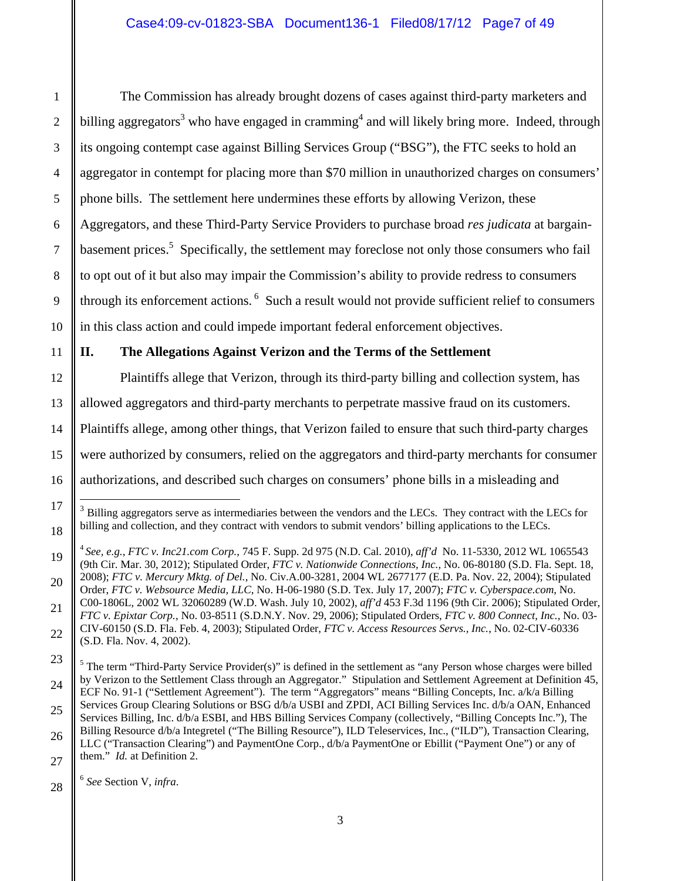The Commission has already brought dozens of cases against third-party marketers and billing aggregators[3] who have engaged in cramming[4] and will likely bring more. Indeed, through its ongoing contempt case against Billing Services Group ("BSG"), the FTC seeks to hold an aggregator in contempt for placing more than $70 million in unauthorized charges on consumers' phone bills. The settlement here undermines these efforts by allowing Verizon, these Aggregators, and these Third-Party Service Providers to purchase broad *res judicata* at bargain-basement prices.[5] Specifically, the settlement may foreclose not only those consumers who fail to opt out of it but also may impair the Commission's ability to provide redress to consumers through its enforcement actions.[6] Such a result would not provide sufficient relief to consumers in this class action and could impede important federal enforcement objectives.

## II. The Allegations Against Verizon and the Terms of the Settlement

Plaintiffs allege that Verizon, through its third-party billing and collection system, has allowed aggregators and third-party merchants to perpetrate massive fraud on its customers. Plaintiffs allege, among other things, that Verizon failed to ensure that such third-party charges were authorized by consumers, relied on the aggregators and third-party merchants for consumer authorizations, and described such charges on consumers' phone bills in a misleading and

---

[3] Billing aggregators serve as intermediaries between the vendors and the LECs. They contract with the LECs for billing and collection, and they contract with vendors to submit vendors' billing applications to the LECs.

[4] *See, e.g.*, *FTC v. Inc21.com Corp.*, 745 F. Supp. 2d 975 (N.D. Cal. 2010), *aff'd* No. 11-5330, 2012 WL 1065543 (9th Cir. Mar. 30, 2012); Stipulated Order, *FTC v. Nationwide Connections, Inc.*, No. 06-80180 (S.D. Fla. Sept. 18, 2008); *FTC v. Mercury Mktg. of Del.*, No. Civ.A.00-3281, 2004 WL 2677177 (E.D. Pa. Nov. 22, 2004); Stipulated Order, *FTC v. Websource Media, LLC*, No. H-06-1980 (S.D. Tex. July 17, 2007); *FTC v. Cyberspace.com*, No. C00-1806L, 2002 WL 32060289 (W.D. Wash. July 10, 2002), *aff'd* 453 F.3d 1196 (9th Cir. 2006); Stipulated Order, *FTC v. Epixtar Corp.*, No. 03-8511 (S.D.N.Y. Nov. 29, 2006); Stipulated Orders, *FTC v. 800 Connect, Inc.*, No. 03-CIV-60150 (S.D. Fla. Feb. 4, 2003); Stipulated Order, *FTC v. Access Resources Servs., Inc.*, No. 02-CIV-60336 (S.D. Fla. Nov. 4, 2002).

[5] The term "Third-Party Service Provider(s)" is defined in the settlement as "any Person whose charges were billed by Verizon to the Settlement Class through an Aggregator." Stipulation and Settlement Agreement at Definition 45, ECF No. 91-1 ("Settlement Agreement"). The term "Aggregators" means "Billing Concepts, Inc. a/k/a Billing Services Group Clearing Solutions or BSG d/b/a USBI and ZPDI, ACI Billing Services Inc. d/b/a OAN, Enhanced Services Billing, Inc. d/b/a ESBI, and HBS Billing Services Company (collectively, "Billing Concepts Inc."), The Billing Resource d/b/a Integretel ("The Billing Resource"), ILD Teleservices, Inc., ("ILD"), Transaction Clearing, LLC ("Transaction Clearing") and PaymentOne Corp., d/b/a PaymentOne or Ebillit ("Payment One") or any of them." *Id.* at Definition 2.

[6] *See* Section V, *infra*.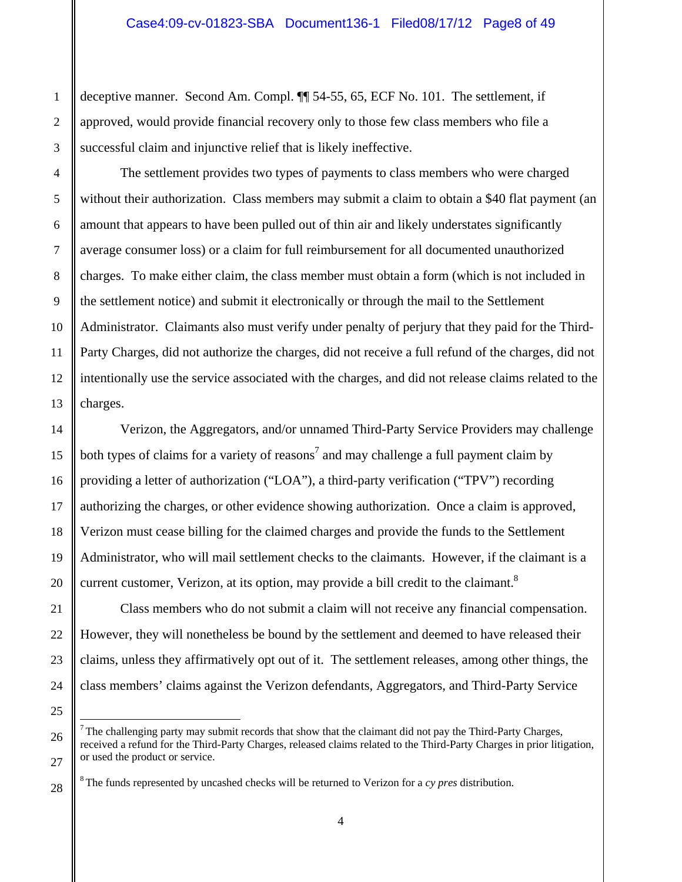deceptive manner. Second Am. Compl. ¶¶ 54-55, 65, ECF No. 101. The settlement, if approved, would provide financial recovery only to those few class members who file a successful claim and injunctive relief that is likely ineffective.

The settlement provides two types of payments to class members who were charged without their authorization. Class members may submit a claim to obtain a $40 flat payment (an amount that appears to have been pulled out of thin air and likely understates significantly average consumer loss) or a claim for full reimbursement for all documented unauthorized charges. To make either claim, the class member must obtain a form (which is not included in the settlement notice) and submit it electronically or through the mail to the Settlement Administrator. Claimants also must verify under penalty of perjury that they paid for the Third-Party Charges, did not authorize the charges, did not receive a full refund of the charges, did not intentionally use the service associated with the charges, and did not release claims related to the charges.

Verizon, the Aggregators, and/or unnamed Third-Party Service Providers may challenge both types of claims for a variety of reasons[7] and may challenge a full payment claim by providing a letter of authorization ("LOA"), a third-party verification ("TPV") recording authorizing the charges, or other evidence showing authorization. Once a claim is approved, Verizon must cease billing for the claimed charges and provide the funds to the Settlement Administrator, who will mail settlement checks to the claimants. However, if the claimant is a current customer, Verizon, at its option, may provide a bill credit to the claimant.[8]

Class members who do not submit a claim will not receive any financial compensation. However, they will nonetheless be bound by the settlement and deemed to have released their claims, unless they affirmatively opt out of it. The settlement releases, among other things, the class members' claims against the Verizon defendants, Aggregators, and Third-Party Service

---

[7] The challenging party may submit records that show that the claimant did not pay the Third-Party Charges, received a refund for the Third-Party Charges, released claims related to the Third-Party Charges in prior litigation, or used the product or service.

[8] The funds represented by uncashed checks will be returned to Verizon for a *cy pres* distribution.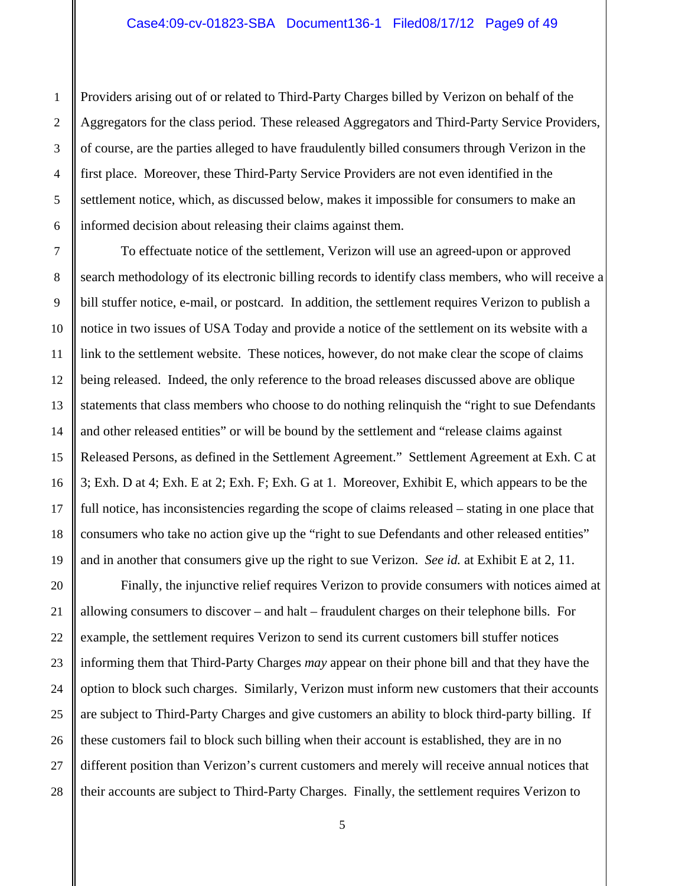Providers arising out of or related to Third-Party Charges billed by Verizon on behalf of the Aggregators for the class period. These released Aggregators and Third-Party Service Providers, of course, are the parties alleged to have fraudulently billed consumers through Verizon in the first place. Moreover, these Third-Party Service Providers are not even identified in the settlement notice, which, as discussed below, makes it impossible for consumers to make an informed decision about releasing their claims against them.

To effectuate notice of the settlement, Verizon will use an agreed-upon or approved search methodology of its electronic billing records to identify class members, who will receive a bill stuffer notice, e-mail, or postcard. In addition, the settlement requires Verizon to publish a notice in two issues of USA Today and provide a notice of the settlement on its website with a link to the settlement website. These notices, however, do not make clear the scope of claims being released. Indeed, the only reference to the broad releases discussed above are oblique statements that class members who choose to do nothing relinquish the "right to sue Defendants and other released entities" or will be bound by the settlement and "release claims against Released Persons, as defined in the Settlement Agreement." Settlement Agreement at Exh. C at 3; Exh. D at 4; Exh. E at 2; Exh. F; Exh. G at 1. Moreover, Exhibit E, which appears to be the full notice, has inconsistencies regarding the scope of claims released – stating in one place that consumers who take no action give up the "right to sue Defendants and other released entities" and in another that consumers give up the right to sue Verizon. *See id.* at Exhibit E at 2, 11.

Finally, the injunctive relief requires Verizon to provide consumers with notices aimed at allowing consumers to discover – and halt – fraudulent charges on their telephone bills. For example, the settlement requires Verizon to send its current customers bill stuffer notices informing them that Third-Party Charges *may* appear on their phone bill and that they have the option to block such charges. Similarly, Verizon must inform new customers that their accounts are subject to Third-Party Charges and give customers an ability to block third-party billing. If these customers fail to block such billing when their account is established, they are in no different position than Verizon's current customers and merely will receive annual notices that their accounts are subject to Third-Party Charges. Finally, the settlement requires Verizon to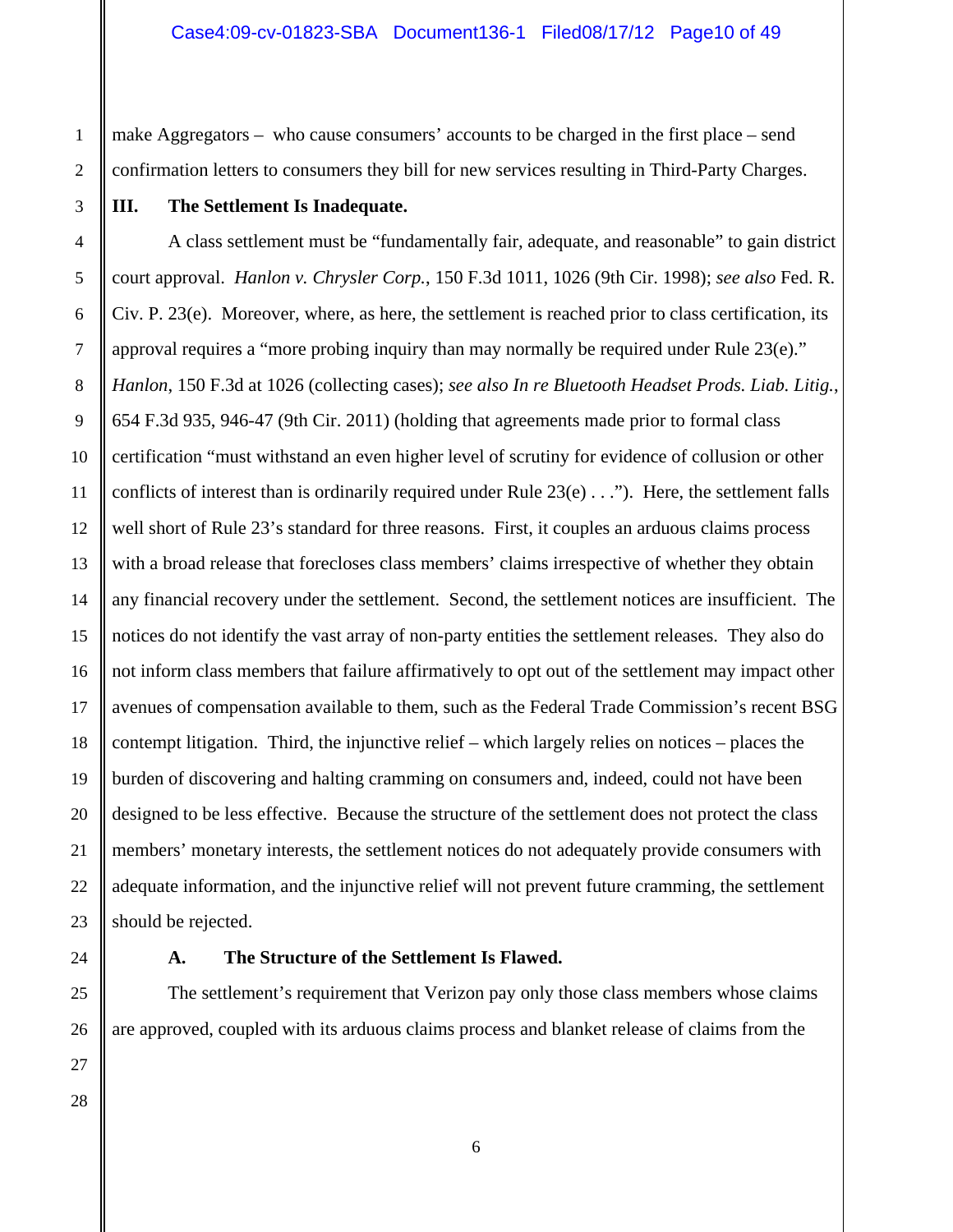make Aggregators – who cause consumers' accounts to be charged in the first place – send confirmation letters to consumers they bill for new services resulting in Third-Party Charges.

## III. The Settlement Is Inadequate.

A class settlement must be "fundamentally fair, adequate, and reasonable" to gain district court approval. *Hanlon v. Chrysler Corp.*, 150 F.3d 1011, 1026 (9th Cir. 1998); *see also* Fed. R. Civ. P. 23(e). Moreover, where, as here, the settlement is reached prior to class certification, its approval requires a "more probing inquiry than may normally be required under Rule 23(e)." *Hanlon*, 150 F.3d at 1026 (collecting cases); *see also In re Bluetooth Headset Prods. Liab. Litig.*, 654 F.3d 935, 946-47 (9th Cir. 2011) (holding that agreements made prior to formal class certification "must withstand an even higher level of scrutiny for evidence of collusion or other conflicts of interest than is ordinarily required under Rule 23(e) . . ."). Here, the settlement falls well short of Rule 23's standard for three reasons. First, it couples an arduous claims process with a broad release that forecloses class members' claims irrespective of whether they obtain any financial recovery under the settlement. Second, the settlement notices are insufficient. The notices do not identify the vast array of non-party entities the settlement releases. They also do not inform class members that failure affirmatively to opt out of the settlement may impact other avenues of compensation available to them, such as the Federal Trade Commission's recent BSG contempt litigation. Third, the injunctive relief – which largely relies on notices – places the burden of discovering and halting cramming on consumers and, indeed, could not have been designed to be less effective. Because the structure of the settlement does not protect the class members' monetary interests, the settlement notices do not adequately provide consumers with adequate information, and the injunctive relief will not prevent future cramming, the settlement should be rejected.

### A. The Structure of the Settlement Is Flawed.

The settlement's requirement that Verizon pay only those class members whose claims are approved, coupled with its arduous claims process and blanket release of claims from the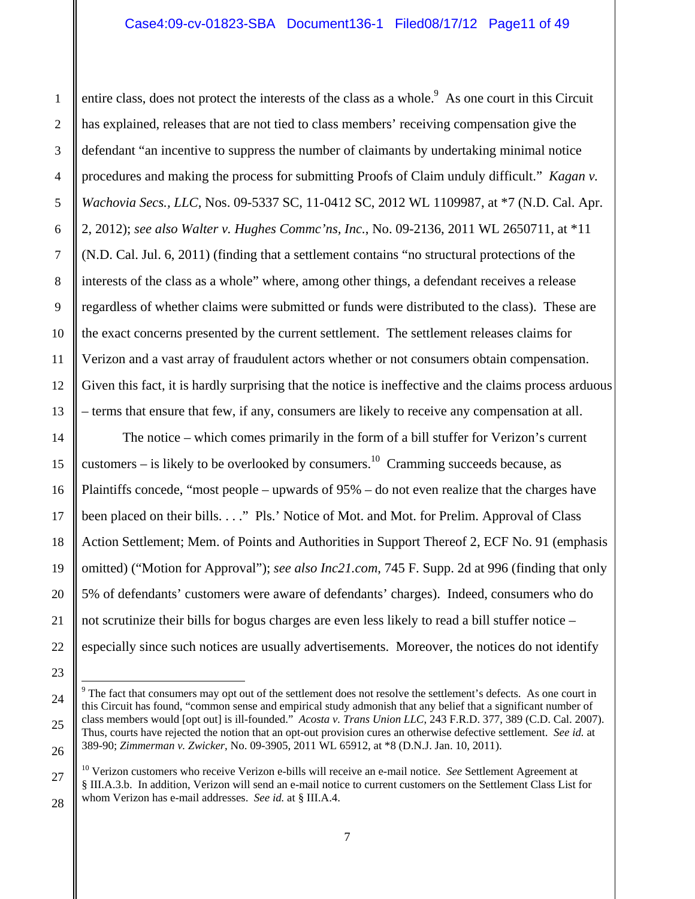entire class, does not protect the interests of the class as a whole.[9] As one court in this Circuit has explained, releases that are not tied to class members' receiving compensation give the defendant "an incentive to suppress the number of claimants by undertaking minimal notice procedures and making the process for submitting Proofs of Claim unduly difficult." *Kagan v. Wachovia Secs., LLC*, Nos. 09-5337 SC, 11-0412 SC, 2012 WL 1109987, at *7 (N.D. Cal. Apr. 2, 2012); *see also Walter v. Hughes Commc'ns, Inc.*, No. 09-2136, 2011 WL 2650711, at *11 (N.D. Cal. Jul. 6, 2011) (finding that a settlement contains "no structural protections of the interests of the class as a whole" where, among other things, a defendant receives a release regardless of whether claims were submitted or funds were distributed to the class). These are the exact concerns presented by the current settlement. The settlement releases claims for Verizon and a vast array of fraudulent actors whether or not consumers obtain compensation. Given this fact, it is hardly surprising that the notice is ineffective and the claims process arduous – terms that ensure that few, if any, consumers are likely to receive any compensation at all.

The notice – which comes primarily in the form of a bill stuffer for Verizon's current customers – is likely to be overlooked by consumers.[10] Cramming succeeds because, as Plaintiffs concede, "most people – upwards of 95% – do not even realize that the charges have been placed on their bills. . . ." Pls.' Notice of Mot. and Mot. for Prelim. Approval of Class Action Settlement; Mem. of Points and Authorities in Support Thereof 2, ECF No. 91 (emphasis omitted) ("Motion for Approval"); *see also Inc21.com*, 745 F. Supp. 2d at 996 (finding that only 5% of defendants' customers were aware of defendants' charges). Indeed, consumers who do not scrutinize their bills for bogus charges are even less likely to read a bill stuffer notice – especially since such notices are usually advertisements. Moreover, the notices do not identify

---

[9] The fact that consumers may opt out of the settlement does not resolve the settlement's defects. As one court in this Circuit has found, "common sense and empirical study admonish that any belief that a significant number of class members would [opt out] is ill-founded." *Acosta v. Trans Union LLC*, 243 F.R.D. 377, 389 (C.D. Cal. 2007). Thus, courts have rejected the notion that an opt-out provision cures an otherwise defective settlement. *See id.* at 389-90; *Zimmerman v. Zwicker*, No. 09-3905, 2011 WL 65912, at *8 (D.N.J. Jan. 10, 2011).

[10] Verizon customers who receive Verizon e-bills will receive an e-mail notice. *See* Settlement Agreement at § III.A.3.b. In addition, Verizon will send an e-mail notice to current customers on the Settlement Class List for whom Verizon has e-mail addresses. *See id.* at § III.A.4.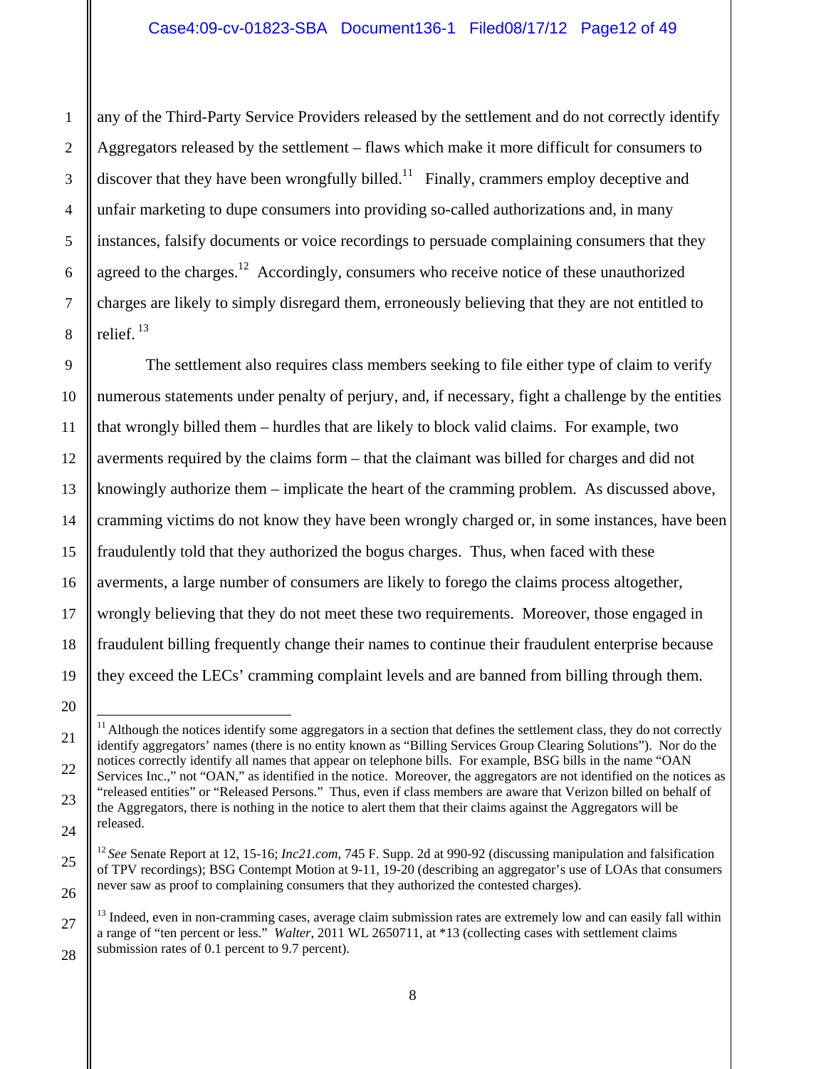any of the Third-Party Service Providers released by the settlement and do not correctly identify Aggregators released by the settlement – flaws which make it more difficult for consumers to discover that they have been wrongfully billed.[11] Finally, crammers employ deceptive and unfair marketing to dupe consumers into providing so-called authorizations and, in many instances, falsify documents or voice recordings to persuade complaining consumers that they agreed to the charges.[12] Accordingly, consumers who receive notice of these unauthorized charges are likely to simply disregard them, erroneously believing that they are not entitled to relief.[13]

The settlement also requires class members seeking to file either type of claim to verify numerous statements under penalty of perjury, and, if necessary, fight a challenge by the entities that wrongly billed them – hurdles that are likely to block valid claims. For example, two averments required by the claims form – that the claimant was billed for charges and did not knowingly authorize them – implicate the heart of the cramming problem. As discussed above, cramming victims do not know they have been wrongly charged or, in some instances, have been fraudulently told that they authorized the bogus charges. Thus, when faced with these averments, a large number of consumers are likely to forego the claims process altogether, wrongly believing that they do not meet these two requirements. Moreover, those engaged in fraudulent billing frequently change their names to continue their fraudulent enterprise because they exceed the LECs' cramming complaint levels and are banned from billing through them.

---

[11] Although the notices identify some aggregators in a section that defines the settlement class, they do not correctly identify aggregators' names (there is no entity known as "Billing Services Group Clearing Solutions"). Nor do the notices correctly identify all names that appear on telephone bills. For example, BSG bills in the name "OAN Services Inc.," not "OAN," as identified in the notice. Moreover, the aggregators are not identified on the notices as "released entities" or "Released Persons." Thus, even if class members are aware that Verizon billed on behalf of the Aggregators, there is nothing in the notice to alert them that their claims against the Aggregators will be released.

[12] *See* Senate Report at 12, 15-16; *Inc21.com*, 745 F. Supp. 2d at 990-92 (discussing manipulation and falsification of TPV recordings); BSG Contempt Motion at 9-11, 19-20 (describing an aggregator's use of LOAs that consumers never saw as proof to complaining consumers that they authorized the contested charges).

[13] Indeed, even in non-cramming cases, average claim submission rates are extremely low and can easily fall within a range of "ten percent or less." *Walter*, 2011 WL 2650711, at *13 (collecting cases with settlement claims submission rates of 0.1 percent to 9.7 percent).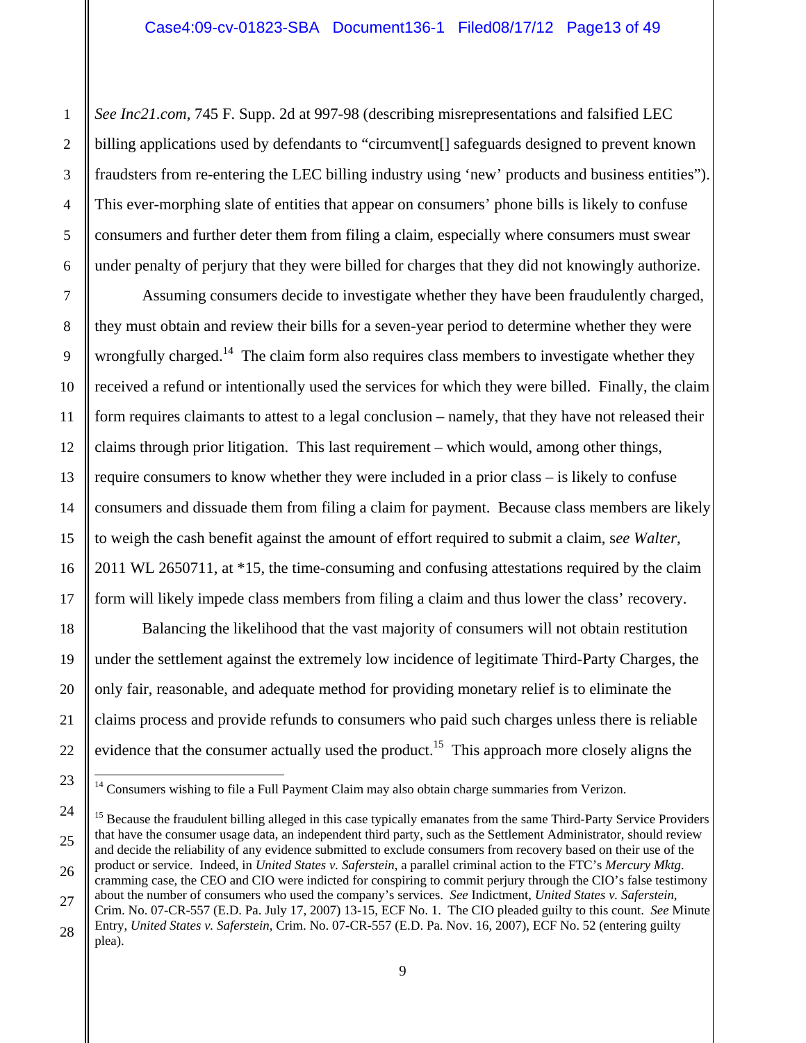*See Inc21.com*, 745 F. Supp. 2d at 997-98 (describing misrepresentations and falsified LEC billing applications used by defendants to "circumvent[] safeguards designed to prevent known fraudsters from re-entering the LEC billing industry using 'new' products and business entities"). This ever-morphing slate of entities that appear on consumers' phone bills is likely to confuse consumers and further deter them from filing a claim, especially where consumers must swear under penalty of perjury that they were billed for charges that they did not knowingly authorize.

Assuming consumers decide to investigate whether they have been fraudulently charged, they must obtain and review their bills for a seven-year period to determine whether they were wrongfully charged.[14] The claim form also requires class members to investigate whether they received a refund or intentionally used the services for which they were billed. Finally, the claim form requires claimants to attest to a legal conclusion – namely, that they have not released their claims through prior litigation. This last requirement – which would, among other things, require consumers to know whether they were included in a prior class – is likely to confuse consumers and dissuade them from filing a claim for payment. Because class members are likely to weigh the cash benefit against the amount of effort required to submit a claim, s*ee Walter*, 2011 WL 2650711, at *15, the time-consuming and confusing attestations required by the claim form will likely impede class members from filing a claim and thus lower the class' recovery.

Balancing the likelihood that the vast majority of consumers will not obtain restitution under the settlement against the extremely low incidence of legitimate Third-Party Charges, the only fair, reasonable, and adequate method for providing monetary relief is to eliminate the claims process and provide refunds to consumers who paid such charges unless there is reliable evidence that the consumer actually used the product.[15] This approach more closely aligns the

---

[14] Consumers wishing to file a Full Payment Claim may also obtain charge summaries from Verizon.

[15] Because the fraudulent billing alleged in this case typically emanates from the same Third-Party Service Providers that have the consumer usage data, an independent third party, such as the Settlement Administrator, should review and decide the reliability of any evidence submitted to exclude consumers from recovery based on their use of the product or service. Indeed, in *United States v. Saferstein*, a parallel criminal action to the FTC's *Mercury Mktg.* cramming case, the CEO and CIO were indicted for conspiring to commit perjury through the CIO's false testimony about the number of consumers who used the company's services. *See* Indictment, *United States v. Saferstein*, Crim. No. 07-CR-557 (E.D. Pa. July 17, 2007) 13-15, ECF No. 1. The CIO pleaded guilty to this count. *See* Minute Entry, *United States v. Saferstein*, Crim. No. 07-CR-557 (E.D. Pa. Nov. 16, 2007), ECF No. 52 (entering guilty plea).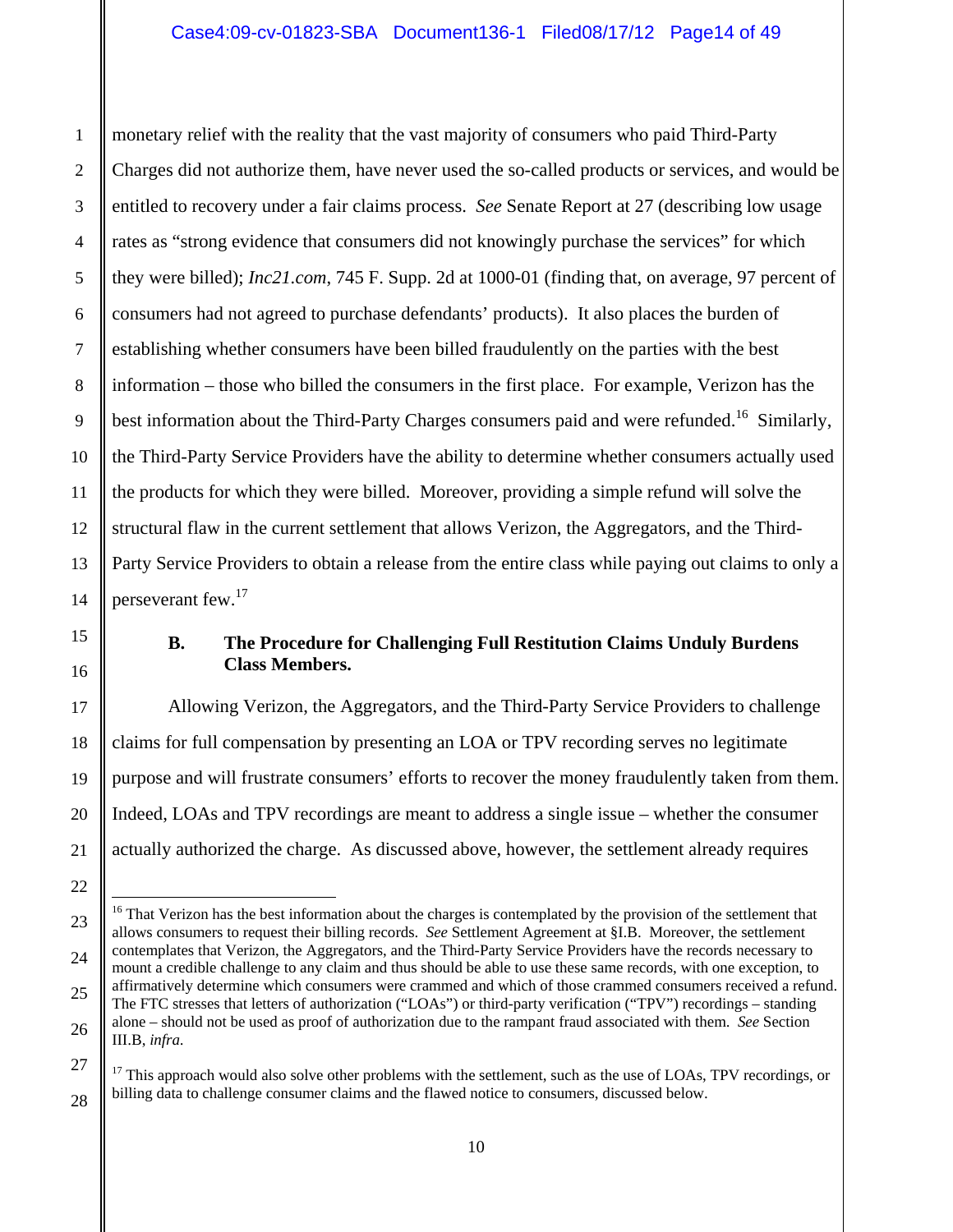monetary relief with the reality that the vast majority of consumers who paid Third-Party Charges did not authorize them, have never used the so-called products or services, and would be entitled to recovery under a fair claims process. *See* Senate Report at 27 (describing low usage rates as "strong evidence that consumers did not knowingly purchase the services" for which they were billed); *Inc21.com*, 745 F. Supp. 2d at 1000-01 (finding that, on average, 97 percent of consumers had not agreed to purchase defendants' products). It also places the burden of establishing whether consumers have been billed fraudulently on the parties with the best information – those who billed the consumers in the first place. For example, Verizon has the best information about the Third-Party Charges consumers paid and were refunded.[16] Similarly, the Third-Party Service Providers have the ability to determine whether consumers actually used the products for which they were billed. Moreover, providing a simple refund will solve the structural flaw in the current settlement that allows Verizon, the Aggregators, and the Third-Party Service Providers to obtain a release from the entire class while paying out claims to only a perseverant few.[17]

## B. The Procedure for Challenging Full Restitution Claims Unduly Burdens Class Members.

Allowing Verizon, the Aggregators, and the Third-Party Service Providers to challenge claims for full compensation by presenting an LOA or TPV recording serves no legitimate purpose and will frustrate consumers' efforts to recover the money fraudulently taken from them. Indeed, LOAs and TPV recordings are meant to address a single issue – whether the consumer actually authorized the charge. As discussed above, however, the settlement already requires

---

[16] That Verizon has the best information about the charges is contemplated by the provision of the settlement that allows consumers to request their billing records. *See* Settlement Agreement at §I.B. Moreover, the settlement contemplates that Verizon, the Aggregators, and the Third-Party Service Providers have the records necessary to mount a credible challenge to any claim and thus should be able to use these same records, with one exception, to affirmatively determine which consumers were crammed and which of those crammed consumers received a refund. The FTC stresses that letters of authorization ("LOAs") or third-party verification ("TPV") recordings – standing alone – should not be used as proof of authorization due to the rampant fraud associated with them. *See* Section III.B, *infra*.

[17] This approach would also solve other problems with the settlement, such as the use of LOAs, TPV recordings, or billing data to challenge consumer claims and the flawed notice to consumers, discussed below.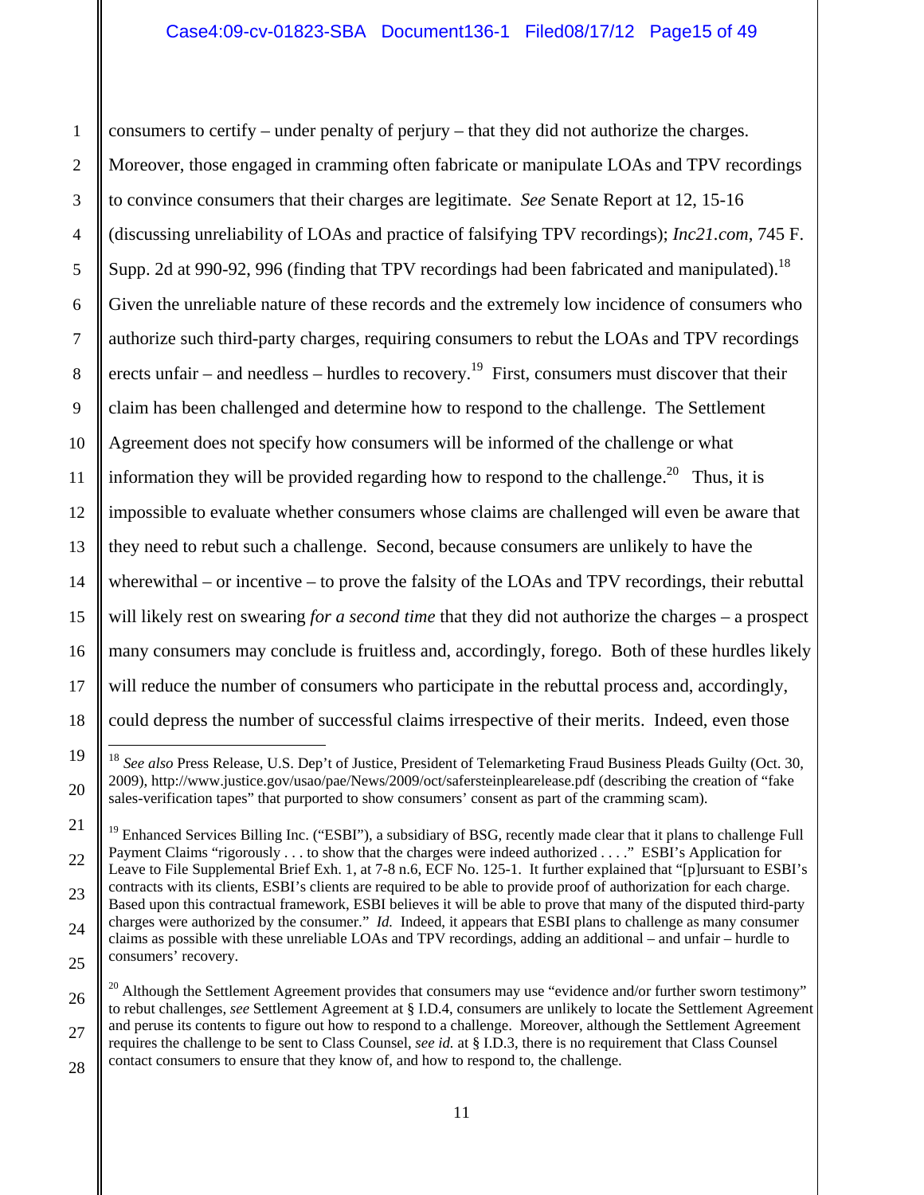consumers to certify – under penalty of perjury – that they did not authorize the charges. Moreover, those engaged in cramming often fabricate or manipulate LOAs and TPV recordings to convince consumers that their charges are legitimate. *See* Senate Report at 12, 15-16 (discussing unreliability of LOAs and practice of falsifying TPV recordings); *Inc21.com*, 745 F. Supp. 2d at 990-92, 996 (finding that TPV recordings had been fabricated and manipulated).[18] Given the unreliable nature of these records and the extremely low incidence of consumers who authorize such third-party charges, requiring consumers to rebut the LOAs and TPV recordings erects unfair – and needless – hurdles to recovery.[19] First, consumers must discover that their claim has been challenged and determine how to respond to the challenge. The Settlement Agreement does not specify how consumers will be informed of the challenge or what information they will be provided regarding how to respond to the challenge.[20] Thus, it is impossible to evaluate whether consumers whose claims are challenged will even be aware that they need to rebut such a challenge. Second, because consumers are unlikely to have the wherewithal – or incentive – to prove the falsity of the LOAs and TPV recordings, their rebuttal will likely rest on swearing *for a second time* that they did not authorize the charges – a prospect many consumers may conclude is fruitless and, accordingly, forego. Both of these hurdles likely will reduce the number of consumers who participate in the rebuttal process and, accordingly, could depress the number of successful claims irrespective of their merits. Indeed, even those

---

[18] *See also* Press Release, U.S. Dep't of Justice, President of Telemarketing Fraud Business Pleads Guilty (Oct. 30, 2009), http://www.justice.gov/usao/pae/News/2009/oct/safersteinplearelease.pdf (describing the creation of "fake sales-verification tapes" that purported to show consumers' consent as part of the cramming scam).

[19] Enhanced Services Billing Inc. ("ESBI"), a subsidiary of BSG, recently made clear that it plans to challenge Full Payment Claims "rigorously . . . to show that the charges were indeed authorized . . . ." ESBI's Application for Leave to File Supplemental Brief Exh. 1, at 7-8 n.6, ECF No. 125-1. It further explained that "[p]ursuant to ESBI's contracts with its clients, ESBI's clients are required to be able to provide proof of authorization for each charge. Based upon this contractual framework, ESBI believes it will be able to prove that many of the disputed third-party charges were authorized by the consumer." *Id.* Indeed, it appears that ESBI plans to challenge as many consumer claims as possible with these unreliable LOAs and TPV recordings, adding an additional – and unfair – hurdle to consumers' recovery.

[20] Although the Settlement Agreement provides that consumers may use "evidence and/or further sworn testimony" to rebut challenges, *see* Settlement Agreement at § I.D.4, consumers are unlikely to locate the Settlement Agreement and peruse its contents to figure out how to respond to a challenge. Moreover, although the Settlement Agreement requires the challenge to be sent to Class Counsel, *see id.* at § I.D.3, there is no requirement that Class Counsel contact consumers to ensure that they know of, and how to respond to, the challenge.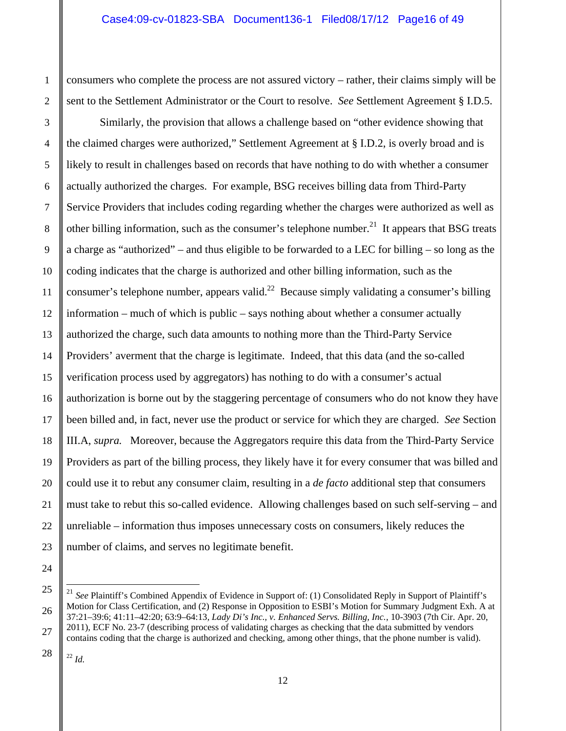consumers who complete the process are not assured victory – rather, their claims simply will be sent to the Settlement Administrator or the Court to resolve. *See* Settlement Agreement § I.D.5.

Similarly, the provision that allows a challenge based on "other evidence showing that the claimed charges were authorized," Settlement Agreement at § I.D.2, is overly broad and is likely to result in challenges based on records that have nothing to do with whether a consumer actually authorized the charges. For example, BSG receives billing data from Third-Party Service Providers that includes coding regarding whether the charges were authorized as well as other billing information, such as the consumer's telephone number.[21] It appears that BSG treats a charge as "authorized" – and thus eligible to be forwarded to a LEC for billing – so long as the coding indicates that the charge is authorized and other billing information, such as the consumer's telephone number, appears valid.[22] Because simply validating a consumer's billing information – much of which is public – says nothing about whether a consumer actually authorized the charge, such data amounts to nothing more than the Third-Party Service Providers' averment that the charge is legitimate. Indeed, that this data (and the so-called verification process used by aggregators) has nothing to do with a consumer's actual authorization is borne out by the staggering percentage of consumers who do not know they have been billed and, in fact, never use the product or service for which they are charged. *See* Section III.A, *supra.* Moreover, because the Aggregators require this data from the Third-Party Service Providers as part of the billing process, they likely have it for every consumer that was billed and could use it to rebut any consumer claim, resulting in a *de facto* additional step that consumers must take to rebut this so-called evidence. Allowing challenges based on such self-serving – and unreliable – information thus imposes unnecessary costs on consumers, likely reduces the number of claims, and serves no legitimate benefit.

---

[21] *See* Plaintiff's Combined Appendix of Evidence in Support of: (1) Consolidated Reply in Support of Plaintiff's Motion for Class Certification, and (2) Response in Opposition to ESBI's Motion for Summary Judgment Exh. A at 37:21–39:6; 41:11–42:20; 63:9–64:13, *Lady Di's Inc., v. Enhanced Servs. Billing, Inc.*, 10-3903 (7th Cir. Apr. 20, 2011), ECF No. 23-7 (describing process of validating charges as checking that the data submitted by vendors contains coding that the charge is authorized and checking, among other things, that the phone number is valid).

[22] *Id.*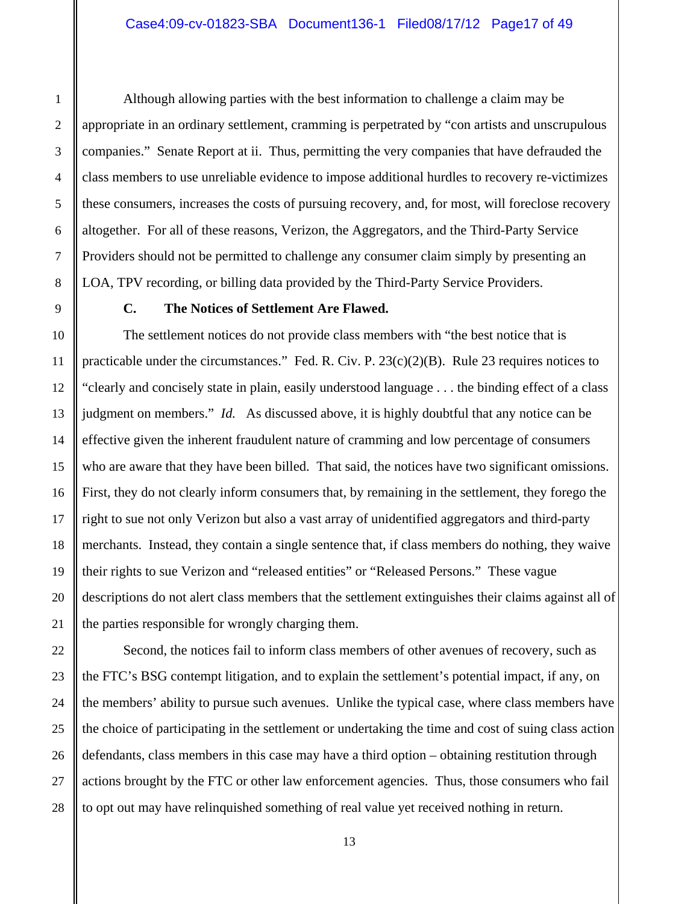Although allowing parties with the best information to challenge a claim may be appropriate in an ordinary settlement, cramming is perpetrated by "con artists and unscrupulous companies." Senate Report at ii. Thus, permitting the very companies that have defrauded the class members to use unreliable evidence to impose additional hurdles to recovery re-victimizes these consumers, increases the costs of pursuing recovery, and, for most, will foreclose recovery altogether. For all of these reasons, Verizon, the Aggregators, and the Third-Party Service Providers should not be permitted to challenge any consumer claim simply by presenting an LOA, TPV recording, or billing data provided by the Third-Party Service Providers.

### C. The Notices of Settlement Are Flawed.

The settlement notices do not provide class members with "the best notice that is practicable under the circumstances." Fed. R. Civ. P. 23(c)(2)(B). Rule 23 requires notices to "clearly and concisely state in plain, easily understood language . . . the binding effect of a class judgment on members." *Id.* As discussed above, it is highly doubtful that any notice can be effective given the inherent fraudulent nature of cramming and low percentage of consumers who are aware that they have been billed. That said, the notices have two significant omissions. First, they do not clearly inform consumers that, by remaining in the settlement, they forego the right to sue not only Verizon but also a vast array of unidentified aggregators and third-party merchants. Instead, they contain a single sentence that, if class members do nothing, they waive their rights to sue Verizon and "released entities" or "Released Persons." These vague descriptions do not alert class members that the settlement extinguishes their claims against all of the parties responsible for wrongly charging them.

Second, the notices fail to inform class members of other avenues of recovery, such as the FTC's BSG contempt litigation, and to explain the settlement's potential impact, if any, on the members' ability to pursue such avenues. Unlike the typical case, where class members have the choice of participating in the settlement or undertaking the time and cost of suing class action defendants, class members in this case may have a third option – obtaining restitution through actions brought by the FTC or other law enforcement agencies. Thus, those consumers who fail to opt out may have relinquished something of real value yet received nothing in return.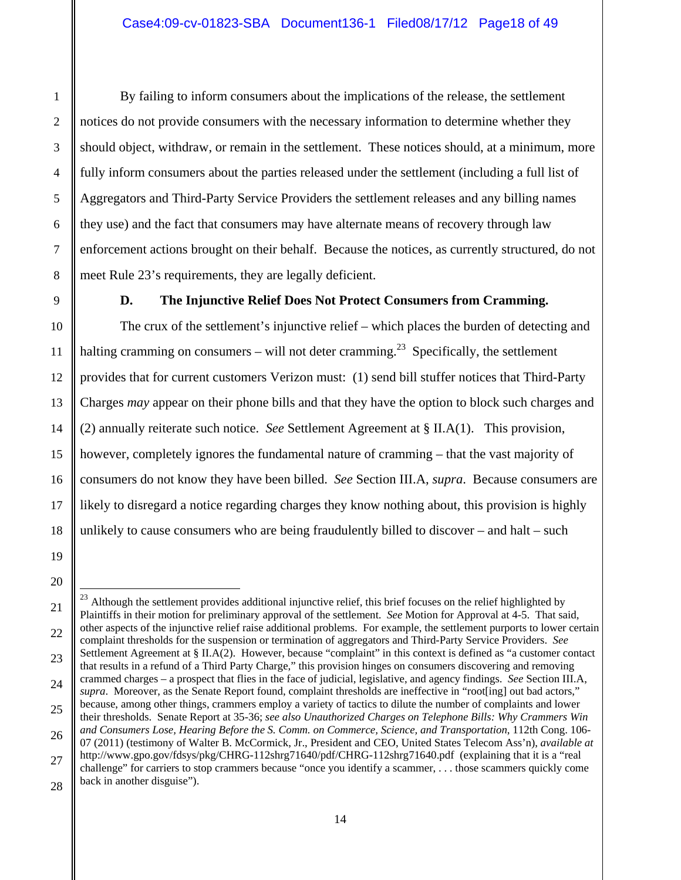By failing to inform consumers about the implications of the release, the settlement notices do not provide consumers with the necessary information to determine whether they should object, withdraw, or remain in the settlement. These notices should, at a minimum, more fully inform consumers about the parties released under the settlement (including a full list of Aggregators and Third-Party Service Providers the settlement releases and any billing names they use) and the fact that consumers may have alternate means of recovery through law enforcement actions brought on their behalf. Because the notices, as currently structured, do not meet Rule 23's requirements, they are legally deficient.

### D. The Injunctive Relief Does Not Protect Consumers from Cramming.

The crux of the settlement's injunctive relief – which places the burden of detecting and halting cramming on consumers – will not deter cramming.[23] Specifically, the settlement provides that for current customers Verizon must: (1) send bill stuffer notices that Third-Party Charges *may* appear on their phone bills and that they have the option to block such charges and (2) annually reiterate such notice. *See* Settlement Agreement at § II.A(1). This provision, however, completely ignores the fundamental nature of cramming – that the vast majority of consumers do not know they have been billed. *See* Section III.A, *supra*. Because consumers are likely to disregard a notice regarding charges they know nothing about, this provision is highly unlikely to cause consumers who are being fraudulently billed to discover – and halt – such

---

[23] Although the settlement provides additional injunctive relief, this brief focuses on the relief highlighted by Plaintiffs in their motion for preliminary approval of the settlement. *See* Motion for Approval at 4-5. That said, other aspects of the injunctive relief raise additional problems. For example, the settlement purports to lower certain complaint thresholds for the suspension or termination of aggregators and Third-Party Service Providers. *See* Settlement Agreement at § II.A(2). However, because "complaint" in this context is defined as "a customer contact that results in a refund of a Third Party Charge," this provision hinges on consumers discovering and removing crammed charges – a prospect that flies in the face of judicial, legislative, and agency findings. *See* Section III.A, *supra*. Moreover, as the Senate Report found, complaint thresholds are ineffective in "root[ing] out bad actors," because, among other things, crammers employ a variety of tactics to dilute the number of complaints and lower their thresholds. Senate Report at 35-36; *see also Unauthorized Charges on Telephone Bills: Why Crammers Win and Consumers Lose, Hearing Before the S. Comm. on Commerce, Science, and Transportation*, 112th Cong. 106-07 (2011) (testimony of Walter B. McCormick, Jr., President and CEO, United States Telecom Ass'n), *available at* http://www.gpo.gov/fdsys/pkg/CHRG-112shrg71640/pdf/CHRG-112shrg71640.pdf (explaining that it is a "real challenge" for carriers to stop crammers because "once you identify a scammer, . . . those scammers quickly come back in another disguise").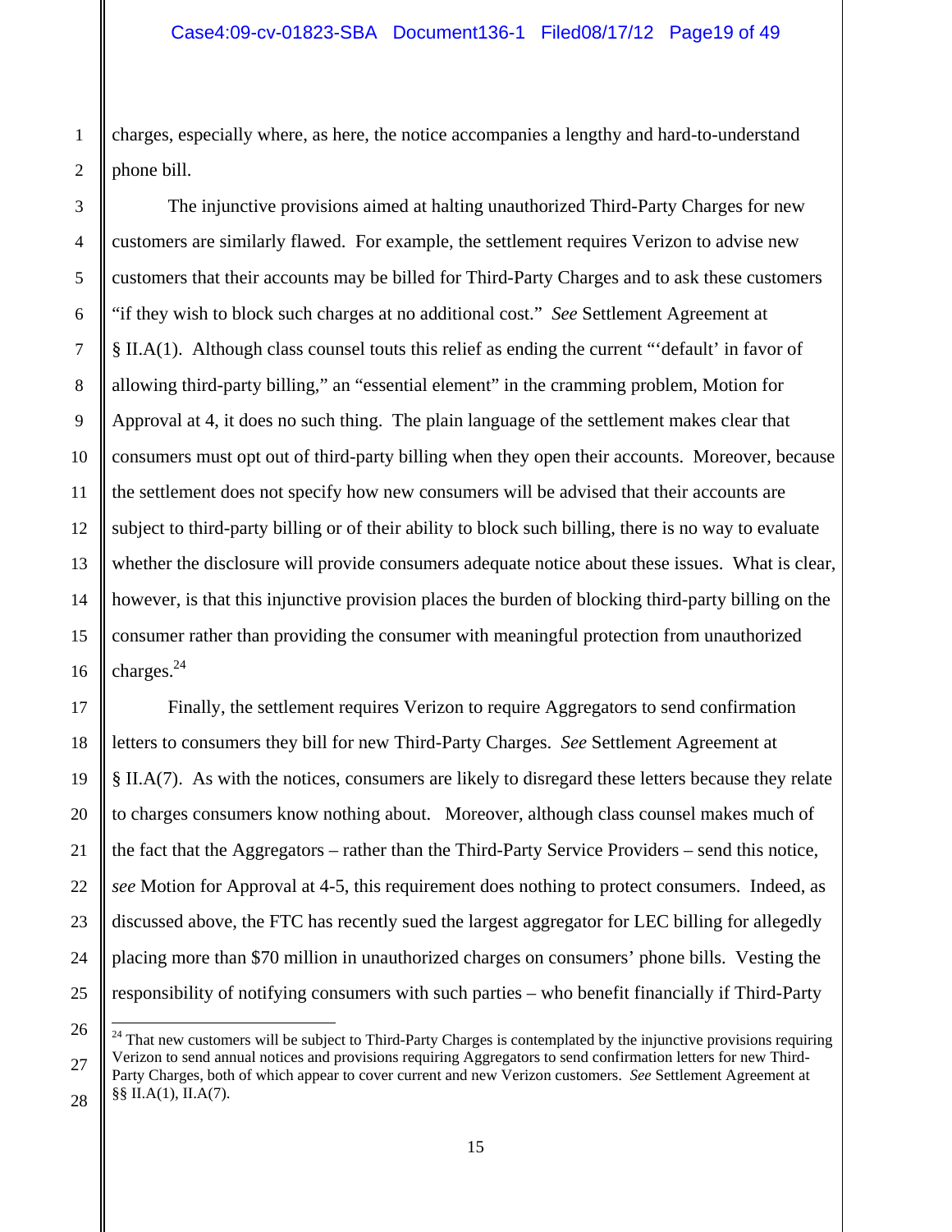charges, especially where, as here, the notice accompanies a lengthy and hard-to-understand phone bill.

The injunctive provisions aimed at halting unauthorized Third-Party Charges for new customers are similarly flawed. For example, the settlement requires Verizon to advise new customers that their accounts may be billed for Third-Party Charges and to ask these customers "if they wish to block such charges at no additional cost." *See* Settlement Agreement at § II.A(1). Although class counsel touts this relief as ending the current "'default' in favor of allowing third-party billing," an "essential element" in the cramming problem, Motion for Approval at 4, it does no such thing. The plain language of the settlement makes clear that consumers must opt out of third-party billing when they open their accounts. Moreover, because the settlement does not specify how new consumers will be advised that their accounts are subject to third-party billing or of their ability to block such billing, there is no way to evaluate whether the disclosure will provide consumers adequate notice about these issues. What is clear, however, is that this injunctive provision places the burden of blocking third-party billing on the consumer rather than providing the consumer with meaningful protection from unauthorized charges.[24]

Finally, the settlement requires Verizon to require Aggregators to send confirmation letters to consumers they bill for new Third-Party Charges. *See* Settlement Agreement at § II.A(7). As with the notices, consumers are likely to disregard these letters because they relate to charges consumers know nothing about. Moreover, although class counsel makes much of the fact that the Aggregators – rather than the Third-Party Service Providers – send this notice, *see* Motion for Approval at 4-5, this requirement does nothing to protect consumers. Indeed, as discussed above, the FTC has recently sued the largest aggregator for LEC billing for allegedly placing more than $70 million in unauthorized charges on consumers' phone bills. Vesting the responsibility of notifying consumers with such parties – who benefit financially if Third-Party

---

[24] That new customers will be subject to Third-Party Charges is contemplated by the injunctive provisions requiring Verizon to send annual notices and provisions requiring Aggregators to send confirmation letters for new Third-Party Charges, both of which appear to cover current and new Verizon customers. *See* Settlement Agreement at §§ II.A(1), II.A(7).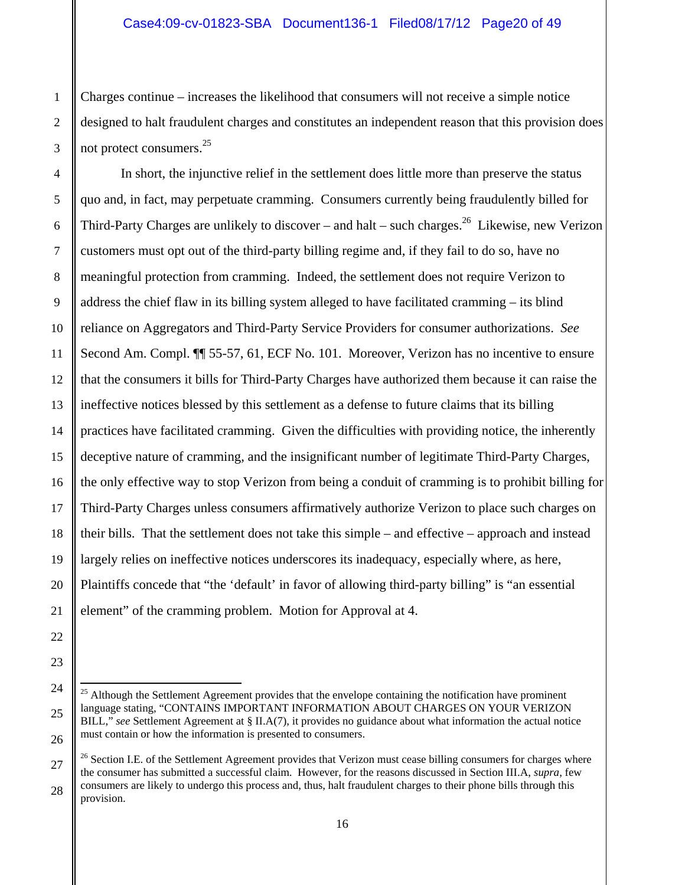Charges continue – increases the likelihood that consumers will not receive a simple notice designed to halt fraudulent charges and constitutes an independent reason that this provision does not protect consumers.[25]

In short, the injunctive relief in the settlement does little more than preserve the status quo and, in fact, may perpetuate cramming. Consumers currently being fraudulently billed for Third-Party Charges are unlikely to discover – and halt – such charges.[26] Likewise, new Verizon customers must opt out of the third-party billing regime and, if they fail to do so, have no meaningful protection from cramming. Indeed, the settlement does not require Verizon to address the chief flaw in its billing system alleged to have facilitated cramming – its blind reliance on Aggregators and Third-Party Service Providers for consumer authorizations. *See* Second Am. Compl. ¶¶ 55-57, 61, ECF No. 101. Moreover, Verizon has no incentive to ensure that the consumers it bills for Third-Party Charges have authorized them because it can raise the ineffective notices blessed by this settlement as a defense to future claims that its billing practices have facilitated cramming. Given the difficulties with providing notice, the inherently deceptive nature of cramming, and the insignificant number of legitimate Third-Party Charges, the only effective way to stop Verizon from being a conduit of cramming is to prohibit billing for Third-Party Charges unless consumers affirmatively authorize Verizon to place such charges on their bills. That the settlement does not take this simple – and effective – approach and instead largely relies on ineffective notices underscores its inadequacy, especially where, as here, Plaintiffs concede that "the 'default' in favor of allowing third-party billing" is "an essential element" of the cramming problem. Motion for Approval at 4.

---

[25] Although the Settlement Agreement provides that the envelope containing the notification have prominent language stating, "CONTAINS IMPORTANT INFORMATION ABOUT CHARGES ON YOUR VERIZON BILL," *see* Settlement Agreement at § II.A(7), it provides no guidance about what information the actual notice must contain or how the information is presented to consumers.

[26] Section I.E. of the Settlement Agreement provides that Verizon must cease billing consumers for charges where the consumer has submitted a successful claim. However, for the reasons discussed in Section III.A, *supra*, few consumers are likely to undergo this process and, thus, halt fraudulent charges to their phone bills through this provision.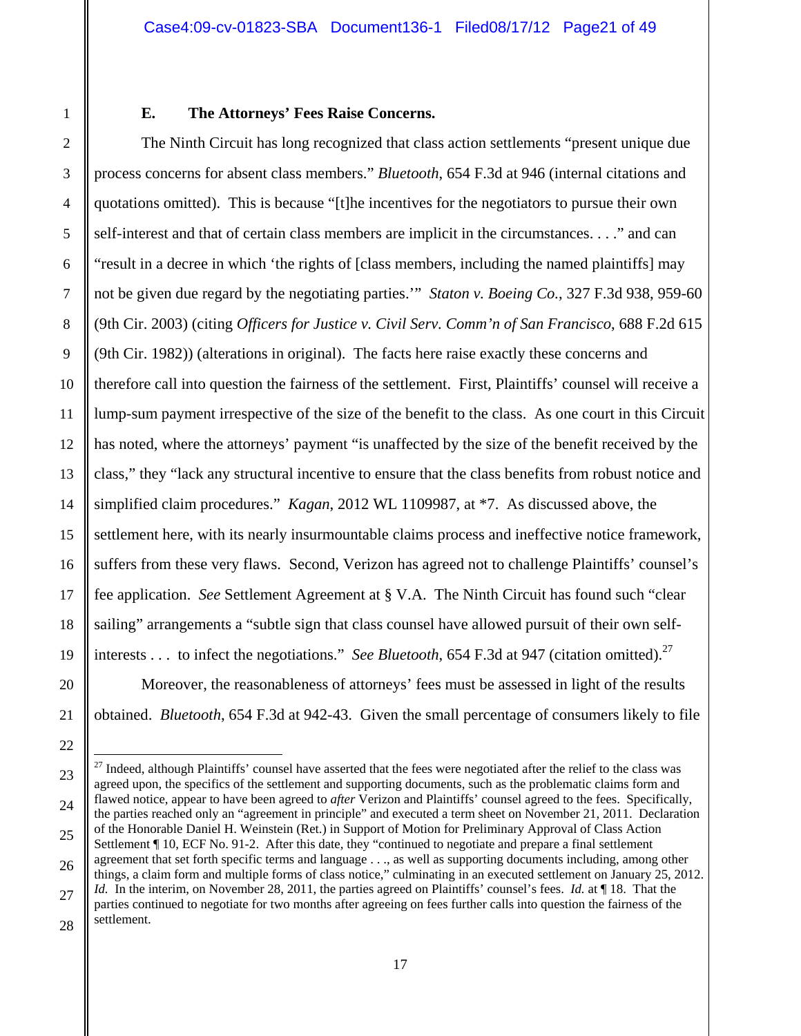### E. The Attorneys' Fees Raise Concerns.

The Ninth Circuit has long recognized that class action settlements "present unique due process concerns for absent class members." *Bluetooth*, 654 F.3d at 946 (internal citations and quotations omitted). This is because "[t]he incentives for the negotiators to pursue their own self-interest and that of certain class members are implicit in the circumstances. . . ." and can "result in a decree in which 'the rights of [class members, including the named plaintiffs] may not be given due regard by the negotiating parties.'" *Staton v. Boeing Co.*, 327 F.3d 938, 959-60 (9th Cir. 2003) (citing *Officers for Justice v. Civil Serv. Comm'n of San Francisco*, 688 F.2d 615 (9th Cir. 1982)) (alterations in original). The facts here raise exactly these concerns and therefore call into question the fairness of the settlement. First, Plaintiffs' counsel will receive a lump-sum payment irrespective of the size of the benefit to the class. As one court in this Circuit has noted, where the attorneys' payment "is unaffected by the size of the benefit received by the class," they "lack any structural incentive to ensure that the class benefits from robust notice and simplified claim procedures." *Kagan*, 2012 WL 1109987, at *7. As discussed above, the settlement here, with its nearly insurmountable claims process and ineffective notice framework, suffers from these very flaws. Second, Verizon has agreed not to challenge Plaintiffs' counsel's fee application. *See* Settlement Agreement at § V.A. The Ninth Circuit has found such "clear sailing" arrangements a "subtle sign that class counsel have allowed pursuit of their own self-interests . . . to infect the negotiations." *See Bluetooth*, 654 F.3d at 947 (citation omitted).[27]

Moreover, the reasonableness of attorneys' fees must be assessed in light of the results obtained. *Bluetooth*, 654 F.3d at 942-43. Given the small percentage of consumers likely to file

---

[27] Indeed, although Plaintiffs' counsel have asserted that the fees were negotiated after the relief to the class was agreed upon, the specifics of the settlement and supporting documents, such as the problematic claims form and flawed notice, appear to have been agreed to *after* Verizon and Plaintiffs' counsel agreed to the fees. Specifically, the parties reached only an "agreement in principle" and executed a term sheet on November 21, 2011. Declaration of the Honorable Daniel H. Weinstein (Ret.) in Support of Motion for Preliminary Approval of Class Action Settlement ¶ 10, ECF No. 91-2. After this date, they "continued to negotiate and prepare a final settlement agreement that set forth specific terms and language . . ., as well as supporting documents including, among other things, a claim form and multiple forms of class notice," culminating in an executed settlement on January 25, 2012. *Id.* In the interim, on November 28, 2011, the parties agreed on Plaintiffs' counsel's fees. *Id.* at ¶ 18. That the parties continued to negotiate for two months after agreeing on fees further calls into question the fairness of the settlement.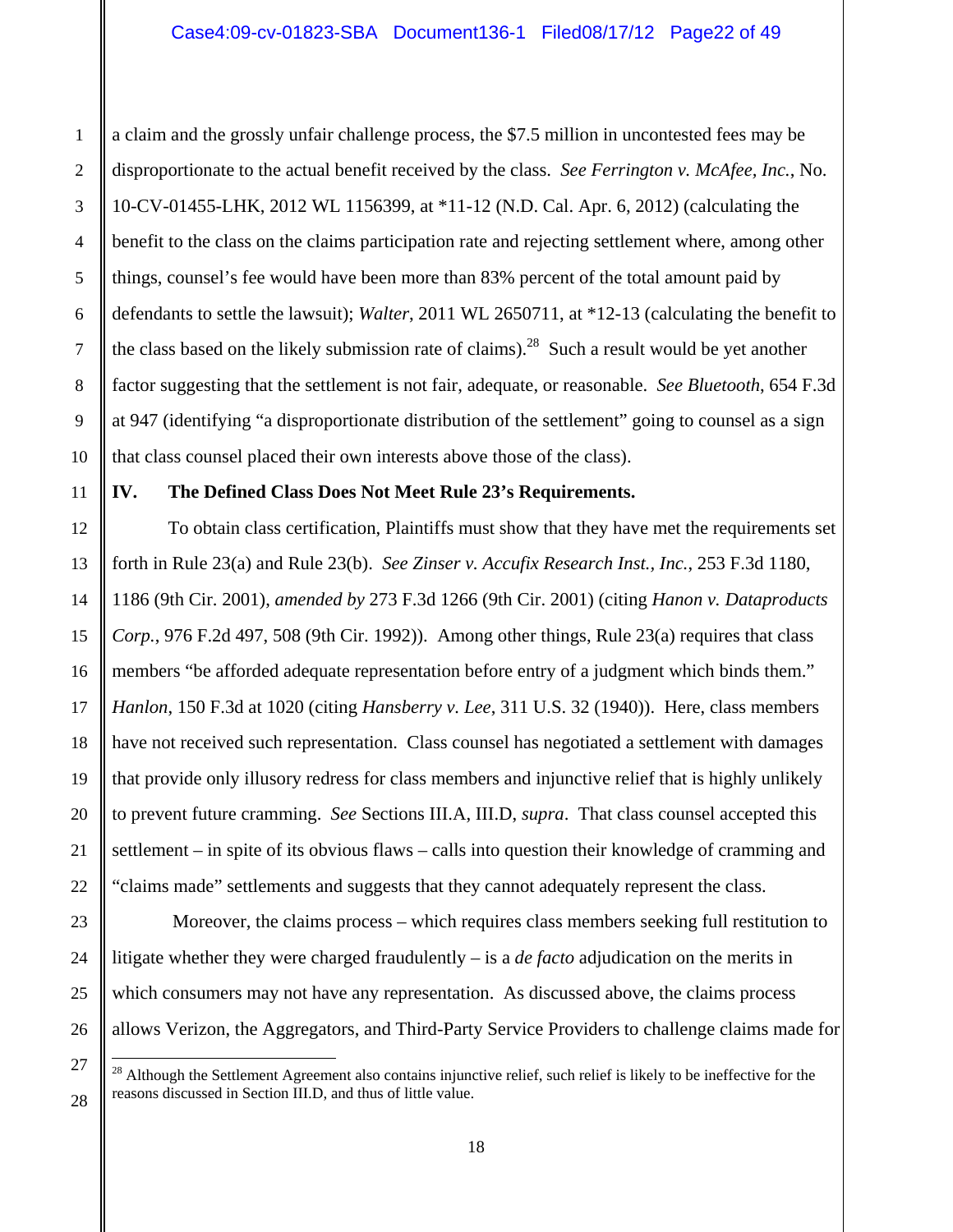a claim and the grossly unfair challenge process, the $7.5 million in uncontested fees may be disproportionate to the actual benefit received by the class. *See Ferrington v. McAfee, Inc.*, No. 10-CV-01455-LHK, 2012 WL 1156399, at *11-12 (N.D. Cal. Apr. 6, 2012) (calculating the benefit to the class on the claims participation rate and rejecting settlement where, among other things, counsel's fee would have been more than 83% percent of the total amount paid by defendants to settle the lawsuit); *Walter*, 2011 WL 2650711, at *12-13 (calculating the benefit to the class based on the likely submission rate of claims).[28] Such a result would be yet another factor suggesting that the settlement is not fair, adequate, or reasonable. *See Bluetooth*, 654 F.3d at 947 (identifying "a disproportionate distribution of the settlement" going to counsel as a sign that class counsel placed their own interests above those of the class).

## IV. The Defined Class Does Not Meet Rule 23's Requirements.

To obtain class certification, Plaintiffs must show that they have met the requirements set forth in Rule 23(a) and Rule 23(b). *See Zinser v. Accufix Research Inst., Inc.*, 253 F.3d 1180, 1186 (9th Cir. 2001), *amended by* 273 F.3d 1266 (9th Cir. 2001) (citing *Hanon v. Dataproducts Corp.*, 976 F.2d 497, 508 (9th Cir. 1992)). Among other things, Rule 23(a) requires that class members "be afforded adequate representation before entry of a judgment which binds them." *Hanlon*, 150 F.3d at 1020 (citing *Hansberry v. Lee*, 311 U.S. 32 (1940)). Here, class members have not received such representation. Class counsel has negotiated a settlement with damages that provide only illusory redress for class members and injunctive relief that is highly unlikely to prevent future cramming. *See* Sections III.A, III.D, *supra*. That class counsel accepted this settlement – in spite of its obvious flaws – calls into question their knowledge of cramming and "claims made" settlements and suggests that they cannot adequately represent the class.

Moreover, the claims process – which requires class members seeking full restitution to litigate whether they were charged fraudulently – is a *de facto* adjudication on the merits in which consumers may not have any representation. As discussed above, the claims process allows Verizon, the Aggregators, and Third-Party Service Providers to challenge claims made for

[28] Although the Settlement Agreement also contains injunctive relief, such relief is likely to be ineffective for the reasons discussed in Section III.D, and thus of little value.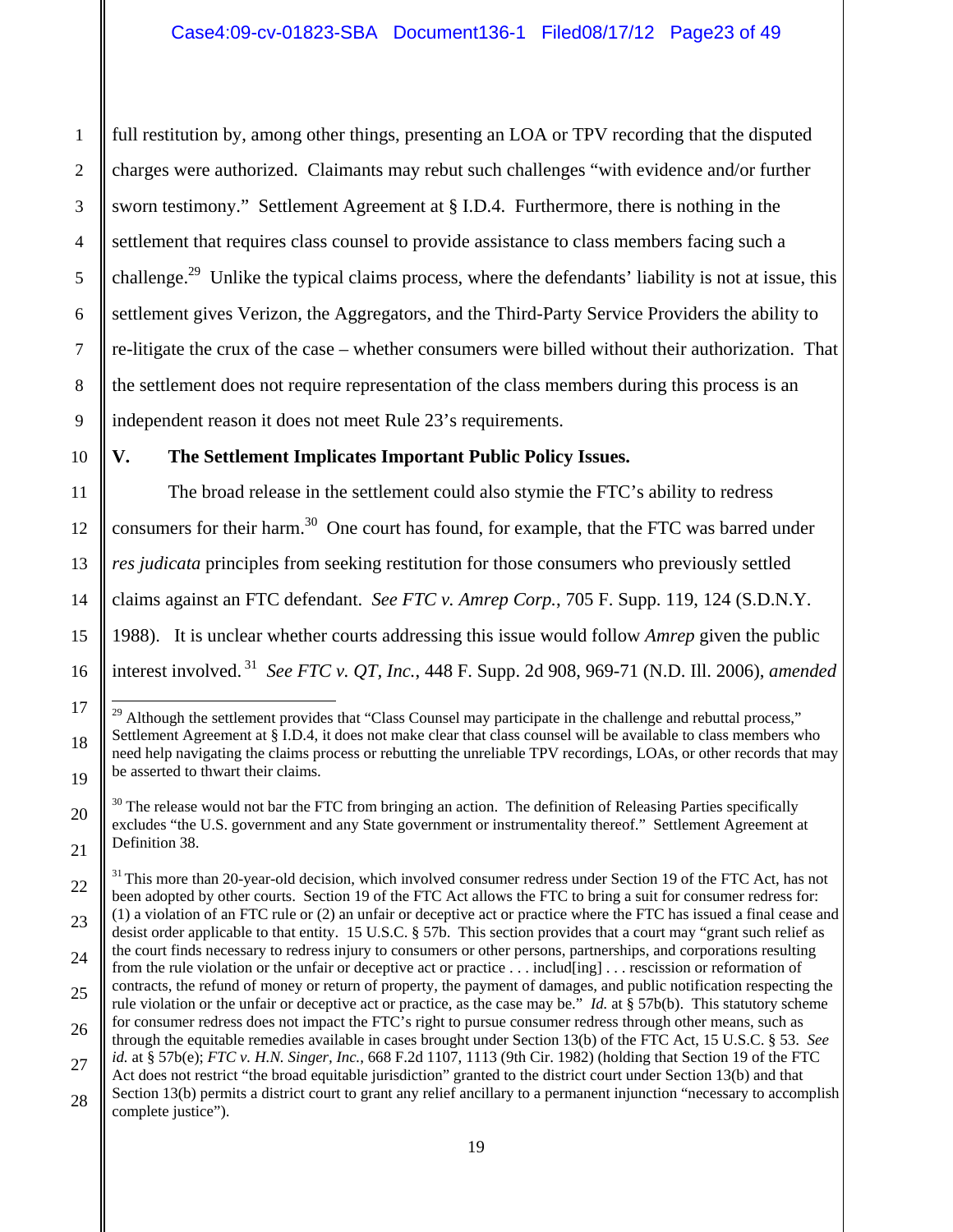full restitution by, among other things, presenting an LOA or TPV recording that the disputed charges were authorized. Claimants may rebut such challenges "with evidence and/or further sworn testimony." Settlement Agreement at § I.D.4. Furthermore, there is nothing in the settlement that requires class counsel to provide assistance to class members facing such a challenge.[29] Unlike the typical claims process, where the defendants' liability is not at issue, this settlement gives Verizon, the Aggregators, and the Third-Party Service Providers the ability to re-litigate the crux of the case – whether consumers were billed without their authorization. That the settlement does not require representation of the class members during this process is an independent reason it does not meet Rule 23's requirements.

## V. The Settlement Implicates Important Public Policy Issues.

The broad release in the settlement could also stymie the FTC's ability to redress consumers for their harm.[30] One court has found, for example, that the FTC was barred under *res judicata* principles from seeking restitution for those consumers who previously settled claims against an FTC defendant. *See FTC v. Amrep Corp.*, 705 F. Supp. 119, 124 (S.D.N.Y. 1988). It is unclear whether courts addressing this issue would follow *Amrep* given the public interest involved.[31] *See FTC v. QT, Inc.*, 448 F. Supp. 2d 908, 969-71 (N.D. Ill. 2006), *amended*

---

[29] Although the settlement provides that "Class Counsel may participate in the challenge and rebuttal process," Settlement Agreement at § I.D.4, it does not make clear that class counsel will be available to class members who need help navigating the claims process or rebutting the unreliable TPV recordings, LOAs, or other records that may be asserted to thwart their claims.

[30] The release would not bar the FTC from bringing an action. The definition of Releasing Parties specifically excludes "the U.S. government and any State government or instrumentality thereof." Settlement Agreement at Definition 38.

[31] This more than 20-year-old decision, which involved consumer redress under Section 19 of the FTC Act, has not been adopted by other courts. Section 19 of the FTC Act allows the FTC to bring a suit for consumer redress for: (1) a violation of an FTC rule or (2) an unfair or deceptive act or practice where the FTC has issued a final cease and desist order applicable to that entity. 15 U.S.C. § 57b. This section provides that a court may "grant such relief as the court finds necessary to redress injury to consumers or other persons, partnerships, and corporations resulting from the rule violation or the unfair or deceptive act or practice . . . includ[ing] . . . rescission or reformation of contracts, the refund of money or return of property, the payment of damages, and public notification respecting the rule violation or the unfair or deceptive act or practice, as the case may be." *Id.* at § 57b(b). This statutory scheme for consumer redress does not impact the FTC's right to pursue consumer redress through other means, such as through the equitable remedies available in cases brought under Section 13(b) of the FTC Act, 15 U.S.C. § 53. *See id.* at § 57b(e); *FTC v. H.N. Singer, Inc.*, 668 F.2d 1107, 1113 (9th Cir. 1982) (holding that Section 19 of the FTC Act does not restrict "the broad equitable jurisdiction" granted to the district court under Section 13(b) and that Section 13(b) permits a district court to grant any relief ancillary to a permanent injunction "necessary to accomplish complete justice").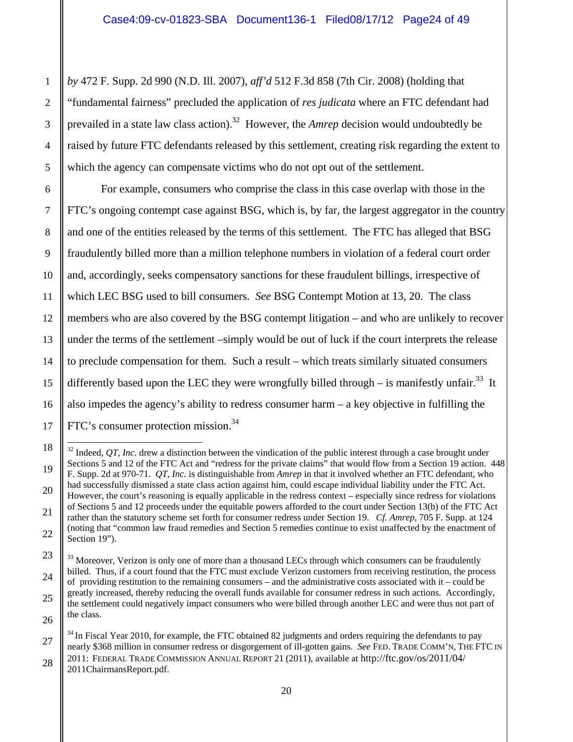*by* 472 F. Supp. 2d 990 (N.D. Ill. 2007), *aff'd* 512 F.3d 858 (7th Cir. 2008) (holding that "fundamental fairness" precluded the application of *res judicata* where an FTC defendant had prevailed in a state law class action).[32] However, the *Amrep* decision would undoubtedly be raised by future FTC defendants released by this settlement, creating risk regarding the extent to which the agency can compensate victims who do not opt out of the settlement.

For example, consumers who comprise the class in this case overlap with those in the FTC's ongoing contempt case against BSG, which is, by far, the largest aggregator in the country and one of the entities released by the terms of this settlement. The FTC has alleged that BSG fraudulently billed more than a million telephone numbers in violation of a federal court order and, accordingly, seeks compensatory sanctions for these fraudulent billings, irrespective of which LEC BSG used to bill consumers. *See* BSG Contempt Motion at 13, 20. The class members who are also covered by the BSG contempt litigation – and who are unlikely to recover under the terms of the settlement –simply would be out of luck if the court interprets the release to preclude compensation for them. Such a result – which treats similarly situated consumers differently based upon the LEC they were wrongfully billed through – is manifestly unfair.[33] It also impedes the agency's ability to redress consumer harm – a key objective in fulfilling the FTC's consumer protection mission.[34]

---

[32] Indeed, *QT, Inc.* drew a distinction between the vindication of the public interest through a case brought under Sections 5 and 12 of the FTC Act and "redress for the private claims" that would flow from a Section 19 action. 448 F. Supp. 2d at 970-71. *QT, Inc.* is distinguishable from *Amrep* in that it involved whether an FTC defendant, who had successfully dismissed a state class action against him, could escape individual liability under the FTC Act. However, the court's reasoning is equally applicable in the redress context – especially since redress for violations of Sections 5 and 12 proceeds under the equitable powers afforded to the court under Section 13(b) of the FTC Act rather than the statutory scheme set forth for consumer redress under Section 19. *Cf. Amrep*, 705 F. Supp. at 124 (noting that "common law fraud remedies and Section 5 remedies continue to exist unaffected by the enactment of Section 19").

[33] Moreover, Verizon is only one of more than a thousand LECs through which consumers can be fraudulently billed. Thus, if a court found that the FTC must exclude Verizon customers from receiving restitution, the process of providing restitution to the remaining consumers – and the administrative costs associated with it – could be greatly increased, thereby reducing the overall funds available for consumer redress in such actions. Accordingly, the settlement could negatively impact consumers who were billed through another LEC and were thus not part of the class.

[34] In Fiscal Year 2010, for example, the FTC obtained 82 judgments and orders requiring the defendants to pay nearly $368 million in consumer redress or disgorgement of ill-gotten gains. *See* FED. TRADE COMM'N, THE FTC IN 2011: FEDERAL TRADE COMMISSION ANNUAL REPORT 21 (2011), available at http://ftc.gov/os/2011/04/2011ChairmansReport.pdf.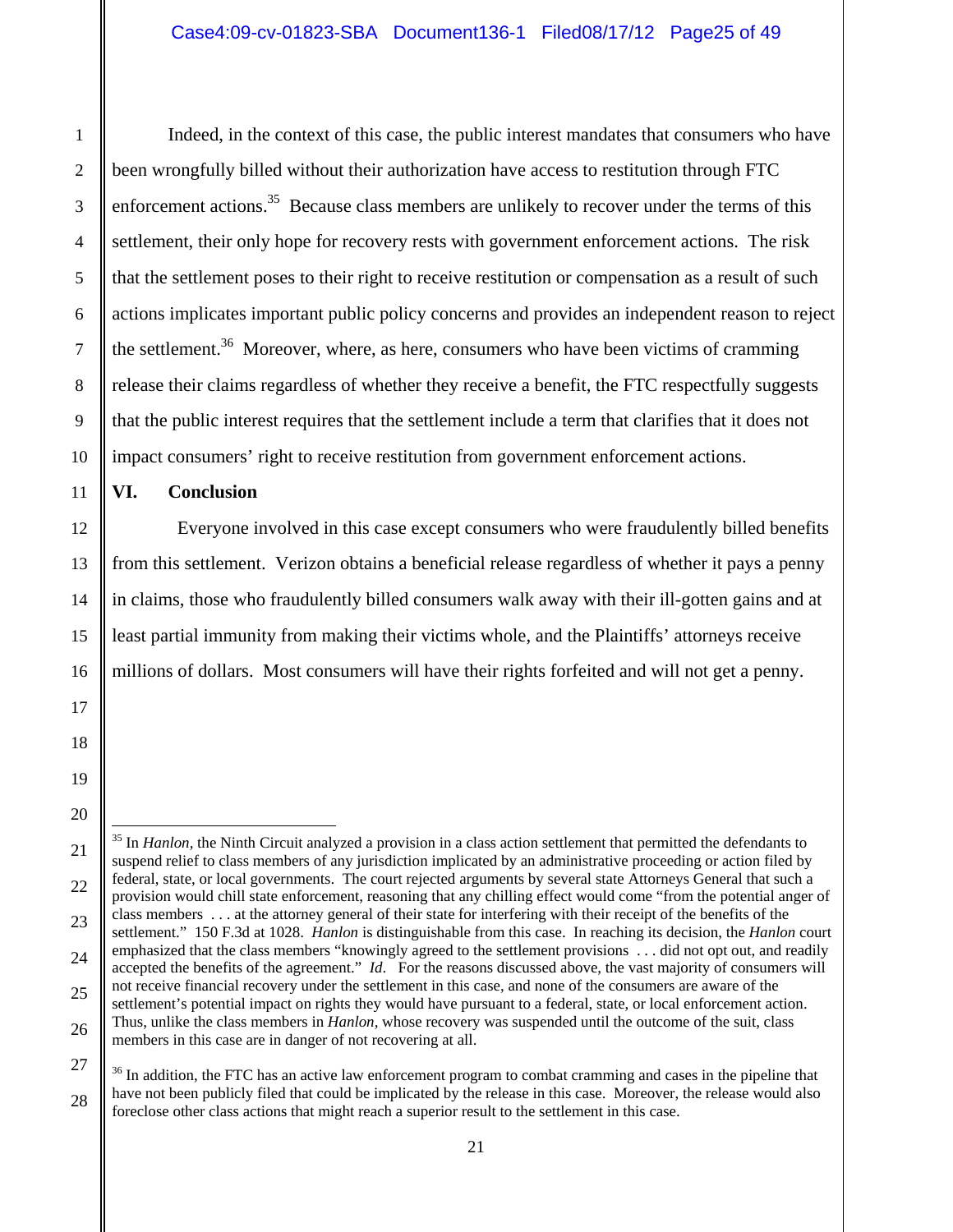Indeed, in the context of this case, the public interest mandates that consumers who have been wrongfully billed without their authorization have access to restitution through FTC enforcement actions.[35] Because class members are unlikely to recover under the terms of this settlement, their only hope for recovery rests with government enforcement actions. The risk that the settlement poses to their right to receive restitution or compensation as a result of such actions implicates important public policy concerns and provides an independent reason to reject the settlement.[36] Moreover, where, as here, consumers who have been victims of cramming release their claims regardless of whether they receive a benefit, the FTC respectfully suggests that the public interest requires that the settlement include a term that clarifies that it does not impact consumers' right to receive restitution from government enforcement actions.

## VI. Conclusion

Everyone involved in this case except consumers who were fraudulently billed benefits from this settlement. Verizon obtains a beneficial release regardless of whether it pays a penny in claims, those who fraudulently billed consumers walk away with their ill-gotten gains and at least partial immunity from making their victims whole, and the Plaintiffs' attorneys receive millions of dollars. Most consumers will have their rights forfeited and will not get a penny.

---

[35] In *Hanlon*, the Ninth Circuit analyzed a provision in a class action settlement that permitted the defendants to suspend relief to class members of any jurisdiction implicated by an administrative proceeding or action filed by federal, state, or local governments. The court rejected arguments by several state Attorneys General that such a provision would chill state enforcement, reasoning that any chilling effect would come "from the potential anger of class members . . . at the attorney general of their state for interfering with their receipt of the benefits of the settlement." 150 F.3d at 1028. *Hanlon* is distinguishable from this case. In reaching its decision, the *Hanlon* court emphasized that the class members "knowingly agreed to the settlement provisions . . . did not opt out, and readily accepted the benefits of the agreement." *Id*. For the reasons discussed above, the vast majority of consumers will not receive financial recovery under the settlement in this case, and none of the consumers are aware of the settlement's potential impact on rights they would have pursuant to a federal, state, or local enforcement action. Thus, unlike the class members in *Hanlon,* whose recovery was suspended until the outcome of the suit, class members in this case are in danger of not recovering at all.

[36] In addition, the FTC has an active law enforcement program to combat cramming and cases in the pipeline that have not been publicly filed that could be implicated by the release in this case. Moreover, the release would also foreclose other class actions that might reach a superior result to the settlement in this case.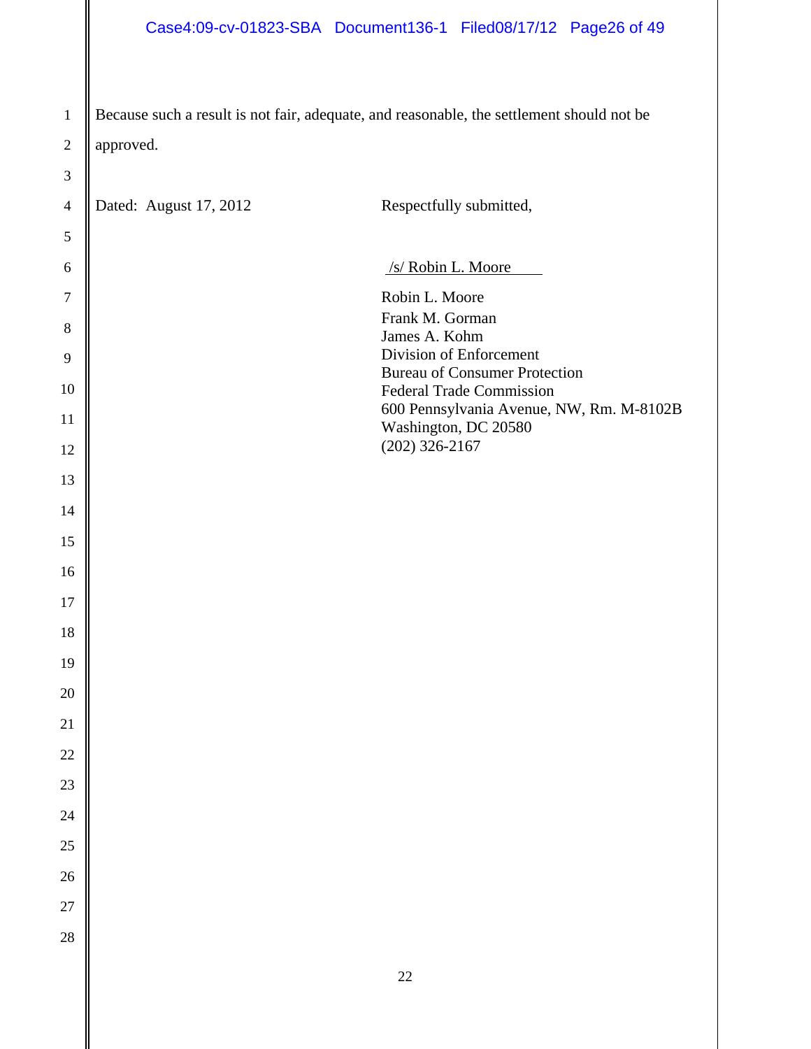Because such a result is not fair, adequate, and reasonable, the settlement should not be approved.

Dated: August 17, 2012

Respectfully submitted,

/s/ Robin L. Moore

Robin L. Moore
Frank M. Gorman
James A. Kohm
Division of Enforcement
Bureau of Consumer Protection
Federal Trade Commission
600 Pennsylvania Avenue, NW, Rm. M-8102B
Washington, DC 20580
(202) 326-2167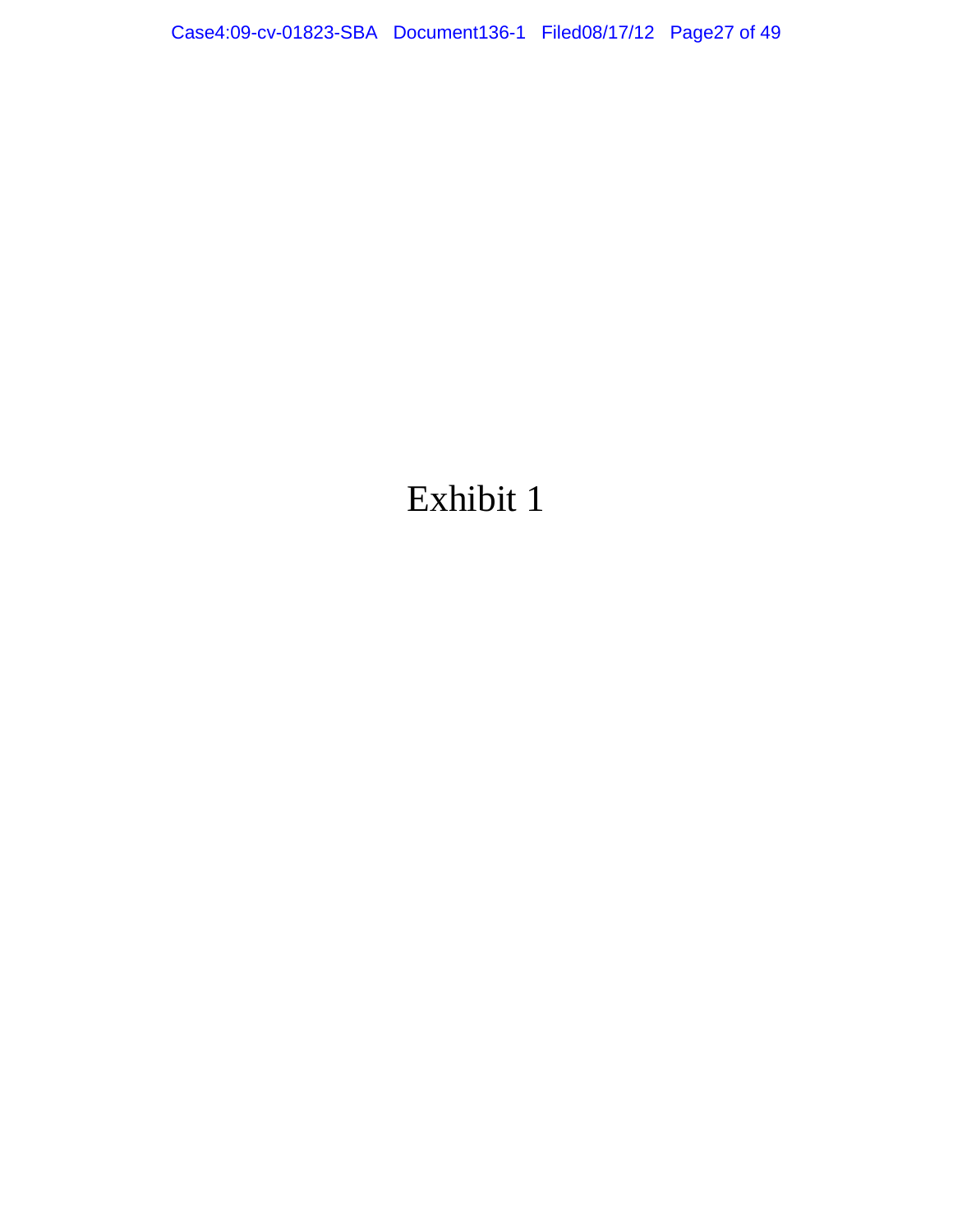Exhibit 1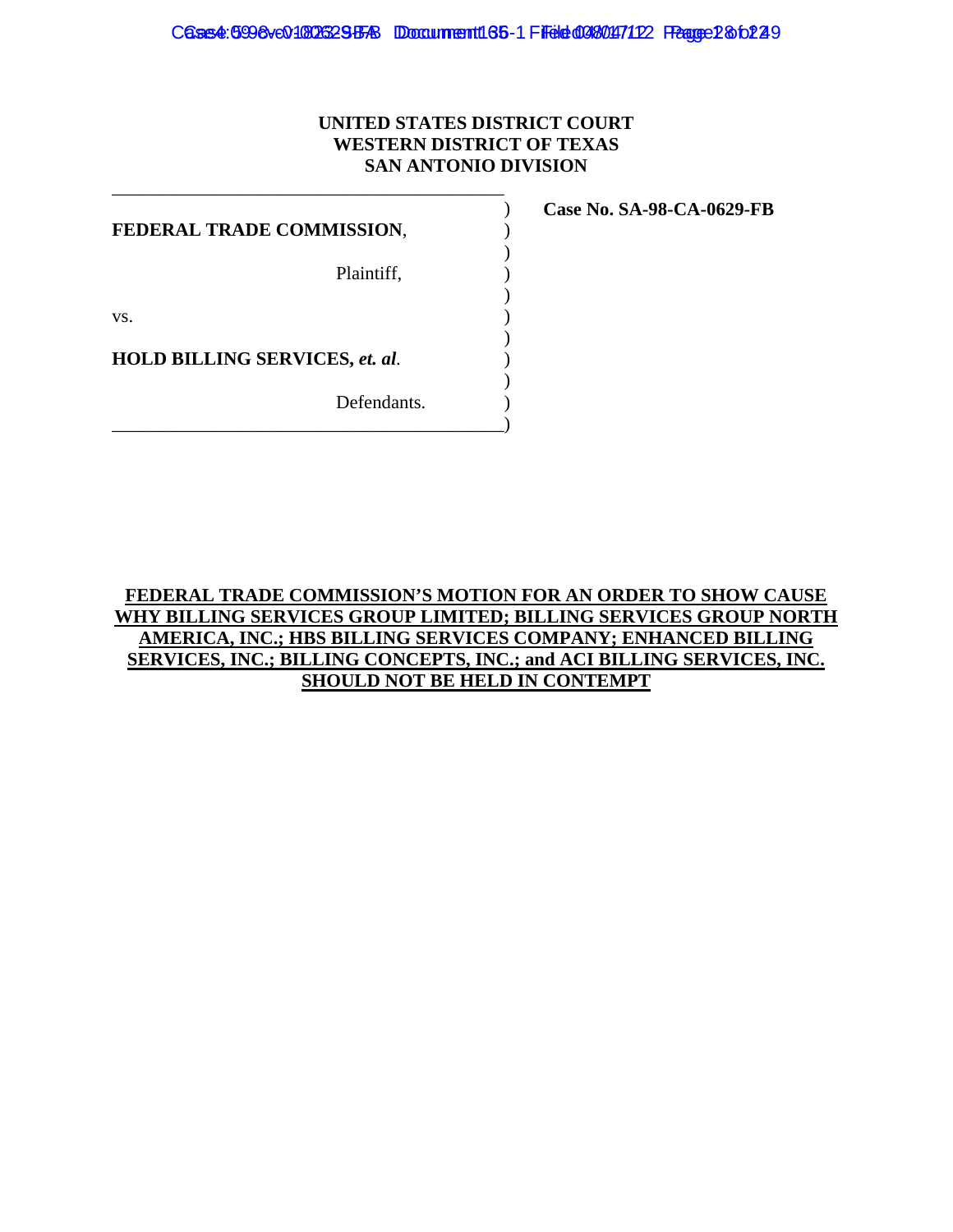**UNITED STATES DISTRICT COURT**
**WESTERN DISTRICT OF TEXAS**
**SAN ANTONIO DIVISION**

| | | |
|---|---|---|
| **FEDERAL TRADE COMMISSION**, | ) | **Case No. SA-98-CA-0629-FB** |
| Plaintiff, | ) | |
| vs. | ) | |
| **HOLD BILLING SERVICES, *et. al*.** | ) | |
| Defendants. | ) | |

**FEDERAL TRADE COMMISSION'S MOTION FOR AN ORDER TO SHOW CAUSE WHY BILLING SERVICES GROUP LIMITED; BILLING SERVICES GROUP NORTH AMERICA, INC.; HBS BILLING SERVICES COMPANY; ENHANCED BILLING SERVICES, INC.; BILLING CONCEPTS, INC.; and ACI BILLING SERVICES, INC. SHOULD NOT BE HELD IN CONTEMPT**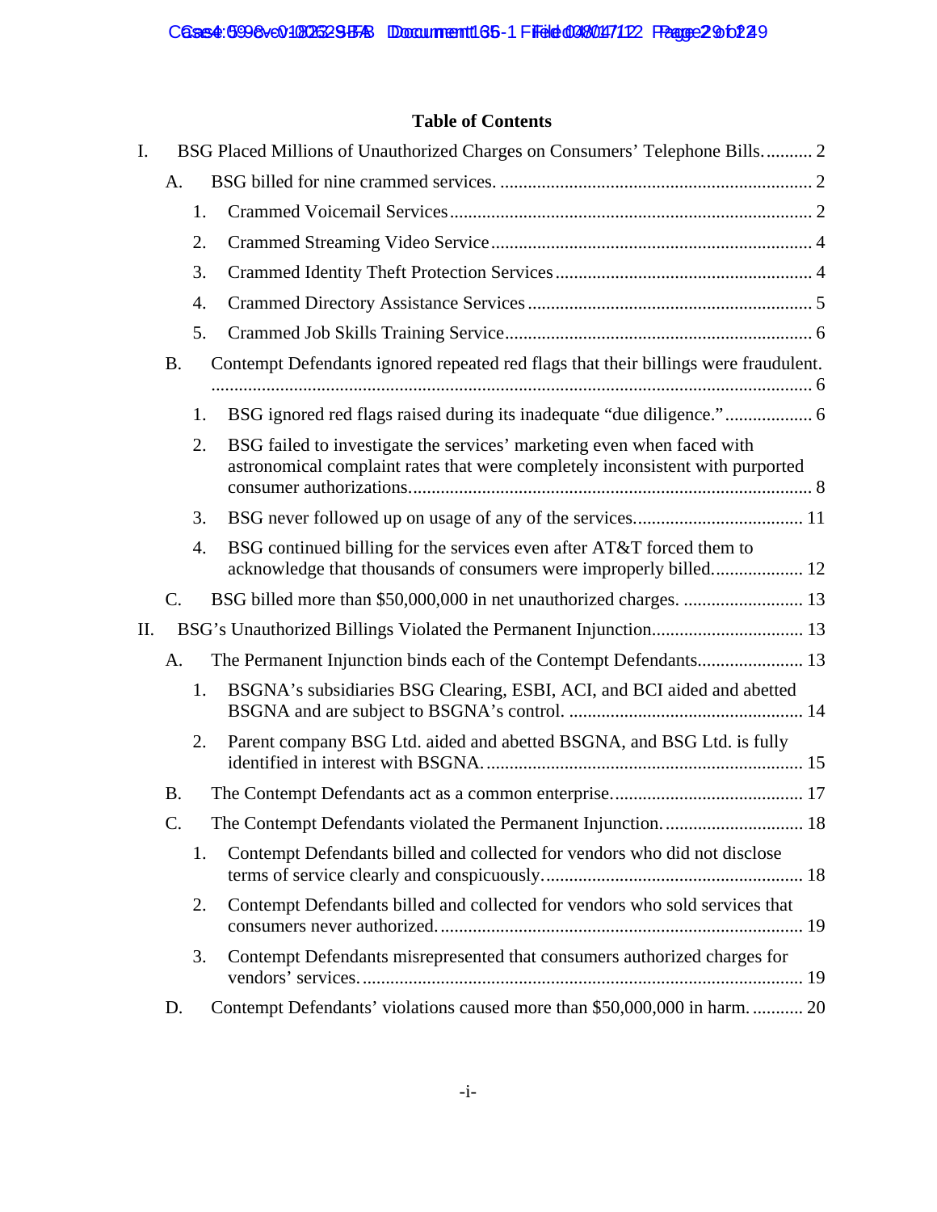## Table of Contents

I. BSG Placed Millions of Unauthorized Charges on Consumers' Telephone Bills. .......... 2

- A. BSG billed for nine crammed services. .......... 2
  1. Crammed Voicemail Services .......... 2
  2. Crammed Streaming Video Service .......... 4
  3. Crammed Identity Theft Protection Services .......... 4
  4. Crammed Directory Assistance Services .......... 5
  5. Crammed Job Skills Training Service .......... 6
- B. Contempt Defendants ignored repeated red flags that their billings were fraudulent. .......... 6
  1. BSG ignored red flags raised during its inadequate "due diligence." .......... 6
  2. BSG failed to investigate the services' marketing even when faced with astronomical complaint rates that were completely inconsistent with purported consumer authorizations. .......... 8
  3. BSG never followed up on usage of any of the services. .......... 11
  4. BSG continued billing for the services even after AT&T forced them to acknowledge that thousands of consumers were improperly billed. .......... 12
- C. BSG billed more than $50,000,000 in net unauthorized charges. .......... 13

II. BSG's Unauthorized Billings Violated the Permanent Injunction. .......... 13

- A. The Permanent Injunction binds each of the Contempt Defendants. .......... 13
  1. BSGNA's subsidiaries BSG Clearing, ESBI, ACI, and BCI aided and abetted BSGNA and are subject to BSGNA's control. .......... 14
  2. Parent company BSG Ltd. aided and abetted BSGNA, and BSG Ltd. is fully identified in interest with BSGNA. .......... 15
- B. The Contempt Defendants act as a common enterprise. .......... 17
- C. The Contempt Defendants violated the Permanent Injunction. .......... 18
  1. Contempt Defendants billed and collected for vendors who did not disclose terms of service clearly and conspicuously. .......... 18
  2. Contempt Defendants billed and collected for vendors who sold services that consumers never authorized. .......... 19
  3. Contempt Defendants misrepresented that consumers authorized charges for vendors' services. .......... 19
- D. Contempt Defendants' violations caused more than $50,000,000 in harm. .......... 20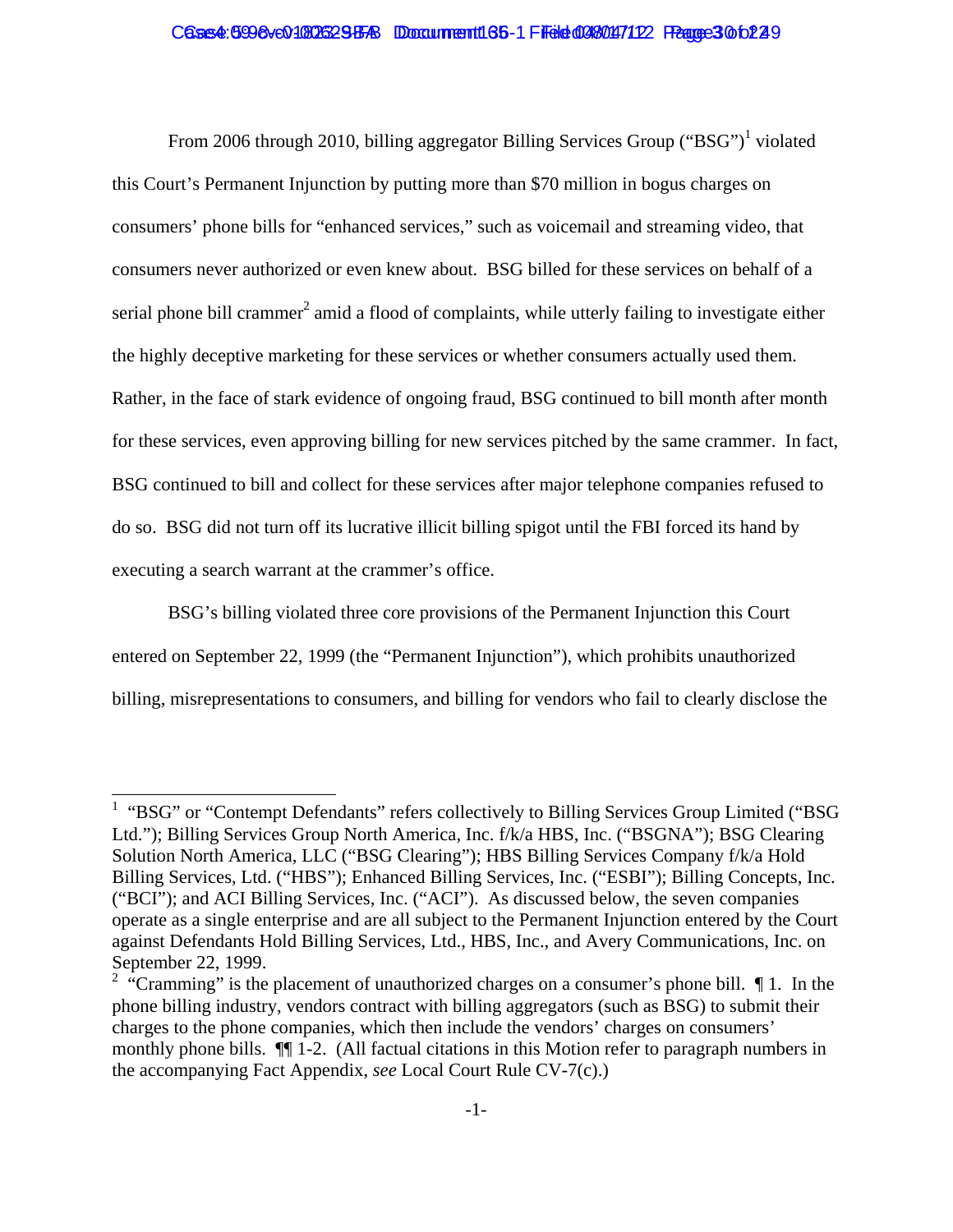From 2006 through 2010, billing aggregator Billing Services Group ("BSG")[1] violated this Court's Permanent Injunction by putting more than $70 million in bogus charges on consumers' phone bills for "enhanced services," such as voicemail and streaming video, that consumers never authorized or even knew about. BSG billed for these services on behalf of a serial phone bill crammer[2] amid a flood of complaints, while utterly failing to investigate either the highly deceptive marketing for these services or whether consumers actually used them. Rather, in the face of stark evidence of ongoing fraud, BSG continued to bill month after month for these services, even approving billing for new services pitched by the same crammer. In fact, BSG continued to bill and collect for these services after major telephone companies refused to do so. BSG did not turn off its lucrative illicit billing spigot until the FBI forced its hand by executing a search warrant at the crammer's office.

BSG's billing violated three core provisions of the Permanent Injunction this Court entered on September 22, 1999 (the "Permanent Injunction"), which prohibits unauthorized billing, misrepresentations to consumers, and billing for vendors who fail to clearly disclose the

---

[1] "BSG" or "Contempt Defendants" refers collectively to Billing Services Group Limited ("BSG Ltd."); Billing Services Group North America, Inc. f/k/a HBS, Inc. ("BSGNA"); BSG Clearing Solution North America, LLC ("BSG Clearing"); HBS Billing Services Company f/k/a Hold Billing Services, Ltd. ("HBS"); Enhanced Billing Services, Inc. ("ESBI"); Billing Concepts, Inc. ("BCI"); and ACI Billing Services, Inc. ("ACI"). As discussed below, the seven companies operate as a single enterprise and are all subject to the Permanent Injunction entered by the Court against Defendants Hold Billing Services, Ltd., HBS, Inc., and Avery Communications, Inc. on September 22, 1999.

[2] "Cramming" is the placement of unauthorized charges on a consumer's phone bill. ¶ 1. In the phone billing industry, vendors contract with billing aggregators (such as BSG) to submit their charges to the phone companies, which then include the vendors' charges on consumers' monthly phone bills. ¶¶ 1-2. (All factual citations in this Motion refer to paragraph numbers in the accompanying Fact Appendix, *see* Local Court Rule CV-7(c).)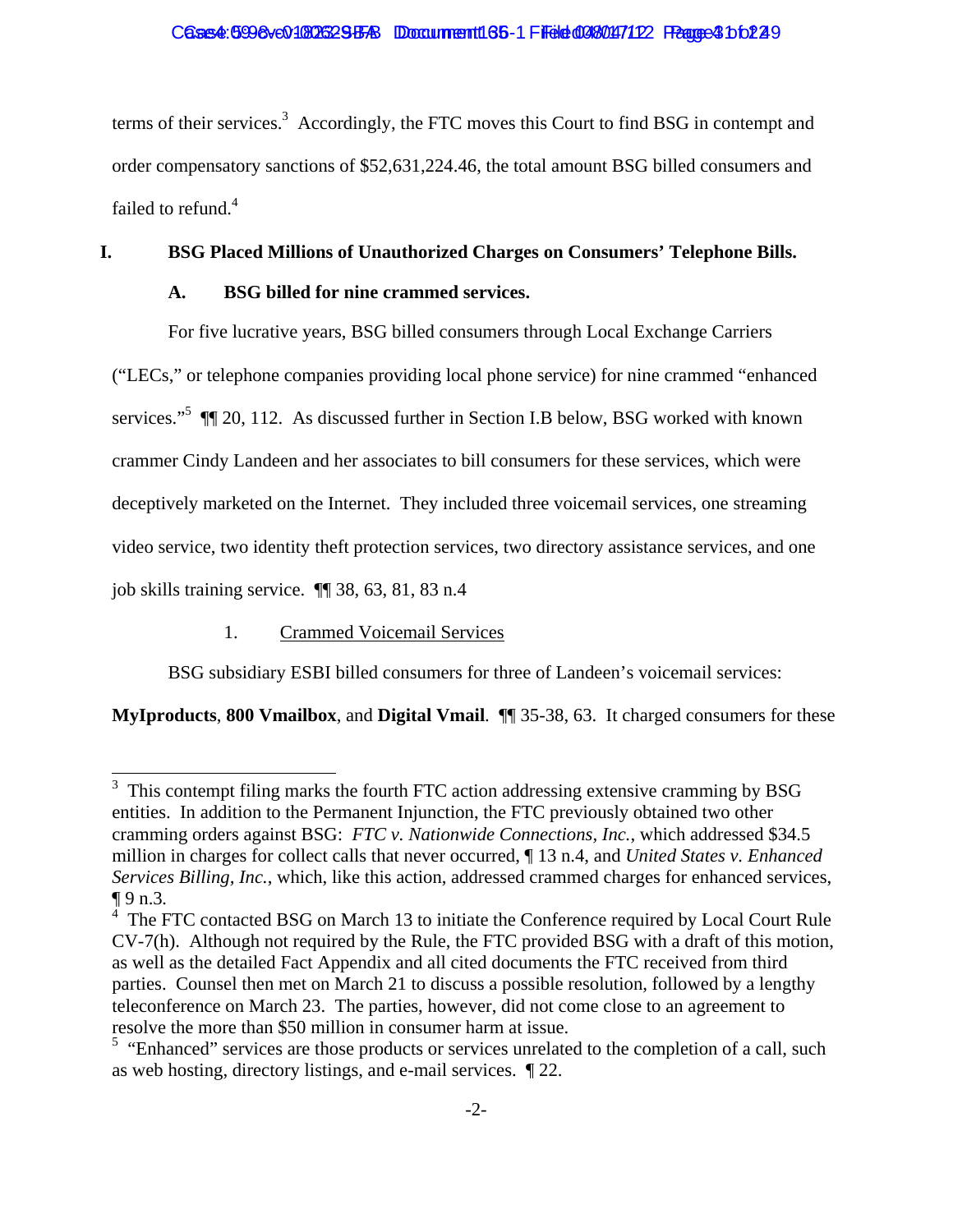terms of their services.[3] Accordingly, the FTC moves this Court to find BSG in contempt and order compensatory sanctions of $52,631,224.46, the total amount BSG billed consumers and failed to refund.[4]

## I. BSG Placed Millions of Unauthorized Charges on Consumers' Telephone Bills.

### A. BSG billed for nine crammed services.

For five lucrative years, BSG billed consumers through Local Exchange Carriers ("LECs," or telephone companies providing local phone service) for nine crammed "enhanced services."[5] ¶¶ 20, 112. As discussed further in Section I.B below, BSG worked with known crammer Cindy Landeen and her associates to bill consumers for these services, which were deceptively marketed on the Internet. They included three voicemail services, one streaming video service, two identity theft protection services, two directory assistance services, and one job skills training service. ¶¶ 38, 63, 81, 83 n.4

1. Crammed Voicemail Services

BSG subsidiary ESBI billed consumers for three of Landeen's voicemail services: **MyIproducts**, **800 Vmailbox**, and **Digital Vmail**. ¶¶ 35-38, 63. It charged consumers for these

---

[3] This contempt filing marks the fourth FTC action addressing extensive cramming by BSG entities. In addition to the Permanent Injunction, the FTC previously obtained two other cramming orders against BSG: *FTC v. Nationwide Connections, Inc.*, which addressed $34.5 million in charges for collect calls that never occurred, ¶ 13 n.4, and *United States v. Enhanced Services Billing, Inc.*, which, like this action, addressed crammed charges for enhanced services, ¶ 9 n.3.

[4] The FTC contacted BSG on March 13 to initiate the Conference required by Local Court Rule CV-7(h). Although not required by the Rule, the FTC provided BSG with a draft of this motion, as well as the detailed Fact Appendix and all cited documents the FTC received from third parties. Counsel then met on March 21 to discuss a possible resolution, followed by a lengthy teleconference on March 23. The parties, however, did not come close to an agreement to resolve the more than $50 million in consumer harm at issue.

[5] "Enhanced" services are those products or services unrelated to the completion of a call, such as web hosting, directory listings, and e-mail services. ¶ 22.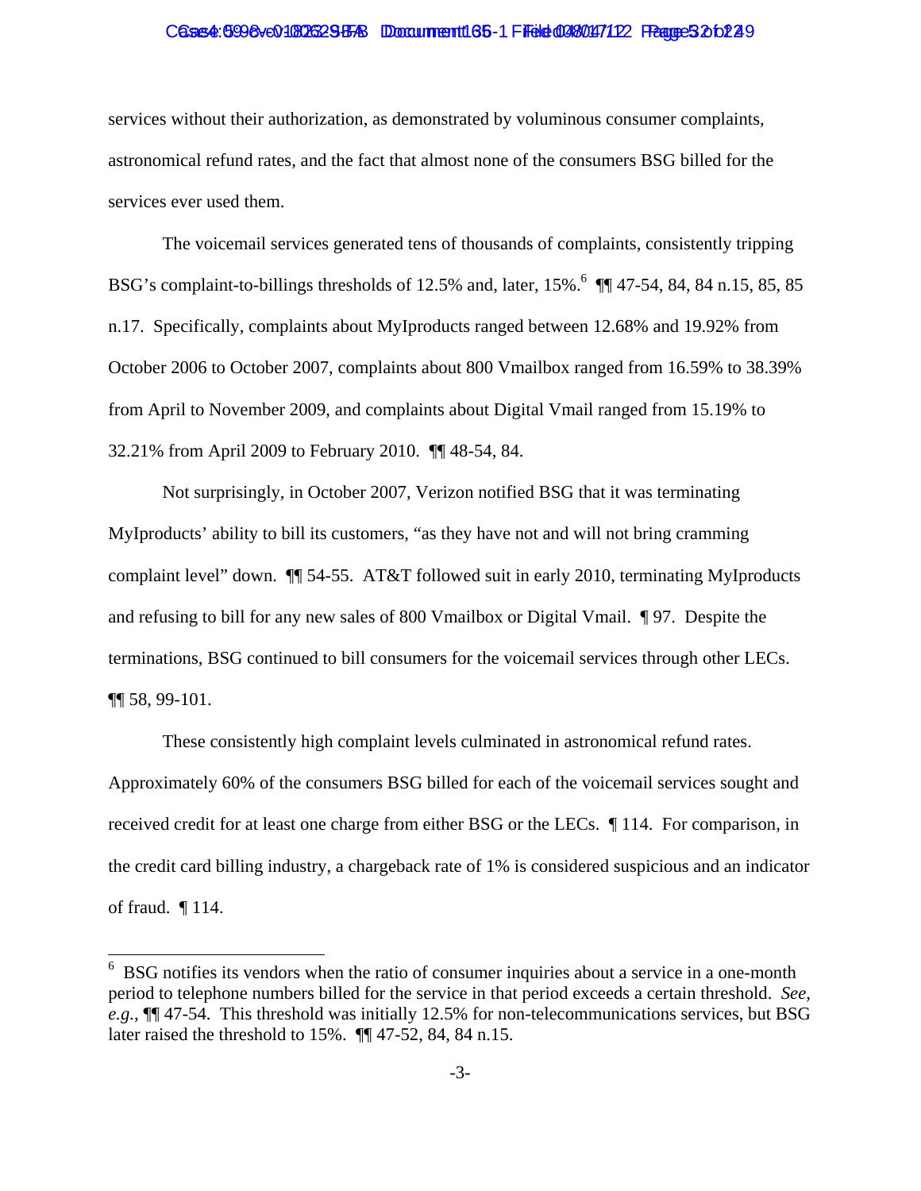services without their authorization, as demonstrated by voluminous consumer complaints, astronomical refund rates, and the fact that almost none of the consumers BSG billed for the services ever used them.

The voicemail services generated tens of thousands of complaints, consistently tripping BSG's complaint-to-billings thresholds of 12.5% and, later, 15%.[6] ¶¶ 47-54, 84, 84 n.15, 85, 85 n.17. Specifically, complaints about MyIproducts ranged between 12.68% and 19.92% from October 2006 to October 2007, complaints about 800 Vmailbox ranged from 16.59% to 38.39% from April to November 2009, and complaints about Digital Vmail ranged from 15.19% to 32.21% from April 2009 to February 2010. ¶¶ 48-54, 84.

Not surprisingly, in October 2007, Verizon notified BSG that it was terminating MyIproducts' ability to bill its customers, "as they have not and will not bring cramming complaint level" down. ¶¶ 54-55. AT&T followed suit in early 2010, terminating MyIproducts and refusing to bill for any new sales of 800 Vmailbox or Digital Vmail. ¶ 97. Despite the terminations, BSG continued to bill consumers for the voicemail services through other LECs. ¶¶ 58, 99-101.

These consistently high complaint levels culminated in astronomical refund rates. Approximately 60% of the consumers BSG billed for each of the voicemail services sought and received credit for at least one charge from either BSG or the LECs. ¶ 114. For comparison, in the credit card billing industry, a chargeback rate of 1% is considered suspicious and an indicator of fraud. ¶ 114.

---

[6] BSG notifies its vendors when the ratio of consumer inquiries about a service in a one-month period to telephone numbers billed for the service in that period exceeds a certain threshold. *See, e.g.*, ¶¶ 47-54. This threshold was initially 12.5% for non-telecommunications services, but BSG later raised the threshold to 15%. ¶¶ 47-52, 84, 84 n.15.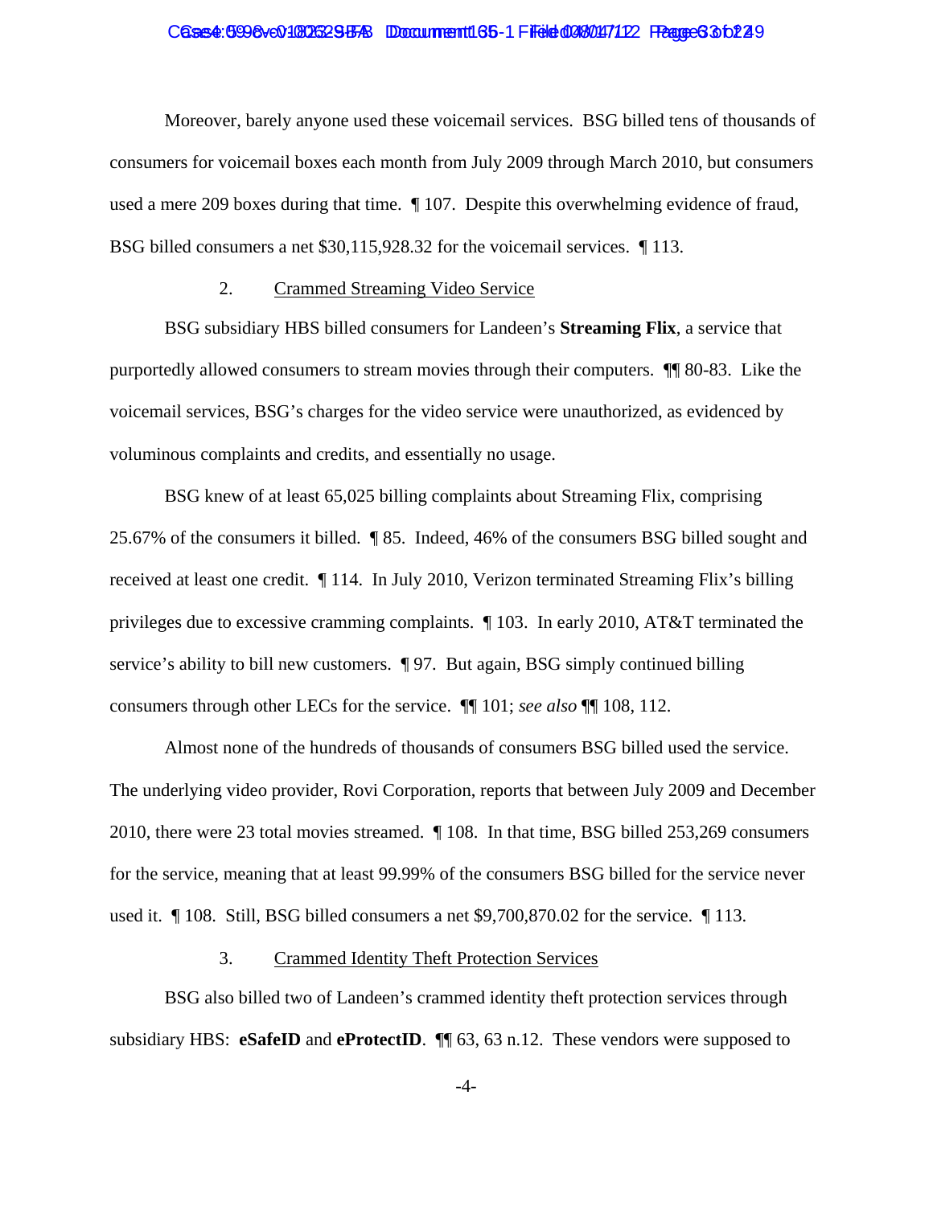Moreover, barely anyone used these voicemail services. BSG billed tens of thousands of consumers for voicemail boxes each month from July 2009 through March 2010, but consumers used a mere 209 boxes during that time. ¶ 107. Despite this overwhelming evidence of fraud, BSG billed consumers a net $30,115,928.32 for the voicemail services. ¶ 113.

2. Crammed Streaming Video Service

BSG subsidiary HBS billed consumers for Landeen's **Streaming Flix**, a service that purportedly allowed consumers to stream movies through their computers. ¶¶ 80-83. Like the voicemail services, BSG's charges for the video service were unauthorized, as evidenced by voluminous complaints and credits, and essentially no usage.

BSG knew of at least 65,025 billing complaints about Streaming Flix, comprising 25.67% of the consumers it billed. ¶ 85. Indeed, 46% of the consumers BSG billed sought and received at least one credit. ¶ 114. In July 2010, Verizon terminated Streaming Flix's billing privileges due to excessive cramming complaints. ¶ 103. In early 2010, AT&T terminated the service's ability to bill new customers. ¶ 97. But again, BSG simply continued billing consumers through other LECs for the service. ¶¶ 101; *see also* ¶¶ 108, 112.

Almost none of the hundreds of thousands of consumers BSG billed used the service. The underlying video provider, Rovi Corporation, reports that between July 2009 and December 2010, there were 23 total movies streamed. ¶ 108. In that time, BSG billed 253,269 consumers for the service, meaning that at least 99.99% of the consumers BSG billed for the service never used it. ¶ 108. Still, BSG billed consumers a net $9,700,870.02 for the service. ¶ 113.

3. Crammed Identity Theft Protection Services

BSG also billed two of Landeen's crammed identity theft protection services through subsidiary HBS: **eSafeID** and **eProtectID**. ¶¶ 63, 63 n.12. These vendors were supposed to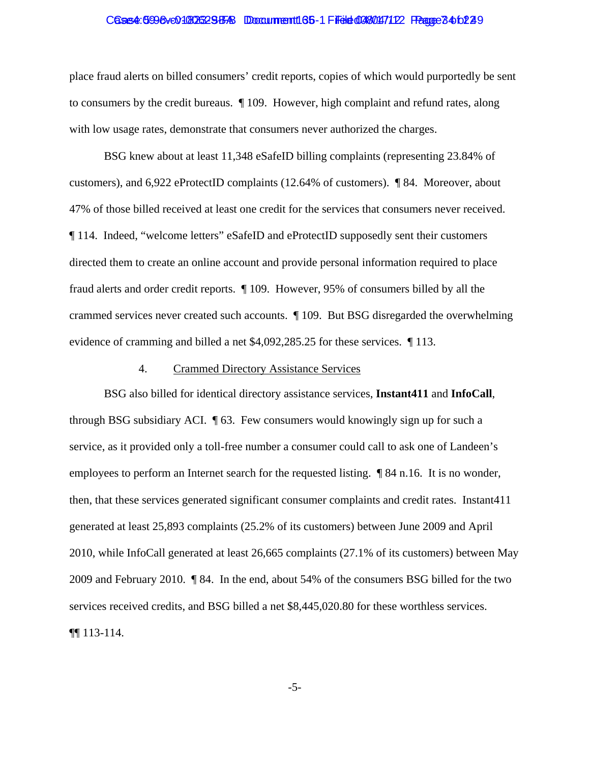place fraud alerts on billed consumers' credit reports, copies of which would purportedly be sent to consumers by the credit bureaus. ¶ 109. However, high complaint and refund rates, along with low usage rates, demonstrate that consumers never authorized the charges.

BSG knew about at least 11,348 eSafeID billing complaints (representing 23.84% of customers), and 6,922 eProtectID complaints (12.64% of customers). ¶ 84. Moreover, about 47% of those billed received at least one credit for the services that consumers never received. ¶ 114. Indeed, "welcome letters" eSafeID and eProtectID supposedly sent their customers directed them to create an online account and provide personal information required to place fraud alerts and order credit reports. ¶ 109. However, 95% of consumers billed by all the crammed services never created such accounts. ¶ 109. But BSG disregarded the overwhelming evidence of cramming and billed a net $4,092,285.25 for these services. ¶ 113.

4. Crammed Directory Assistance Services

BSG also billed for identical directory assistance services, **Instant411** and **InfoCall**, through BSG subsidiary ACI. ¶ 63. Few consumers would knowingly sign up for such a service, as it provided only a toll-free number a consumer could call to ask one of Landeen's employees to perform an Internet search for the requested listing. ¶ 84 n.16. It is no wonder, then, that these services generated significant consumer complaints and credit rates. Instant411 generated at least 25,893 complaints (25.2% of its customers) between June 2009 and April 2010, while InfoCall generated at least 26,665 complaints (27.1% of its customers) between May 2009 and February 2010. ¶ 84. In the end, about 54% of the consumers BSG billed for the two services received credits, and BSG billed a net $8,445,020.80 for these worthless services. ¶¶ 113-114.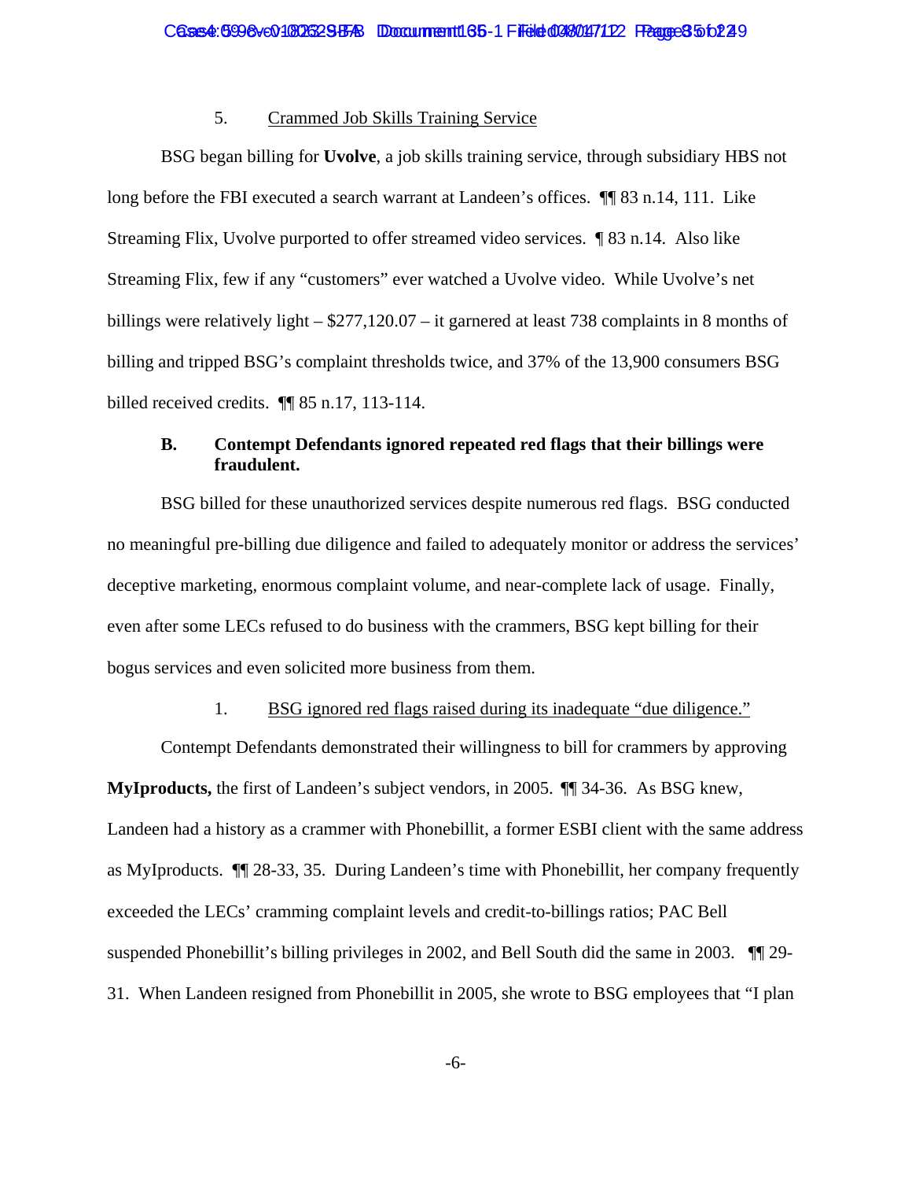5. Crammed Job Skills Training Service

BSG began billing for **Uvolve**, a job skills training service, through subsidiary HBS not long before the FBI executed a search warrant at Landeen's offices. ¶¶ 83 n.14, 111. Like Streaming Flix, Uvolve purported to offer streamed video services. ¶ 83 n.14. Also like Streaming Flix, few if any "customers" ever watched a Uvolve video. While Uvolve's net billings were relatively light – $277,120.07 – it garnered at least 738 complaints in 8 months of billing and tripped BSG's complaint thresholds twice, and 37% of the 13,900 consumers BSG billed received credits. ¶¶ 85 n.17, 113-114.

**B. Contempt Defendants ignored repeated red flags that their billings were fraudulent.**

BSG billed for these unauthorized services despite numerous red flags. BSG conducted no meaningful pre-billing due diligence and failed to adequately monitor or address the services' deceptive marketing, enormous complaint volume, and near-complete lack of usage. Finally, even after some LECs refused to do business with the crammers, BSG kept billing for their bogus services and even solicited more business from them.

1. BSG ignored red flags raised during its inadequate "due diligence."

Contempt Defendants demonstrated their willingness to bill for crammers by approving **MyIproducts,** the first of Landeen's subject vendors, in 2005. ¶¶ 34-36. As BSG knew, Landeen had a history as a crammer with Phonebillit, a former ESBI client with the same address as MyIproducts. ¶¶ 28-33, 35. During Landeen's time with Phonebillit, her company frequently exceeded the LECs' cramming complaint levels and credit-to-billings ratios; PAC Bell suspended Phonebillit's billing privileges in 2002, and Bell South did the same in 2003. ¶¶ 29-31. When Landeen resigned from Phonebillit in 2005, she wrote to BSG employees that "I plan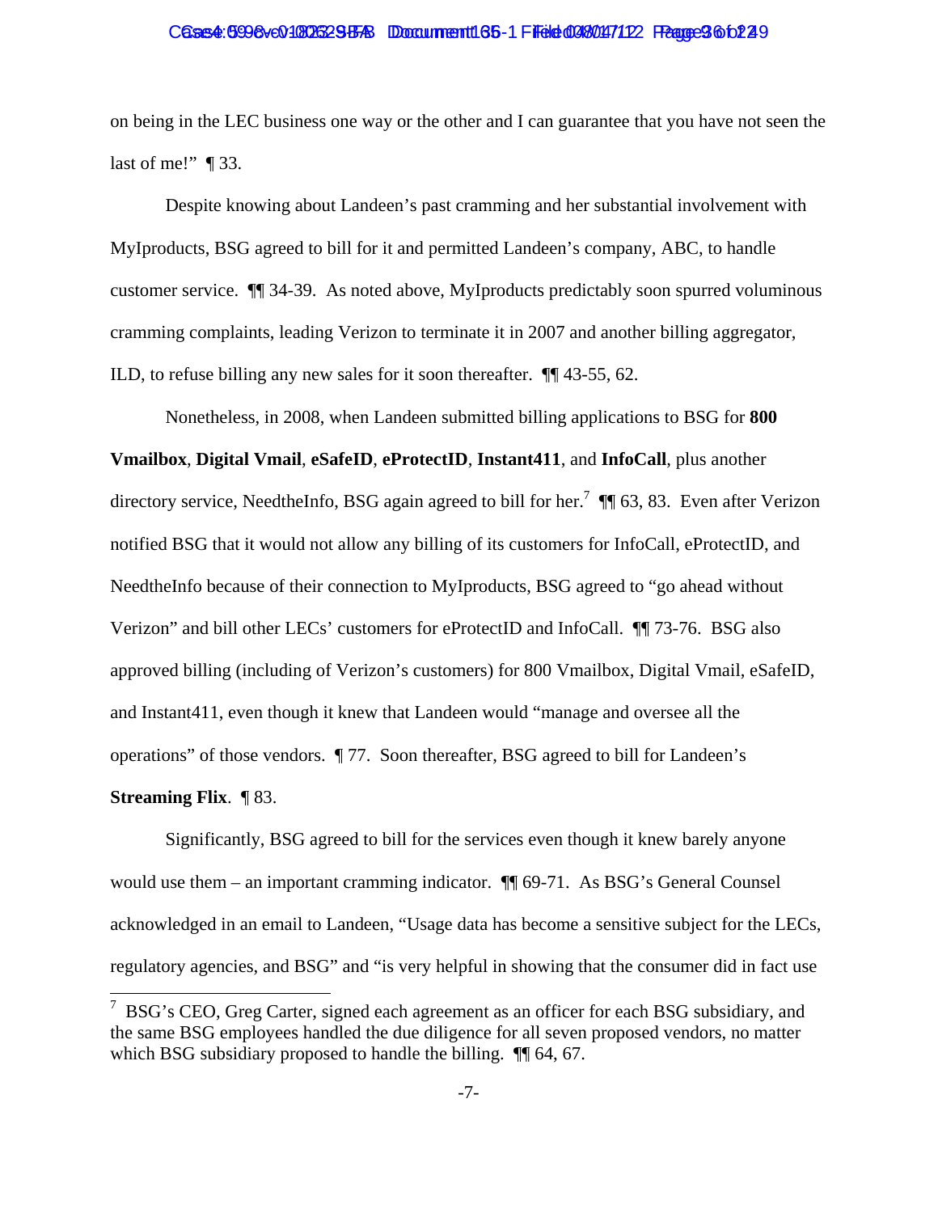on being in the LEC business one way or the other and I can guarantee that you have not seen the last of me!" ¶ 33.

Despite knowing about Landeen's past cramming and her substantial involvement with MyIproducts, BSG agreed to bill for it and permitted Landeen's company, ABC, to handle customer service. ¶¶ 34-39. As noted above, MyIproducts predictably soon spurred voluminous cramming complaints, leading Verizon to terminate it in 2007 and another billing aggregator, ILD, to refuse billing any new sales for it soon thereafter. ¶¶ 43-55, 62.

Nonetheless, in 2008, when Landeen submitted billing applications to BSG for **800 Vmailbox**, **Digital Vmail**, **eSafeID**, **eProtectID**, **Instant411**, and **InfoCall**, plus another directory service, NeedtheInfo, BSG again agreed to bill for her.[7] ¶¶ 63, 83. Even after Verizon notified BSG that it would not allow any billing of its customers for InfoCall, eProtectID, and NeedtheInfo because of their connection to MyIproducts, BSG agreed to "go ahead without Verizon" and bill other LECs' customers for eProtectID and InfoCall. ¶¶ 73-76. BSG also approved billing (including of Verizon's customers) for 800 Vmailbox, Digital Vmail, eSafeID, and Instant411, even though it knew that Landeen would "manage and oversee all the operations" of those vendors. ¶ 77. Soon thereafter, BSG agreed to bill for Landeen's **Streaming Flix**. ¶ 83.

Significantly, BSG agreed to bill for the services even though it knew barely anyone would use them – an important cramming indicator. ¶¶ 69-71. As BSG's General Counsel acknowledged in an email to Landeen, "Usage data has become a sensitive subject for the LECs, regulatory agencies, and BSG" and "is very helpful in showing that the consumer did in fact use

---

[7] BSG's CEO, Greg Carter, signed each agreement as an officer for each BSG subsidiary, and the same BSG employees handled the due diligence for all seven proposed vendors, no matter which BSG subsidiary proposed to handle the billing. ¶¶ 64, 67.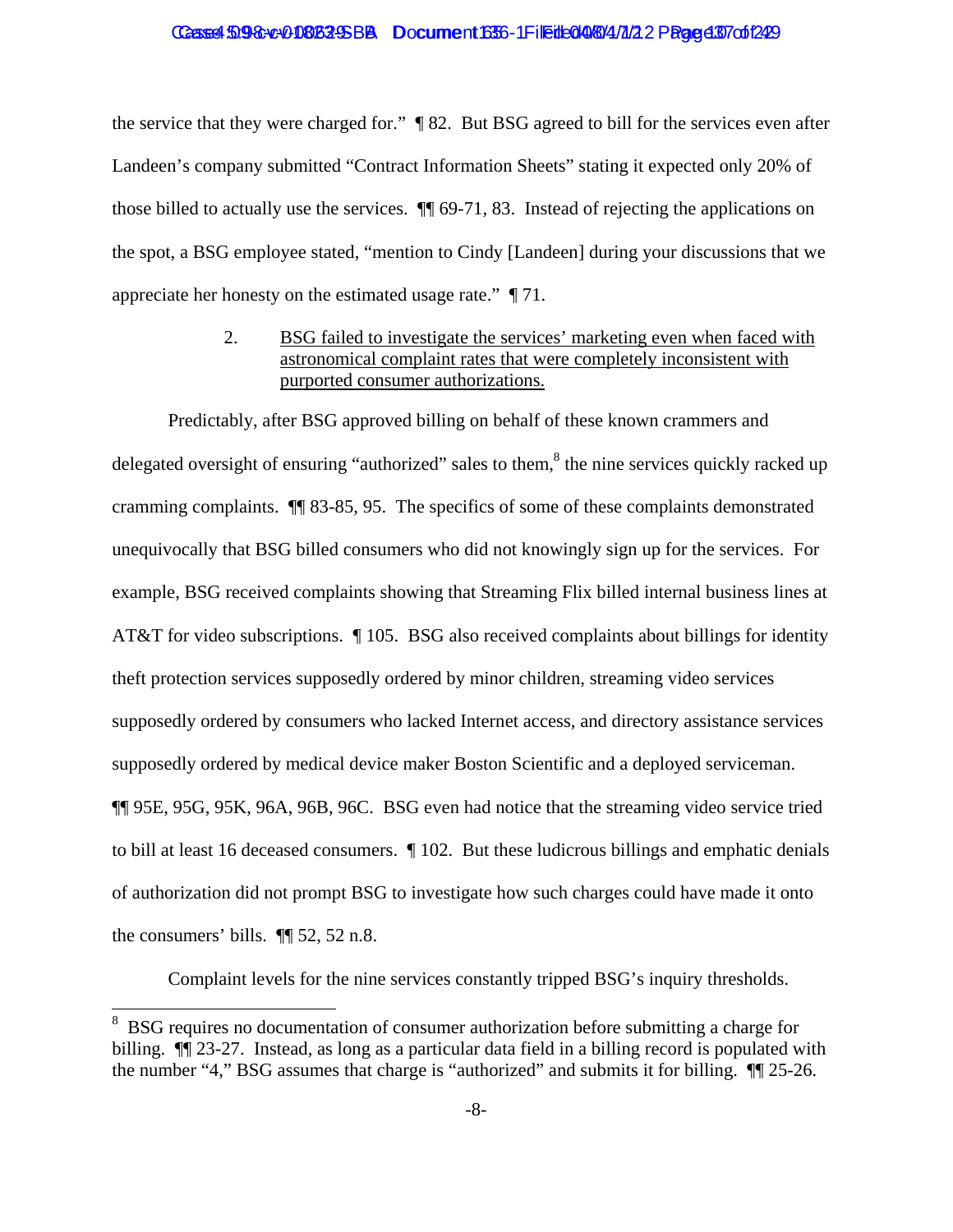the service that they were charged for." ¶ 82. But BSG agreed to bill for the services even after Landeen's company submitted "Contract Information Sheets" stating it expected only 20% of those billed to actually use the services. ¶¶ 69-71, 83. Instead of rejecting the applications on the spot, a BSG employee stated, "mention to Cindy [Landeen] during your discussions that we appreciate her honesty on the estimated usage rate." ¶ 71.

2. <u>BSG failed to investigate the services' marketing even when faced with astronomical complaint rates that were completely inconsistent with purported consumer authorizations.</u>

Predictably, after BSG approved billing on behalf of these known crammers and delegated oversight of ensuring "authorized" sales to them,[8] the nine services quickly racked up cramming complaints. ¶¶ 83-85, 95. The specifics of some of these complaints demonstrated unequivocally that BSG billed consumers who did not knowingly sign up for the services. For example, BSG received complaints showing that Streaming Flix billed internal business lines at AT&T for video subscriptions. ¶ 105. BSG also received complaints about billings for identity theft protection services supposedly ordered by minor children, streaming video services supposedly ordered by consumers who lacked Internet access, and directory assistance services supposedly ordered by medical device maker Boston Scientific and a deployed serviceman. ¶¶ 95E, 95G, 95K, 96A, 96B, 96C. BSG even had notice that the streaming video service tried to bill at least 16 deceased consumers. ¶ 102. But these ludicrous billings and emphatic denials of authorization did not prompt BSG to investigate how such charges could have made it onto the consumers' bills. ¶¶ 52, 52 n.8.

Complaint levels for the nine services constantly tripped BSG's inquiry thresholds.

---

[8] BSG requires no documentation of consumer authorization before submitting a charge for billing. ¶¶ 23-27. Instead, as long as a particular data field in a billing record is populated with the number "4," BSG assumes that charge is "authorized" and submits it for billing. ¶¶ 25-26.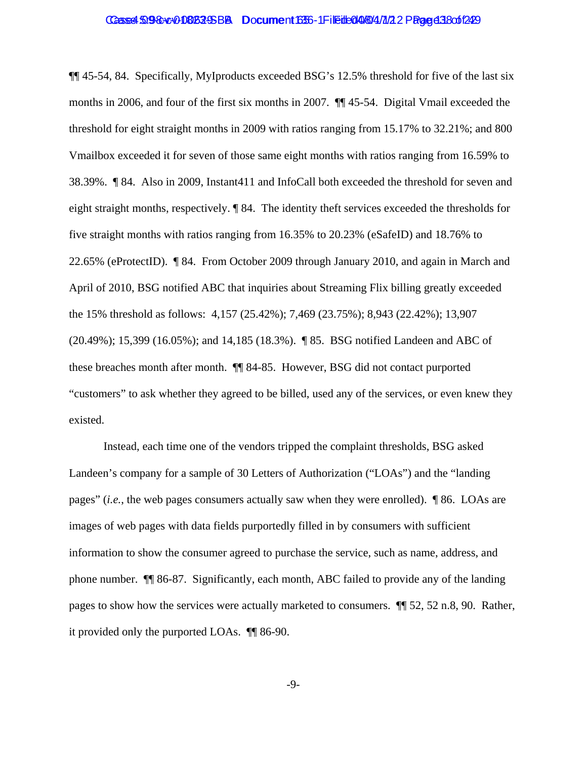¶¶ 45-54, 84. Specifically, MyIproducts exceeded BSG's 12.5% threshold for five of the last six months in 2006, and four of the first six months in 2007. ¶¶ 45-54. Digital Vmail exceeded the threshold for eight straight months in 2009 with ratios ranging from 15.17% to 32.21%; and 800 Vmailbox exceeded it for seven of those same eight months with ratios ranging from 16.59% to 38.39%. ¶ 84. Also in 2009, Instant411 and InfoCall both exceeded the threshold for seven and eight straight months, respectively. ¶ 84. The identity theft services exceeded the thresholds for five straight months with ratios ranging from 16.35% to 20.23% (eSafeID) and 18.76% to 22.65% (eProtectID). ¶ 84. From October 2009 through January 2010, and again in March and April of 2010, BSG notified ABC that inquiries about Streaming Flix billing greatly exceeded the 15% threshold as follows: 4,157 (25.42%); 7,469 (23.75%); 8,943 (22.42%); 13,907 (20.49%); 15,399 (16.05%); and 14,185 (18.3%). ¶ 85. BSG notified Landeen and ABC of these breaches month after month. ¶¶ 84-85. However, BSG did not contact purported "customers" to ask whether they agreed to be billed, used any of the services, or even knew they existed.

Instead, each time one of the vendors tripped the complaint thresholds, BSG asked Landeen's company for a sample of 30 Letters of Authorization ("LOAs") and the "landing pages" (*i.e.*, the web pages consumers actually saw when they were enrolled). ¶ 86. LOAs are images of web pages with data fields purportedly filled in by consumers with sufficient information to show the consumer agreed to purchase the service, such as name, address, and phone number. ¶¶ 86-87. Significantly, each month, ABC failed to provide any of the landing pages to show how the services were actually marketed to consumers. ¶¶ 52, 52 n.8, 90. Rather, it provided only the purported LOAs. ¶¶ 86-90.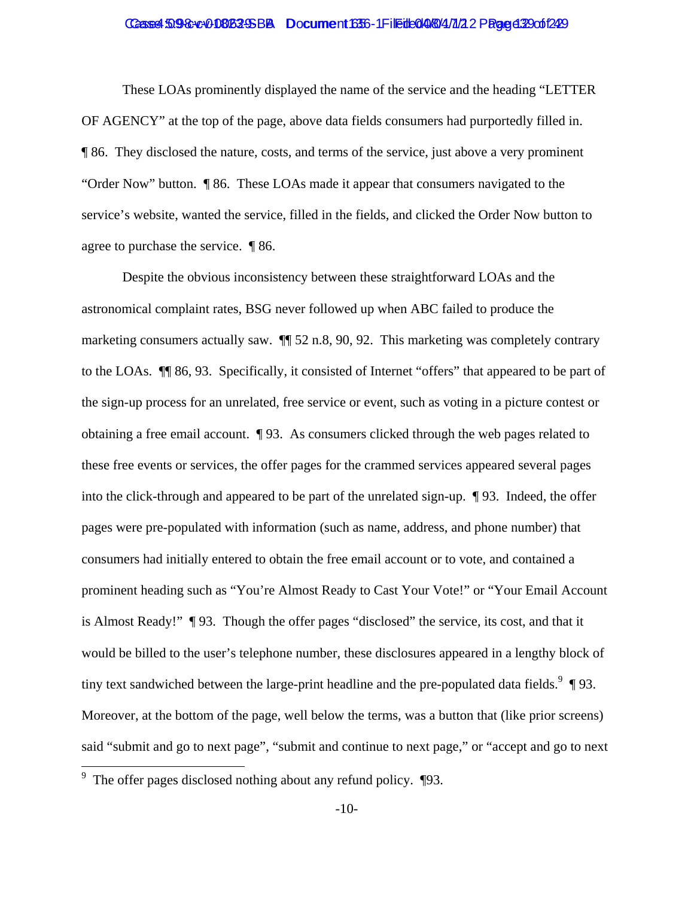These LOAs prominently displayed the name of the service and the heading "LETTER OF AGENCY" at the top of the page, above data fields consumers had purportedly filled in. ¶ 86. They disclosed the nature, costs, and terms of the service, just above a very prominent "Order Now" button. ¶ 86. These LOAs made it appear that consumers navigated to the service's website, wanted the service, filled in the fields, and clicked the Order Now button to agree to purchase the service. ¶ 86.

Despite the obvious inconsistency between these straightforward LOAs and the astronomical complaint rates, BSG never followed up when ABC failed to produce the marketing consumers actually saw. ¶¶ 52 n.8, 90, 92. This marketing was completely contrary to the LOAs. ¶¶ 86, 93. Specifically, it consisted of Internet "offers" that appeared to be part of the sign-up process for an unrelated, free service or event, such as voting in a picture contest or obtaining a free email account. ¶ 93. As consumers clicked through the web pages related to these free events or services, the offer pages for the crammed services appeared several pages into the click-through and appeared to be part of the unrelated sign-up. ¶ 93. Indeed, the offer pages were pre-populated with information (such as name, address, and phone number) that consumers had initially entered to obtain the free email account or to vote, and contained a prominent heading such as "You're Almost Ready to Cast Your Vote!" or "Your Email Account is Almost Ready!" ¶ 93. Though the offer pages "disclosed" the service, its cost, and that it would be billed to the user's telephone number, these disclosures appeared in a lengthy block of tiny text sandwiched between the large-print headline and the pre-populated data fields.[9] ¶ 93. Moreover, at the bottom of the page, well below the terms, was a button that (like prior screens) said "submit and go to next page", "submit and continue to next page," or "accept and go to next

[9] The offer pages disclosed nothing about any refund policy. ¶93.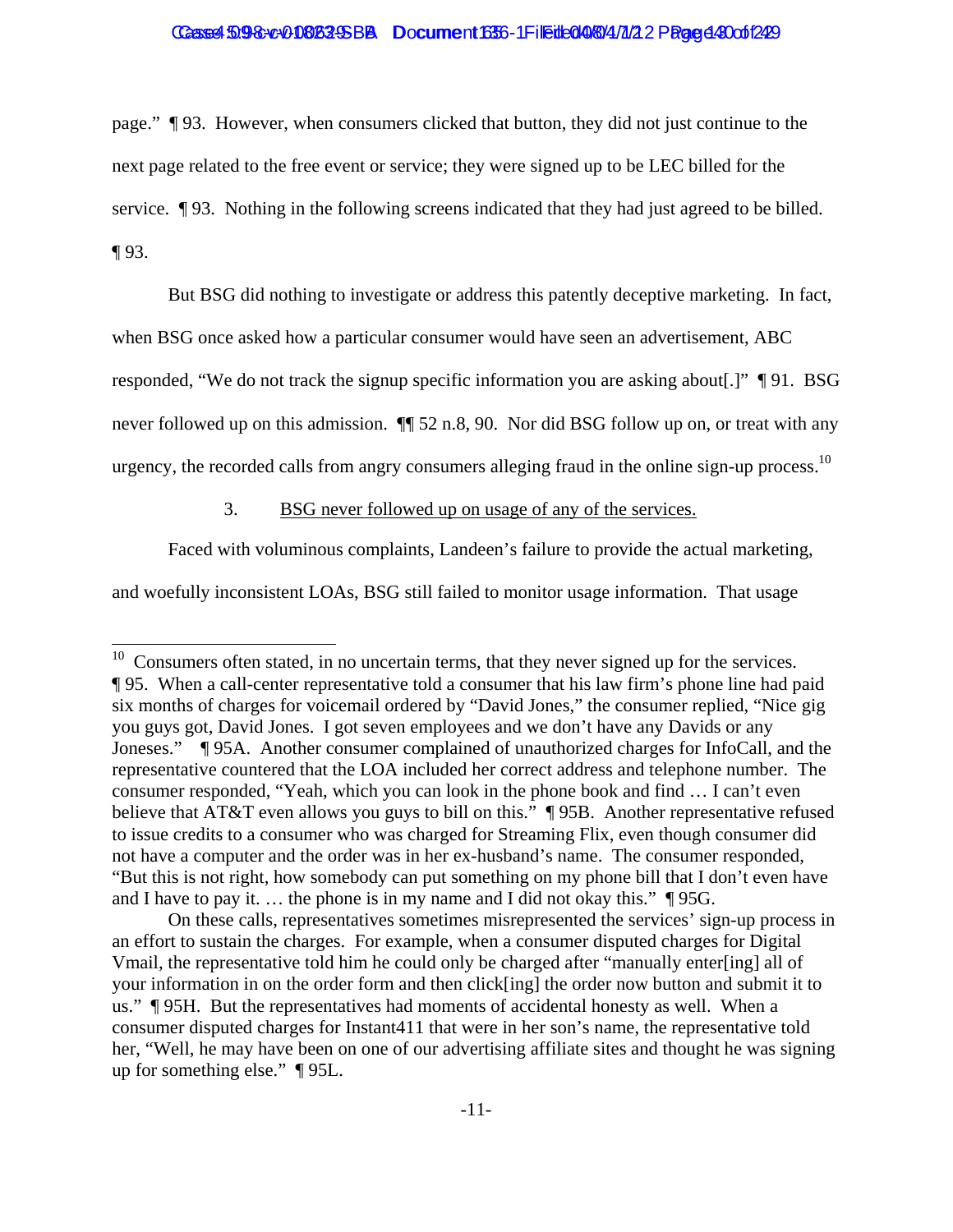page." ¶ 93. However, when consumers clicked that button, they did not just continue to the next page related to the free event or service; they were signed up to be LEC billed for the service. ¶ 93. Nothing in the following screens indicated that they had just agreed to be billed. ¶ 93.

But BSG did nothing to investigate or address this patently deceptive marketing. In fact, when BSG once asked how a particular consumer would have seen an advertisement, ABC responded, "We do not track the signup specific information you are asking about[.]" ¶ 91. BSG never followed up on this admission. ¶¶ 52 n.8, 90. Nor did BSG follow up on, or treat with any urgency, the recorded calls from angry consumers alleging fraud in the online sign-up process.[10]

3. BSG never followed up on usage of any of the services.

Faced with voluminous complaints, Landeen's failure to provide the actual marketing, and woefully inconsistent LOAs, BSG still failed to monitor usage information. That usage

---

[10] Consumers often stated, in no uncertain terms, that they never signed up for the services. ¶ 95. When a call-center representative told a consumer that his law firm's phone line had paid six months of charges for voicemail ordered by "David Jones," the consumer replied, "Nice gig you guys got, David Jones. I got seven employees and we don't have any Davids or any Joneses." ¶ 95A. Another consumer complained of unauthorized charges for InfoCall, and the representative countered that the LOA included her correct address and telephone number. The consumer responded, "Yeah, which you can look in the phone book and find … I can't even believe that AT&T even allows you guys to bill on this." ¶ 95B. Another representative refused to issue credits to a consumer who was charged for Streaming Flix, even though consumer did not have a computer and the order was in her ex-husband's name. The consumer responded, "But this is not right, how somebody can put something on my phone bill that I don't even have and I have to pay it. … the phone is in my name and I did not okay this." ¶ 95G.

On these calls, representatives sometimes misrepresented the services' sign-up process in an effort to sustain the charges. For example, when a consumer disputed charges for Digital Vmail, the representative told him he could only be charged after "manually enter[ing] all of your information in on the order form and then click[ing] the order now button and submit it to us." ¶ 95H. But the representatives had moments of accidental honesty as well. When a consumer disputed charges for Instant411 that were in her son's name, the representative told her, "Well, he may have been on one of our advertising affiliate sites and thought he was signing up for something else." ¶ 95L.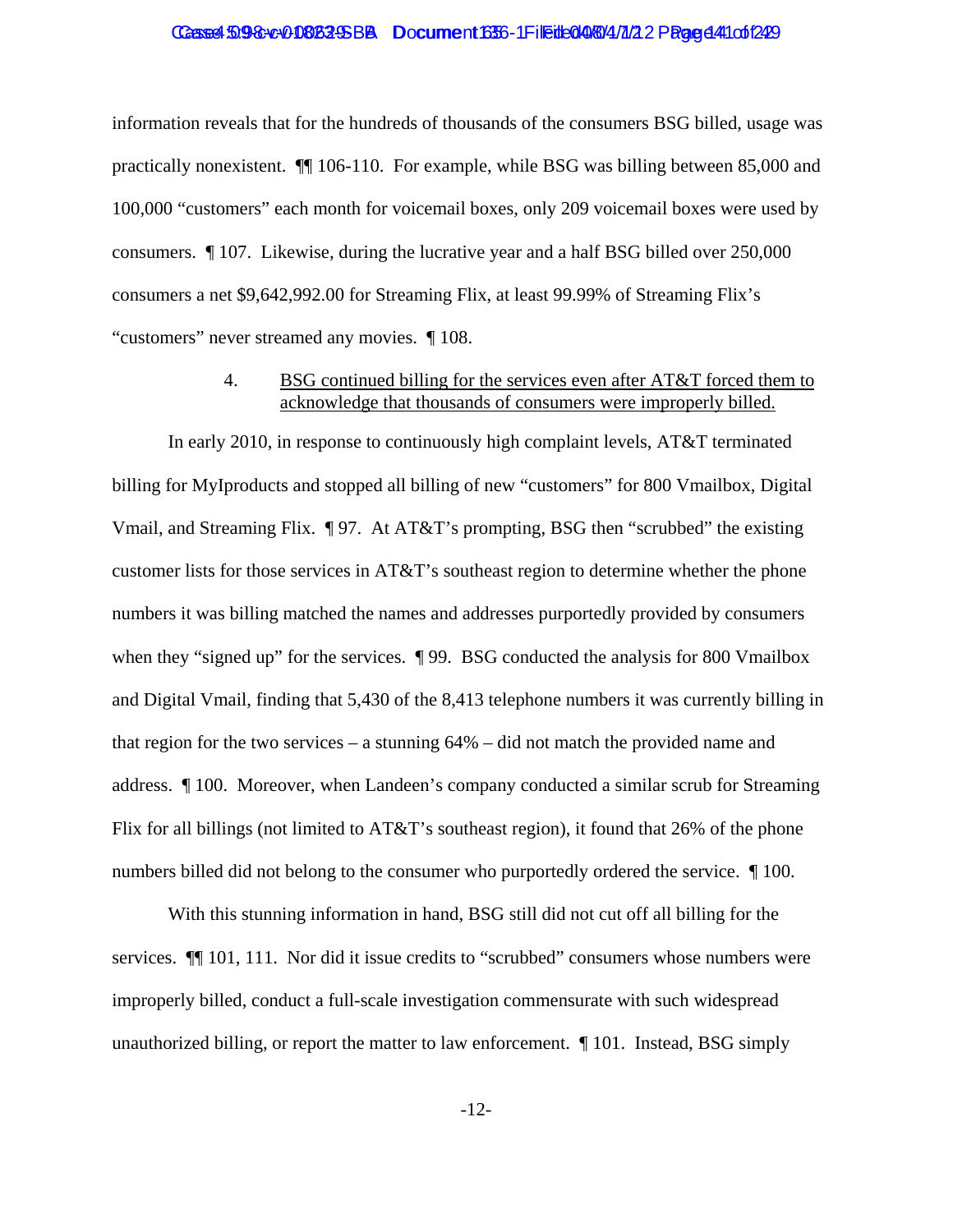information reveals that for the hundreds of thousands of the consumers BSG billed, usage was practically nonexistent. ¶¶ 106-110. For example, while BSG was billing between 85,000 and 100,000 "customers" each month for voicemail boxes, only 209 voicemail boxes were used by consumers. ¶ 107. Likewise, during the lucrative year and a half BSG billed over 250,000 consumers a net $9,642,992.00 for Streaming Flix, at least 99.99% of Streaming Flix's "customers" never streamed any movies. ¶ 108.

4. BSG continued billing for the services even after AT&T forced them to acknowledge that thousands of consumers were improperly billed.

In early 2010, in response to continuously high complaint levels, AT&T terminated billing for MyIproducts and stopped all billing of new "customers" for 800 Vmailbox, Digital Vmail, and Streaming Flix. ¶ 97. At AT&T's prompting, BSG then "scrubbed" the existing customer lists for those services in AT&T's southeast region to determine whether the phone numbers it was billing matched the names and addresses purportedly provided by consumers when they "signed up" for the services. ¶ 99. BSG conducted the analysis for 800 Vmailbox and Digital Vmail, finding that 5,430 of the 8,413 telephone numbers it was currently billing in that region for the two services – a stunning 64% – did not match the provided name and address. ¶ 100. Moreover, when Landeen's company conducted a similar scrub for Streaming Flix for all billings (not limited to AT&T's southeast region), it found that 26% of the phone numbers billed did not belong to the consumer who purportedly ordered the service. ¶ 100.

With this stunning information in hand, BSG still did not cut off all billing for the services. ¶¶ 101, 111. Nor did it issue credits to "scrubbed" consumers whose numbers were improperly billed, conduct a full-scale investigation commensurate with such widespread unauthorized billing, or report the matter to law enforcement. ¶ 101. Instead, BSG simply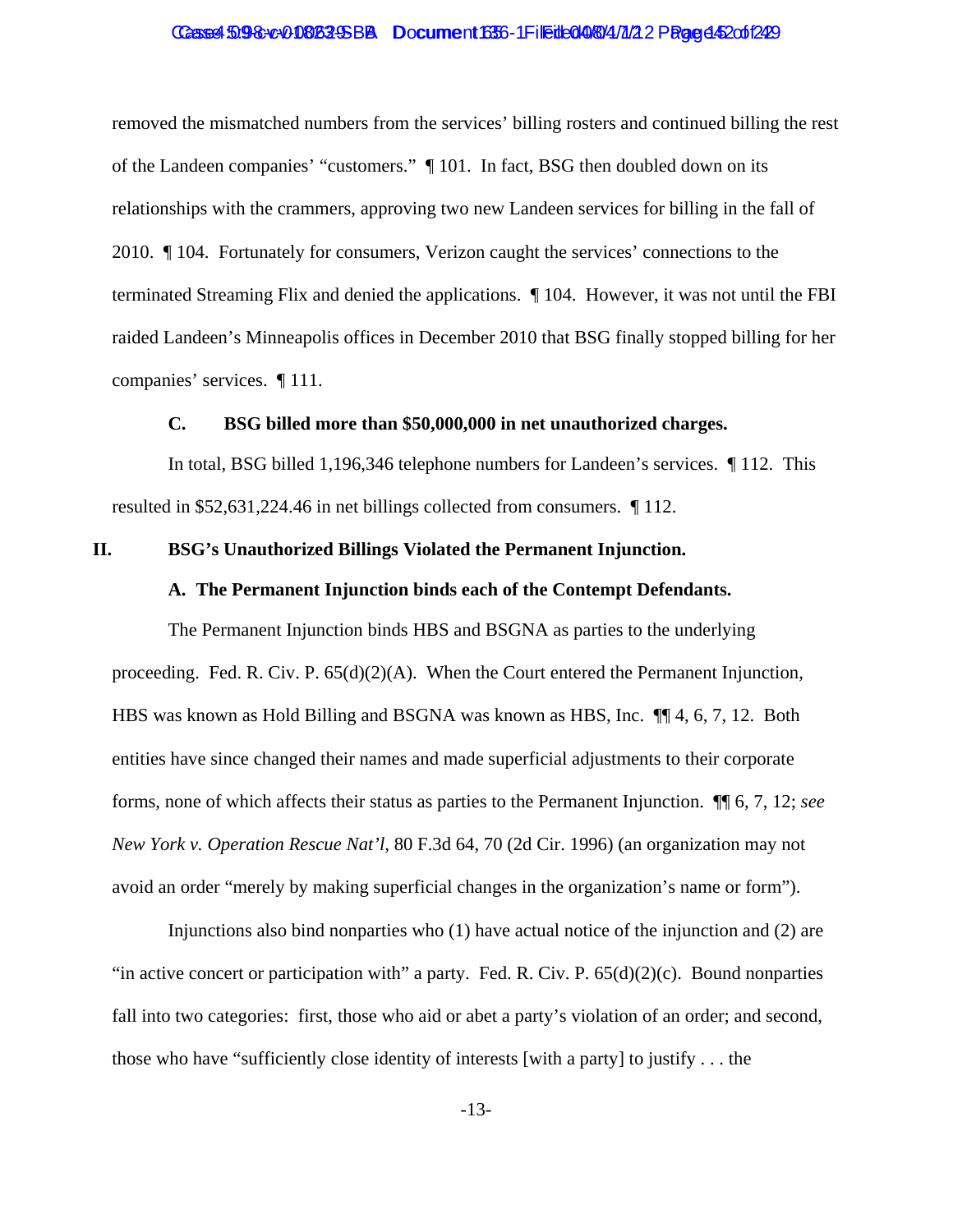removed the mismatched numbers from the services' billing rosters and continued billing the rest of the Landeen companies' "customers." ¶ 101. In fact, BSG then doubled down on its relationships with the crammers, approving two new Landeen services for billing in the fall of 2010. ¶ 104. Fortunately for consumers, Verizon caught the services' connections to the terminated Streaming Flix and denied the applications. ¶ 104. However, it was not until the FBI raided Landeen's Minneapolis offices in December 2010 that BSG finally stopped billing for her companies' services. ¶ 111.

### C. BSG billed more than $50,000,000 in net unauthorized charges.

In total, BSG billed 1,196,346 telephone numbers for Landeen's services. ¶ 112. This resulted in $52,631,224.46 in net billings collected from consumers. ¶ 112.

## II. BSG's Unauthorized Billings Violated the Permanent Injunction.

### A. The Permanent Injunction binds each of the Contempt Defendants.

The Permanent Injunction binds HBS and BSGNA as parties to the underlying proceeding. Fed. R. Civ. P. 65(d)(2)(A). When the Court entered the Permanent Injunction, HBS was known as Hold Billing and BSGNA was known as HBS, Inc. ¶¶ 4, 6, 7, 12. Both entities have since changed their names and made superficial adjustments to their corporate forms, none of which affects their status as parties to the Permanent Injunction. ¶¶ 6, 7, 12; *see New York v. Operation Rescue Nat'l*, 80 F.3d 64, 70 (2d Cir. 1996) (an organization may not avoid an order "merely by making superficial changes in the organization's name or form").

Injunctions also bind nonparties who (1) have actual notice of the injunction and (2) are "in active concert or participation with" a party. Fed. R. Civ. P. 65(d)(2)(c). Bound nonparties fall into two categories: first, those who aid or abet a party's violation of an order; and second, those who have "sufficiently close identity of interests [with a party] to justify . . . the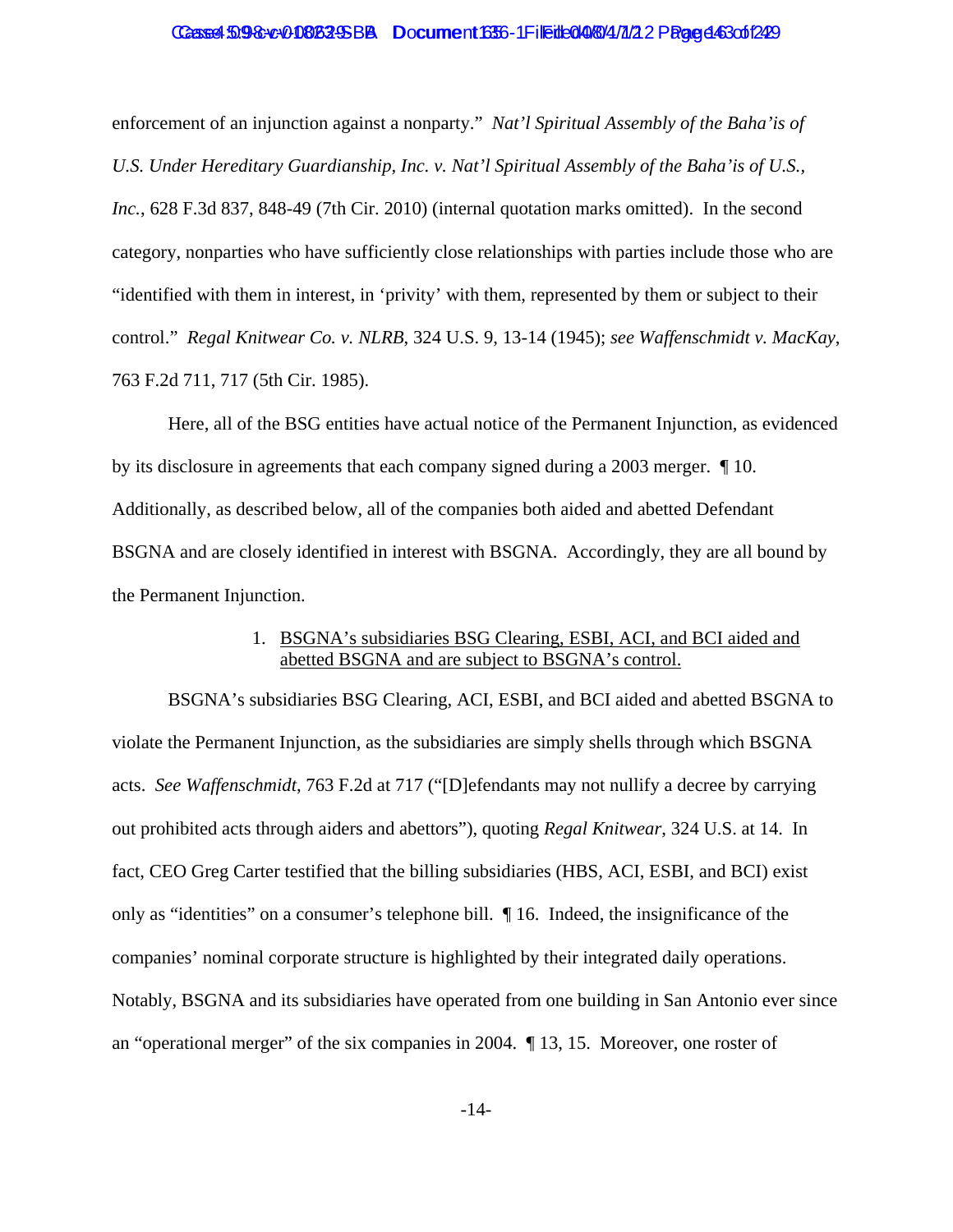enforcement of an injunction against a nonparty." *Nat'l Spiritual Assembly of the Baha'is of U.S. Under Hereditary Guardianship, Inc. v. Nat'l Spiritual Assembly of the Baha'is of U.S., Inc.*, 628 F.3d 837, 848-49 (7th Cir. 2010) (internal quotation marks omitted). In the second category, nonparties who have sufficiently close relationships with parties include those who are "identified with them in interest, in 'privity' with them, represented by them or subject to their control." *Regal Knitwear Co. v. NLRB*, 324 U.S. 9, 13-14 (1945); *see Waffenschmidt v. MacKay*, 763 F.2d 711, 717 (5th Cir. 1985).

Here, all of the BSG entities have actual notice of the Permanent Injunction, as evidenced by its disclosure in agreements that each company signed during a 2003 merger. ¶ 10. Additionally, as described below, all of the companies both aided and abetted Defendant BSGNA and are closely identified in interest with BSGNA. Accordingly, they are all bound by the Permanent Injunction.

1. <u>BSGNA's subsidiaries BSG Clearing, ESBI, ACI, and BCI aided and abetted BSGNA and are subject to BSGNA's control.</u>

BSGNA's subsidiaries BSG Clearing, ACI, ESBI, and BCI aided and abetted BSGNA to violate the Permanent Injunction, as the subsidiaries are simply shells through which BSGNA acts. *See Waffenschmidt*, 763 F.2d at 717 ("[D]efendants may not nullify a decree by carrying out prohibited acts through aiders and abettors"), quoting *Regal Knitwear*, 324 U.S. at 14. In fact, CEO Greg Carter testified that the billing subsidiaries (HBS, ACI, ESBI, and BCI) exist only as "identities" on a consumer's telephone bill. ¶ 16. Indeed, the insignificance of the companies' nominal corporate structure is highlighted by their integrated daily operations. Notably, BSGNA and its subsidiaries have operated from one building in San Antonio ever since an "operational merger" of the six companies in 2004. ¶ 13, 15. Moreover, one roster of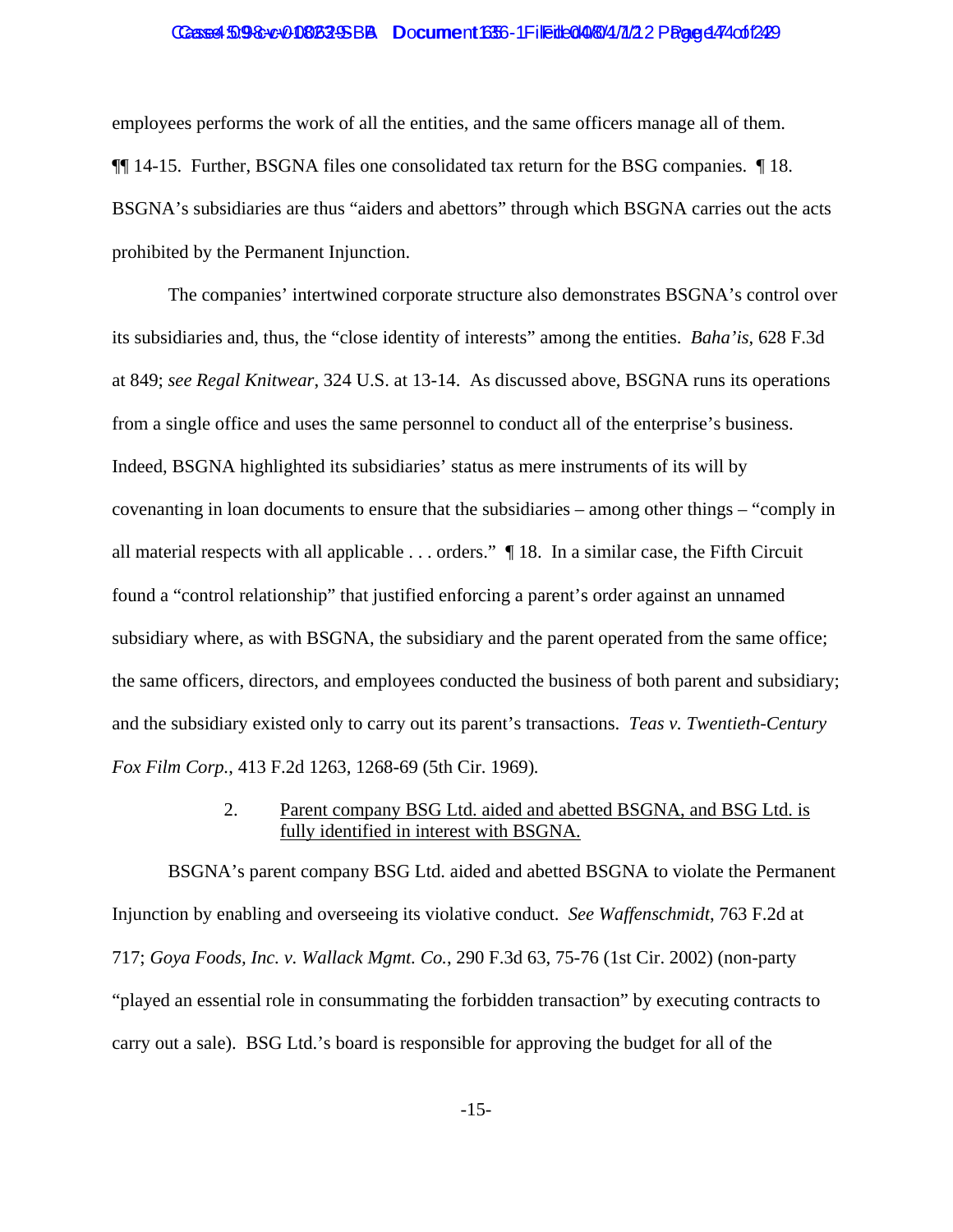employees performs the work of all the entities, and the same officers manage all of them. ¶¶ 14-15. Further, BSGNA files one consolidated tax return for the BSG companies. ¶ 18. BSGNA's subsidiaries are thus "aiders and abettors" through which BSGNA carries out the acts prohibited by the Permanent Injunction.

The companies' intertwined corporate structure also demonstrates BSGNA's control over its subsidiaries and, thus, the "close identity of interests" among the entities. *Baha'is*, 628 F.3d at 849; *see Regal Knitwear*, 324 U.S. at 13-14. As discussed above, BSGNA runs its operations from a single office and uses the same personnel to conduct all of the enterprise's business. Indeed, BSGNA highlighted its subsidiaries' status as mere instruments of its will by covenanting in loan documents to ensure that the subsidiaries – among other things – "comply in all material respects with all applicable . . . orders." ¶ 18. In a similar case, the Fifth Circuit found a "control relationship" that justified enforcing a parent's order against an unnamed subsidiary where, as with BSGNA, the subsidiary and the parent operated from the same office; the same officers, directors, and employees conducted the business of both parent and subsidiary; and the subsidiary existed only to carry out its parent's transactions. *Teas v. Twentieth-Century Fox Film Corp.*, 413 F.2d 1263, 1268-69 (5th Cir. 1969).

2. Parent company BSG Ltd. aided and abetted BSGNA, and BSG Ltd. is fully identified in interest with BSGNA.

BSGNA's parent company BSG Ltd. aided and abetted BSGNA to violate the Permanent Injunction by enabling and overseeing its violative conduct. *See Waffenschmidt*, 763 F.2d at 717; *Goya Foods, Inc. v. Wallack Mgmt. Co.*, 290 F.3d 63, 75-76 (1st Cir. 2002) (non-party "played an essential role in consummating the forbidden transaction" by executing contracts to carry out a sale). BSG Ltd.'s board is responsible for approving the budget for all of the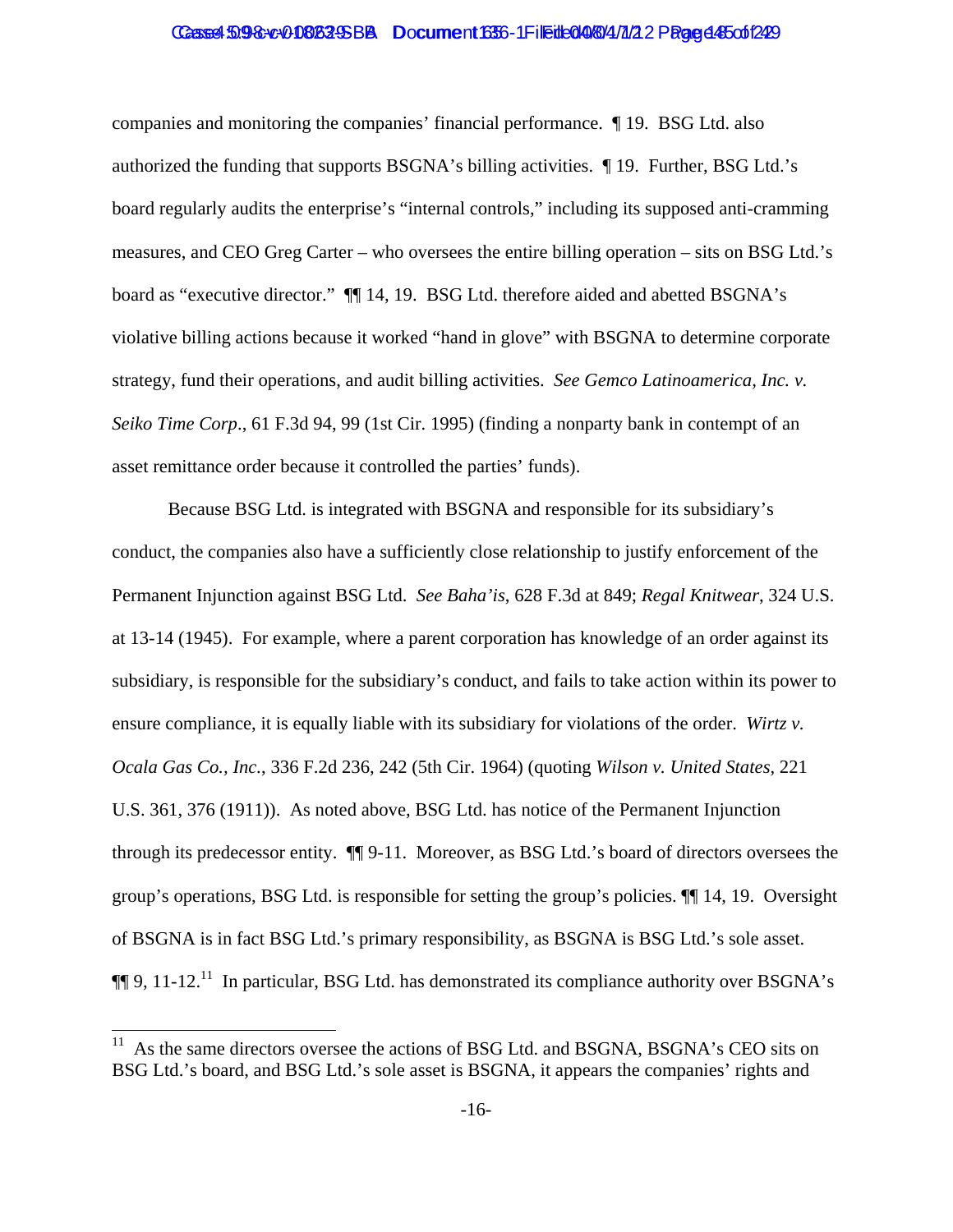companies and monitoring the companies' financial performance. ¶ 19. BSG Ltd. also authorized the funding that supports BSGNA's billing activities. ¶ 19. Further, BSG Ltd.'s board regularly audits the enterprise's "internal controls," including its supposed anti-cramming measures, and CEO Greg Carter – who oversees the entire billing operation – sits on BSG Ltd.'s board as "executive director." ¶¶ 14, 19. BSG Ltd. therefore aided and abetted BSGNA's violative billing actions because it worked "hand in glove" with BSGNA to determine corporate strategy, fund their operations, and audit billing activities. *See Gemco Latinoamerica, Inc. v. Seiko Time Corp*., 61 F.3d 94, 99 (1st Cir. 1995) (finding a nonparty bank in contempt of an asset remittance order because it controlled the parties' funds).

Because BSG Ltd. is integrated with BSGNA and responsible for its subsidiary's conduct, the companies also have a sufficiently close relationship to justify enforcement of the Permanent Injunction against BSG Ltd. *See Baha'is*, 628 F.3d at 849; *Regal Knitwear*, 324 U.S. at 13-14 (1945). For example, where a parent corporation has knowledge of an order against its subsidiary, is responsible for the subsidiary's conduct, and fails to take action within its power to ensure compliance, it is equally liable with its subsidiary for violations of the order. *Wirtz v. Ocala Gas Co., Inc.*, 336 F.2d 236, 242 (5th Cir. 1964) (quoting *Wilson v. United States*, 221 U.S. 361, 376 (1911)). As noted above, BSG Ltd. has notice of the Permanent Injunction through its predecessor entity. ¶¶ 9-11. Moreover, as BSG Ltd.'s board of directors oversees the group's operations, BSG Ltd. is responsible for setting the group's policies. ¶¶ 14, 19. Oversight of BSGNA is in fact BSG Ltd.'s primary responsibility, as BSGNA is BSG Ltd.'s sole asset. ¶¶ 9, 11-12.[11] In particular, BSG Ltd. has demonstrated its compliance authority over BSGNA's

---

[11] As the same directors oversee the actions of BSG Ltd. and BSGNA, BSGNA's CEO sits on BSG Ltd.'s board, and BSG Ltd.'s sole asset is BSGNA, it appears the companies' rights and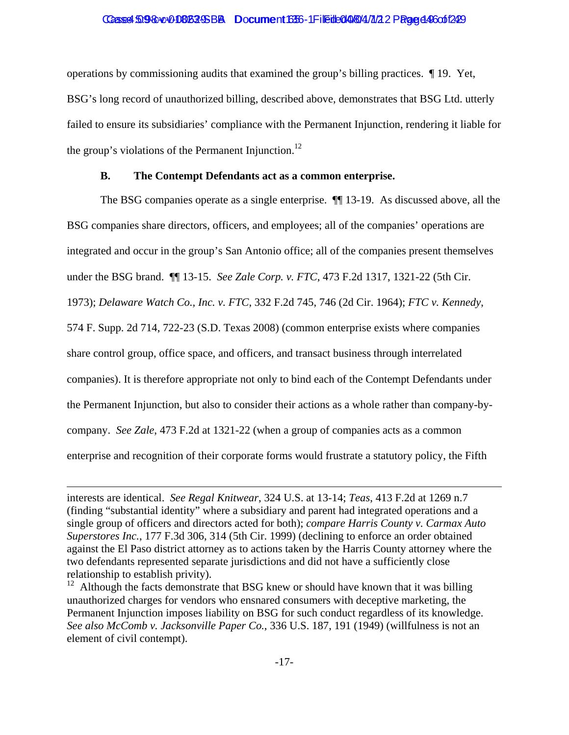operations by commissioning audits that examined the group's billing practices. ¶ 19. Yet, BSG's long record of unauthorized billing, described above, demonstrates that BSG Ltd. utterly failed to ensure its subsidiaries' compliance with the Permanent Injunction, rendering it liable for the group's violations of the Permanent Injunction.[12]

### B. The Contempt Defendants act as a common enterprise.

The BSG companies operate as a single enterprise. ¶¶ 13-19. As discussed above, all the BSG companies share directors, officers, and employees; all of the companies' operations are integrated and occur in the group's San Antonio office; all of the companies present themselves under the BSG brand. ¶¶ 13-15. *See Zale Corp. v. FTC*, 473 F.2d 1317, 1321-22 (5th Cir. 1973); *Delaware Watch Co., Inc. v. FTC*, 332 F.2d 745, 746 (2d Cir. 1964); *FTC v. Kennedy*, 574 F. Supp. 2d 714, 722-23 (S.D. Texas 2008) (common enterprise exists where companies share control group, office space, and officers, and transact business through interrelated companies). It is therefore appropriate not only to bind each of the Contempt Defendants under the Permanent Injunction, but also to consider their actions as a whole rather than company-by-company. *See Zale*, 473 F.2d at 1321-22 (when a group of companies acts as a common enterprise and recognition of their corporate forms would frustrate a statutory policy, the Fifth

---

interests are identical. *See Regal Knitwear*, 324 U.S. at 13-14; *Teas*, 413 F.2d at 1269 n.7 (finding "substantial identity" where a subsidiary and parent had integrated operations and a single group of officers and directors acted for both); *compare Harris County v. Carmax Auto Superstores Inc.*, 177 F.3d 306, 314 (5th Cir. 1999) (declining to enforce an order obtained against the El Paso district attorney as to actions taken by the Harris County attorney where the two defendants represented separate jurisdictions and did not have a sufficiently close relationship to establish privity).

[12] Although the facts demonstrate that BSG knew or should have known that it was billing unauthorized charges for vendors who ensnared consumers with deceptive marketing, the Permanent Injunction imposes liability on BSG for such conduct regardless of its knowledge. *See also McComb v. Jacksonville Paper Co.*, 336 U.S. 187, 191 (1949) (willfulness is not an element of civil contempt).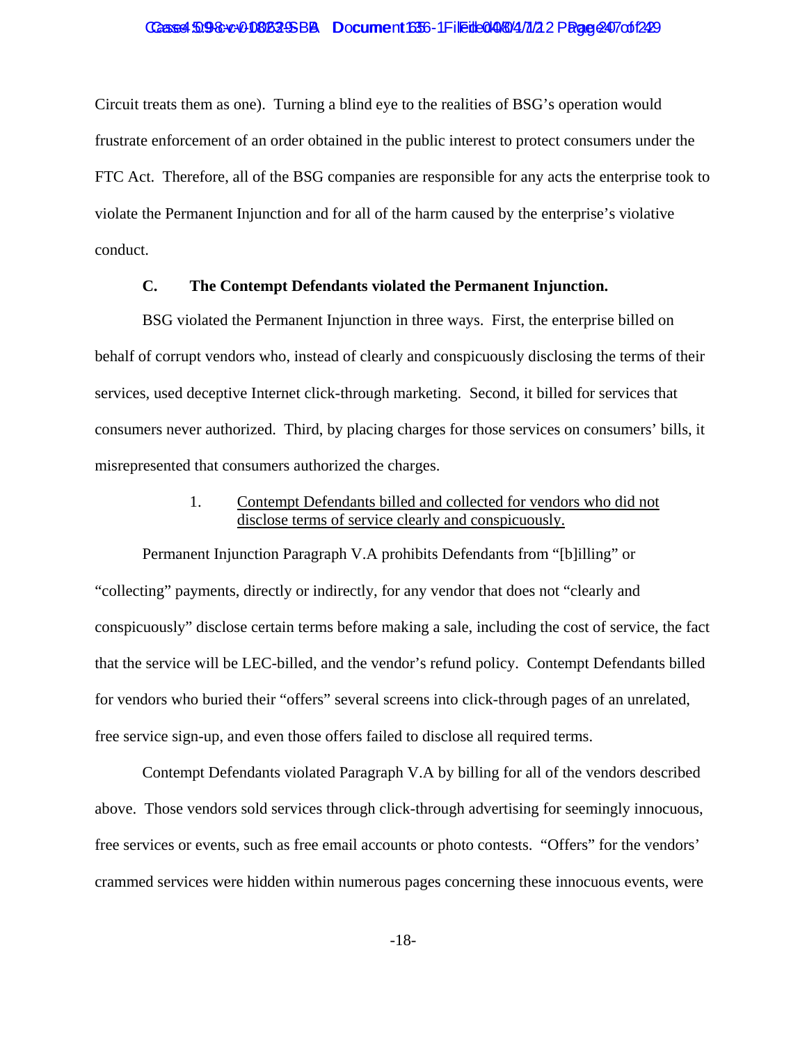Circuit treats them as one). Turning a blind eye to the realities of BSG's operation would frustrate enforcement of an order obtained in the public interest to protect consumers under the FTC Act. Therefore, all of the BSG companies are responsible for any acts the enterprise took to violate the Permanent Injunction and for all of the harm caused by the enterprise's violative conduct.

### C. The Contempt Defendants violated the Permanent Injunction.

BSG violated the Permanent Injunction in three ways. First, the enterprise billed on behalf of corrupt vendors who, instead of clearly and conspicuously disclosing the terms of their services, used deceptive Internet click-through marketing. Second, it billed for services that consumers never authorized. Third, by placing charges for those services on consumers' bills, it misrepresented that consumers authorized the charges.

#### 1. Contempt Defendants billed and collected for vendors who did not disclose terms of service clearly and conspicuously.

Permanent Injunction Paragraph V.A prohibits Defendants from "[b]illing" or "collecting" payments, directly or indirectly, for any vendor that does not "clearly and conspicuously" disclose certain terms before making a sale, including the cost of service, the fact that the service will be LEC-billed, and the vendor's refund policy. Contempt Defendants billed for vendors who buried their "offers" several screens into click-through pages of an unrelated, free service sign-up, and even those offers failed to disclose all required terms.

Contempt Defendants violated Paragraph V.A by billing for all of the vendors described above. Those vendors sold services through click-through advertising for seemingly innocuous, free services or events, such as free email accounts or photo contests. "Offers" for the vendors' crammed services were hidden within numerous pages concerning these innocuous events, were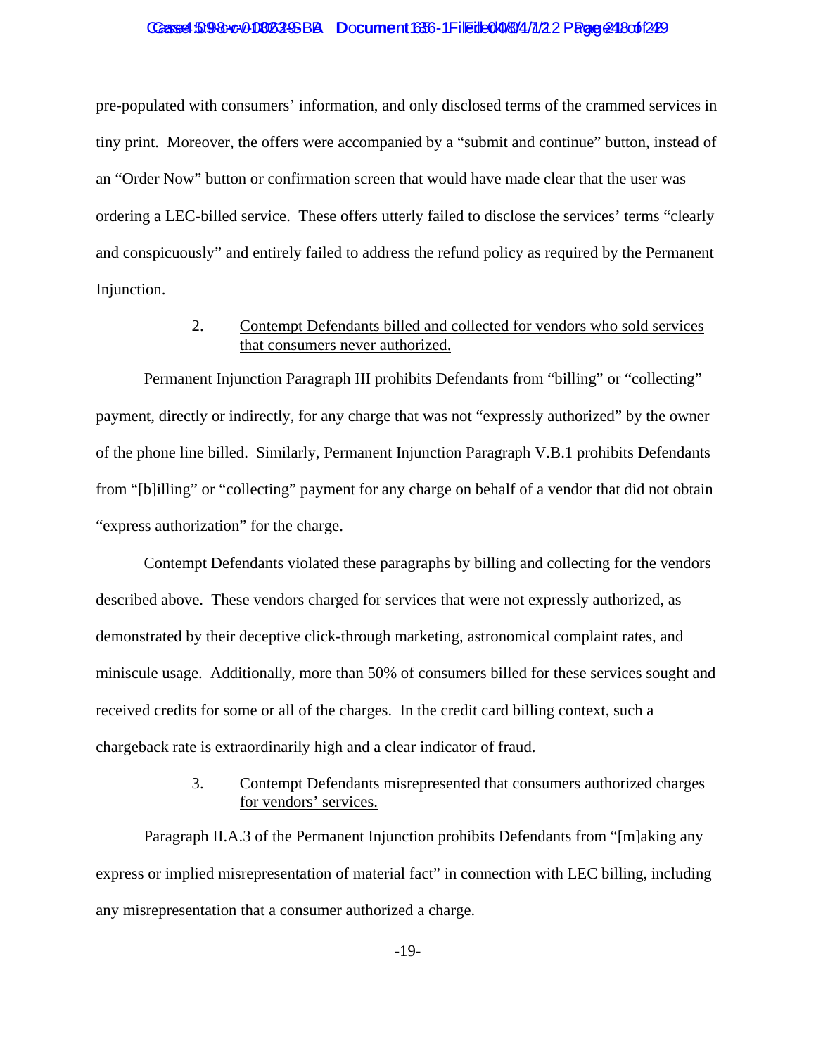pre-populated with consumers' information, and only disclosed terms of the crammed services in tiny print. Moreover, the offers were accompanied by a "submit and continue" button, instead of an "Order Now" button or confirmation screen that would have made clear that the user was ordering a LEC-billed service. These offers utterly failed to disclose the services' terms "clearly and conspicuously" and entirely failed to address the refund policy as required by the Permanent Injunction.

2. <u>Contempt Defendants billed and collected for vendors who sold services that consumers never authorized.</u>

Permanent Injunction Paragraph III prohibits Defendants from "billing" or "collecting" payment, directly or indirectly, for any charge that was not "expressly authorized" by the owner of the phone line billed. Similarly, Permanent Injunction Paragraph V.B.1 prohibits Defendants from "[b]illing" or "collecting" payment for any charge on behalf of a vendor that did not obtain "express authorization" for the charge.

Contempt Defendants violated these paragraphs by billing and collecting for the vendors described above. These vendors charged for services that were not expressly authorized, as demonstrated by their deceptive click-through marketing, astronomical complaint rates, and miniscule usage. Additionally, more than 50% of consumers billed for these services sought and received credits for some or all of the charges. In the credit card billing context, such a chargeback rate is extraordinarily high and a clear indicator of fraud.

3. <u>Contempt Defendants misrepresented that consumers authorized charges for vendors' services.</u>

Paragraph II.A.3 of the Permanent Injunction prohibits Defendants from "[m]aking any express or implied misrepresentation of material fact" in connection with LEC billing, including any misrepresentation that a consumer authorized a charge.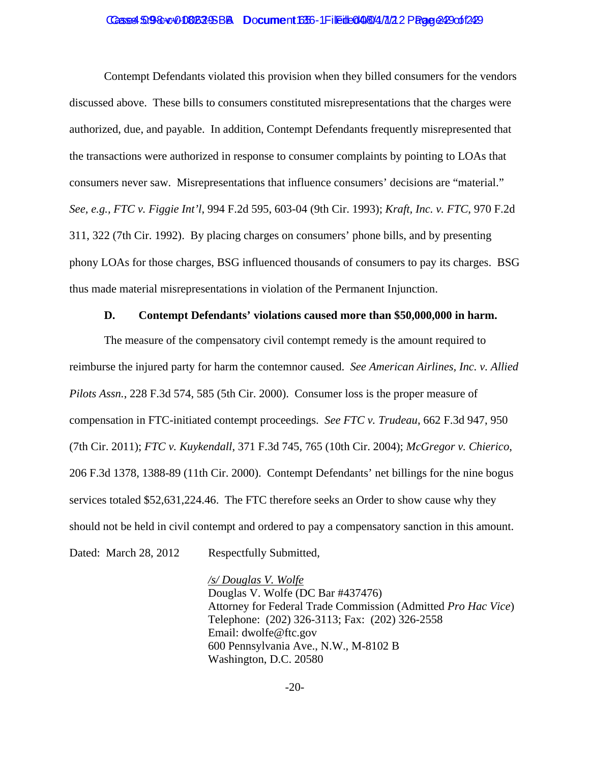Contempt Defendants violated this provision when they billed consumers for the vendors discussed above. These bills to consumers constituted misrepresentations that the charges were authorized, due, and payable. In addition, Contempt Defendants frequently misrepresented that the transactions were authorized in response to consumer complaints by pointing to LOAs that consumers never saw. Misrepresentations that influence consumers' decisions are "material." *See, e.g., FTC v. Figgie Int'l*, 994 F.2d 595, 603-04 (9th Cir. 1993); *Kraft, Inc. v. FTC*, 970 F.2d 311, 322 (7th Cir. 1992). By placing charges on consumers' phone bills, and by presenting phony LOAs for those charges, BSG influenced thousands of consumers to pay its charges. BSG thus made material misrepresentations in violation of the Permanent Injunction.

### D. Contempt Defendants' violations caused more than $50,000,000 in harm.

The measure of the compensatory civil contempt remedy is the amount required to reimburse the injured party for harm the contemnor caused. *See American Airlines, Inc. v. Allied Pilots Assn.*, 228 F.3d 574, 585 (5th Cir. 2000). Consumer loss is the proper measure of compensation in FTC-initiated contempt proceedings. *See FTC v. Trudeau*, 662 F.3d 947, 950 (7th Cir. 2011); *FTC v. Kuykendall*, 371 F.3d 745, 765 (10th Cir. 2004); *McGregor v. Chierico*, 206 F.3d 1378, 1388-89 (11th Cir. 2000). Contempt Defendants' net billings for the nine bogus services totaled $52,631,224.46. The FTC therefore seeks an Order to show cause why they should not be held in civil contempt and ordered to pay a compensatory sanction in this amount.

Dated: March 28, 2012 Respectfully Submitted,

/s/ Douglas V. Wolfe
Douglas V. Wolfe (DC Bar #437476)
Attorney for Federal Trade Commission (Admitted *Pro Hac Vice*)
Telephone: (202) 326-3113; Fax: (202) 326-2558
Email: dwolfe@ftc.gov
600 Pennsylvania Ave., N.W., M-8102 B
Washington, D.C. 20580